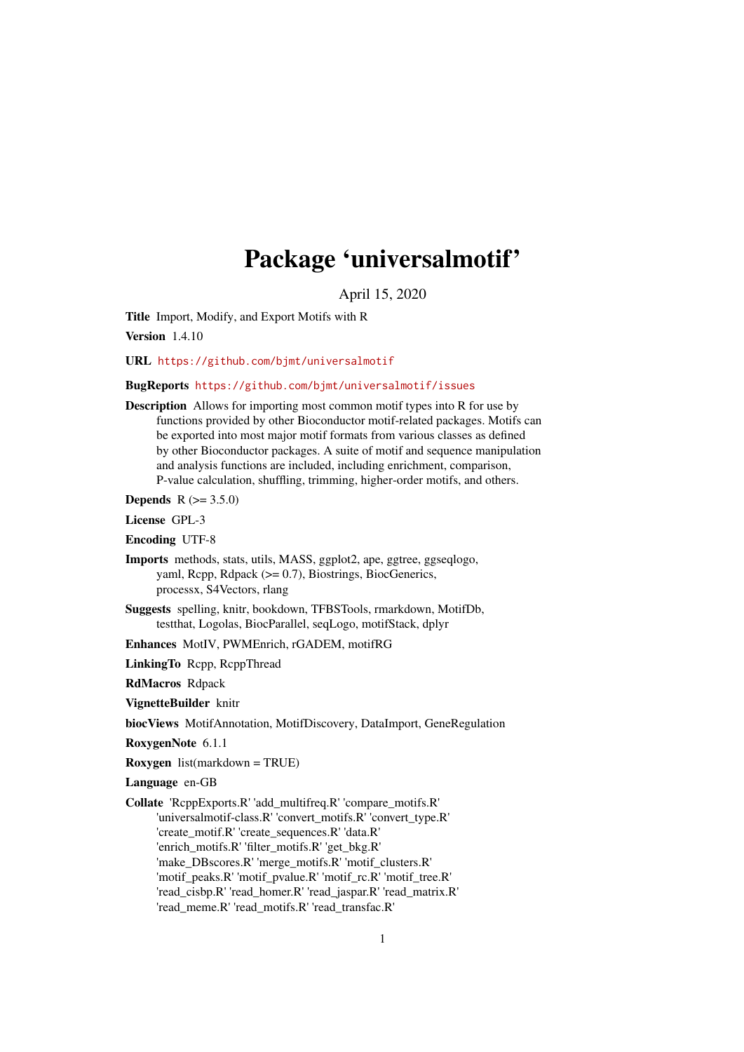# Package 'universalmotif'

April 15, 2020

**Title** Import, Modify, and Export Motifs with R

**Version** 1.4.10

**URL** https://github.com/bjmt/universalmotif

**BugReports** https://github.com/bjmt/universalmotif/issues

**Description** Allows for importing most common motif types into R for use by functions provided by other Bioconductor motif-related packages. Motifs can be exported into most major motif formats from various classes as defined by other Bioconductor packages. A suite of motif and sequence manipulation and analysis functions are included, including enrichment, comparison, P-value calculation, shuffling, trimming, higher-order motifs, and others.

**Depends** R (>= 3.5.0)

**License** GPL-3

**Encoding** UTF-8

**Imports** methods, stats, utils, MASS, ggplot2, ape, ggtree, ggseqlogo, yaml, Rcpp, Rdpack (>= 0.7), Biostrings, BiocGenerics, processx, S4Vectors, rlang

**Suggests** spelling, knitr, bookdown, TFBSTools, rmarkdown, MotifDb, testthat, Logolas, BiocParallel, seqLogo, motifStack, dplyr

**Enhances** MotIV, PWMEnrich, rGADEM, motifRG

**LinkingTo** Rcpp, RcppThread

**RdMacros** Rdpack

**VignetteBuilder** knitr

**biocViews** MotifAnnotation, MotifDiscovery, DataImport, GeneRegulation

**RoxygenNote** 6.1.1

**Roxygen** list(markdown = TRUE)

**Language** en-GB

**Collate** 'RcppExports.R' 'add_multifreq.R' 'compare_motifs.R' 'universalmotif-class.R' 'convert_motifs.R' 'convert_type.R' 'create_motif.R' 'create_sequences.R' 'data.R' 'enrich_motifs.R' 'filter_motifs.R' 'get_bkg.R' 'make_DBscores.R' 'merge_motifs.R' 'motif_clusters.R' 'motif_peaks.R' 'motif_pvalue.R' 'motif_rc.R' 'motif_tree.R' 'read_cisbp.R' 'read_homer.R' 'read_jaspar.R' 'read_matrix.R' 'read_meme.R' 'read_motifs.R' 'read_transfac.R'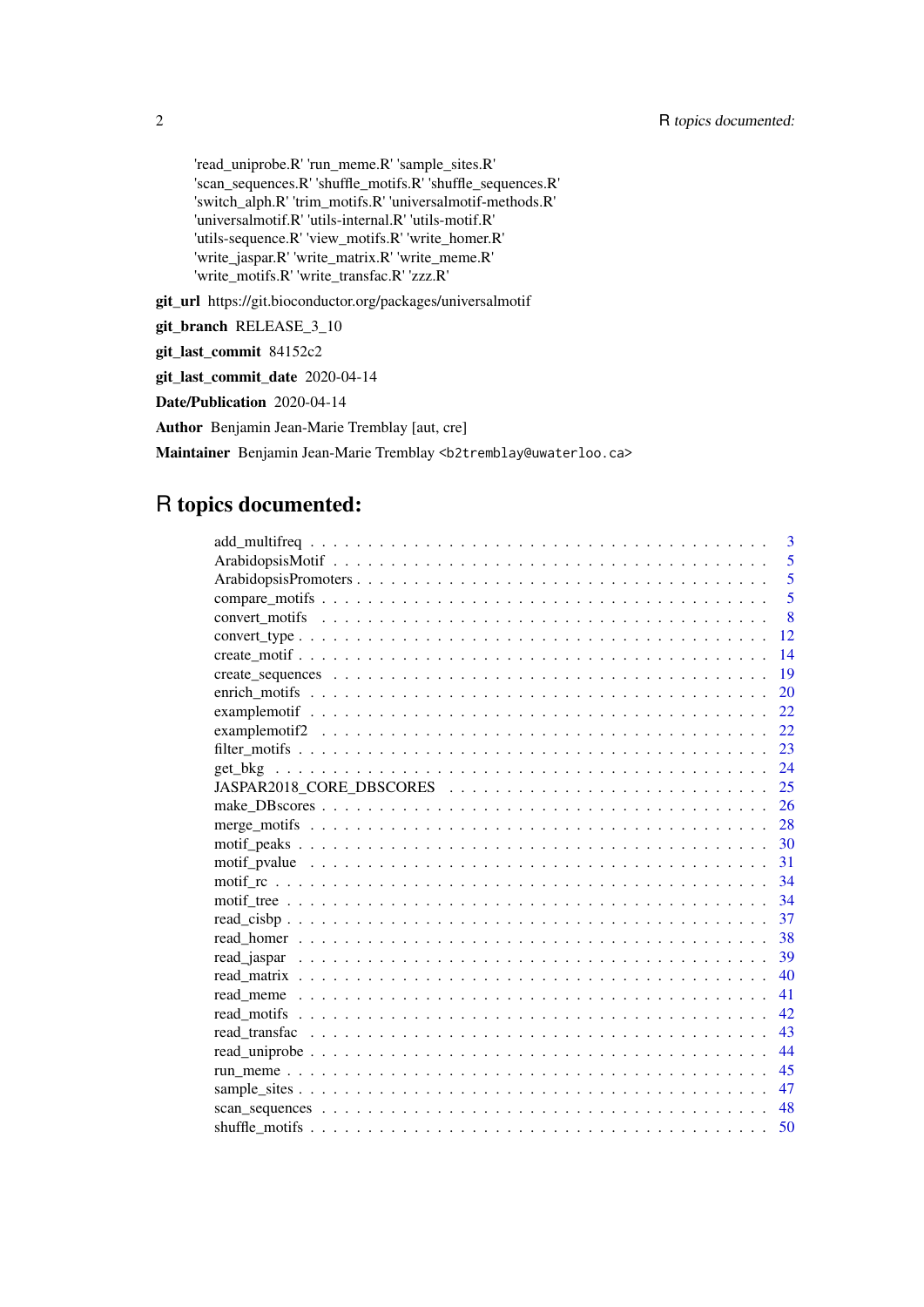'read_uniprobe.R' 'run_meme.R' 'sample_sites.R' 'scan_sequences.R' 'shuffle_motifs.R' 'shuffle_sequences.R' 'switch_alph.R' 'trim_motifs.R' 'universalmotif-methods.R' 'universalmotif.R' 'utils-internal.R' 'utils-motif.R' 'utils-sequence.R' 'view_motifs.R' 'write_homer.R' 'write_jaspar.R' 'write_matrix.R' 'write_meme.R' 'write_motifs.R' 'write_transfac.R' 'zzz.R'

**git_url** https://git.bioconductor.org/packages/universalmotif

**git_branch** RELEASE_3_10

**git_last_commit** 84152c2

**git_last_commit_date** 2020-04-14

**Date/Publication** 2020-04-14

**Author** Benjamin Jean-Marie Tremblay [aut, cre]

**Maintainer** Benjamin Jean-Marie Tremblay <b2tremblay@uwaterloo.ca>

# R topics documented:

- add_multifreq . . . 3
- ArabidopsisMotif . . . 5
- ArabidopsisPromoters . . . 5
- compare_motifs . . . 5
- convert_motifs . . . 8
- convert_type . . . 12
- create_motif . . . 14
- create_sequences . . . 19
- enrich_motifs . . . 20
- examplemotif . . . 22
- examplemotif2 . . . 22
- filter_motifs . . . 23
- get_bkg . . . 24
- JASPAR2018_CORE_DBSCORES . . . 25
- make_DBscores . . . 26
- merge_motifs . . . 28
- motif_peaks . . . 30
- motif_pvalue . . . 31
- motif_rc . . . 34
- motif_tree . . . 34
- read_cisbp . . . 37
- read_homer . . . 38
- read_jaspar . . . 39
- read_matrix . . . 40
- read_meme . . . 41
- read_motifs . . . 42
- read_transfac . . . 43
- read_uniprobe . . . 44
- run_meme . . . 45
- sample_sites . . . 47
- scan_sequences . . . 48
- shuffle_motifs . . . 50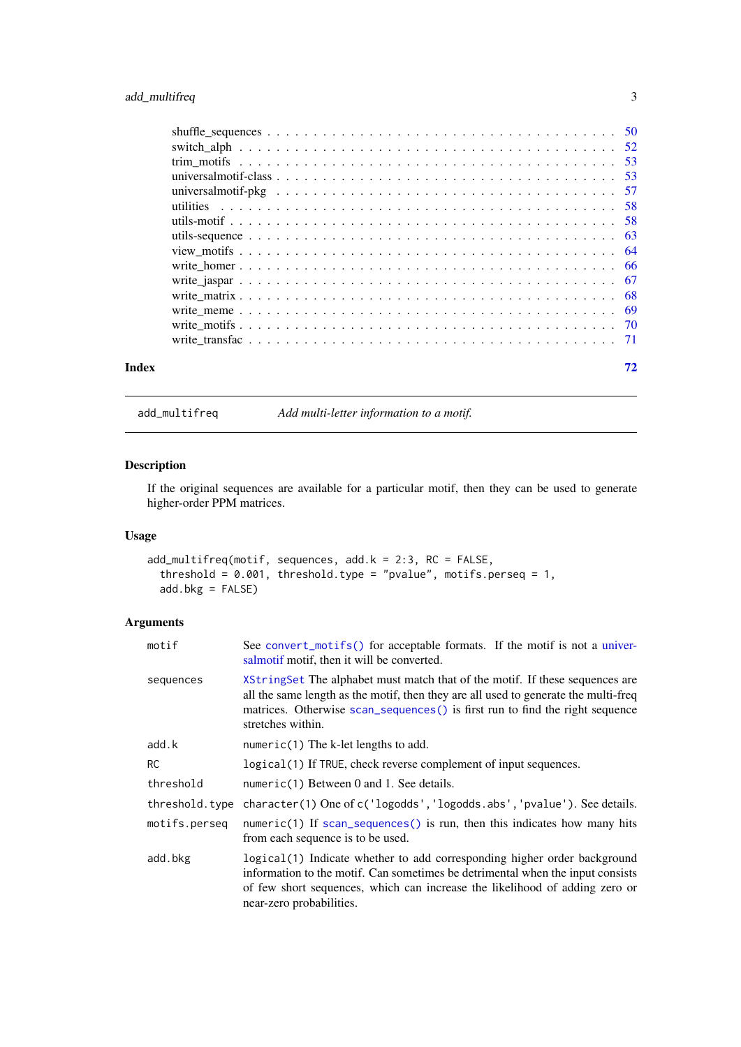shuffle_sequences . . . . . . . . . . . . . . . . . . . . . . . . . . . . . . . . . . . 50
switch_alph . . . . . . . . . . . . . . . . . . . . . . . . . . . . . . . . . . . . . . 52
trim_motifs . . . . . . . . . . . . . . . . . . . . . . . . . . . . . . . . . . . . . . 53
universalmotif-class . . . . . . . . . . . . . . . . . . . . . . . . . . . . . . . . . . 53
universalmotif-pkg . . . . . . . . . . . . . . . . . . . . . . . . . . . . . . . . . . . 57
utilities . . . . . . . . . . . . . . . . . . . . . . . . . . . . . . . . . . . . . . . . 58
utils-motif . . . . . . . . . . . . . . . . . . . . . . . . . . . . . . . . . . . . . . . 58
utils-sequence . . . . . . . . . . . . . . . . . . . . . . . . . . . . . . . . . . . . . 63
view_motifs . . . . . . . . . . . . . . . . . . . . . . . . . . . . . . . . . . . . . . 64
write_homer . . . . . . . . . . . . . . . . . . . . . . . . . . . . . . . . . . . . . . 66
write_jaspar . . . . . . . . . . . . . . . . . . . . . . . . . . . . . . . . . . . . . . 67
write_matrix . . . . . . . . . . . . . . . . . . . . . . . . . . . . . . . . . . . . . . 68
write_meme . . . . . . . . . . . . . . . . . . . . . . . . . . . . . . . . . . . . . . . 69
write_motifs . . . . . . . . . . . . . . . . . . . . . . . . . . . . . . . . . . . . . . 70
write_transfac . . . . . . . . . . . . . . . . . . . . . . . . . . . . . . . . . . . . . 71

**Index** **72**

---

`add_multifreq` *Add multi-letter information to a motif.*

---

## Description

If the original sequences are available for a particular motif, then they can be used to generate higher-order PPM matrices.

## Usage

```
add_multifreq(motif, sequences, add.k = 2:3, RC = FALSE,
  threshold = 0.001, threshold.type = "pvalue", motifs.perseq = 1,
  add.bkg = FALSE)
```

## Arguments

| | |
|---|---|
| `motif` | See `convert_motifs()` for acceptable formats. If the motif is not a universalmotif motif, then it will be converted. |
| `sequences` | `XStringSet` The alphabet must match that of the motif. If these sequences are all the same length as the motif, then they are all used to generate the multi-freq matrices. Otherwise `scan_sequences()` is first run to find the right sequence stretches within. |
| `add.k` | `numeric(1)` The k-let lengths to add. |
| `RC` | `logical(1)` If `TRUE`, check reverse complement of input sequences. |
| `threshold` | `numeric(1)` Between 0 and 1. See details. |
| `threshold.type` | `character(1)` One of `c('logodds','logodds.abs','pvalue')`. See details. |
| `motifs.perseq` | `numeric(1)` If `scan_sequences()` is run, then this indicates how many hits from each sequence is to be used. |
| `add.bkg` | `logical(1)` Indicate whether to add corresponding higher order background information to the motif. Can sometimes be detrimental when the input consists of few short sequences, which can increase the likelihood of adding zero or near-zero probabilities. |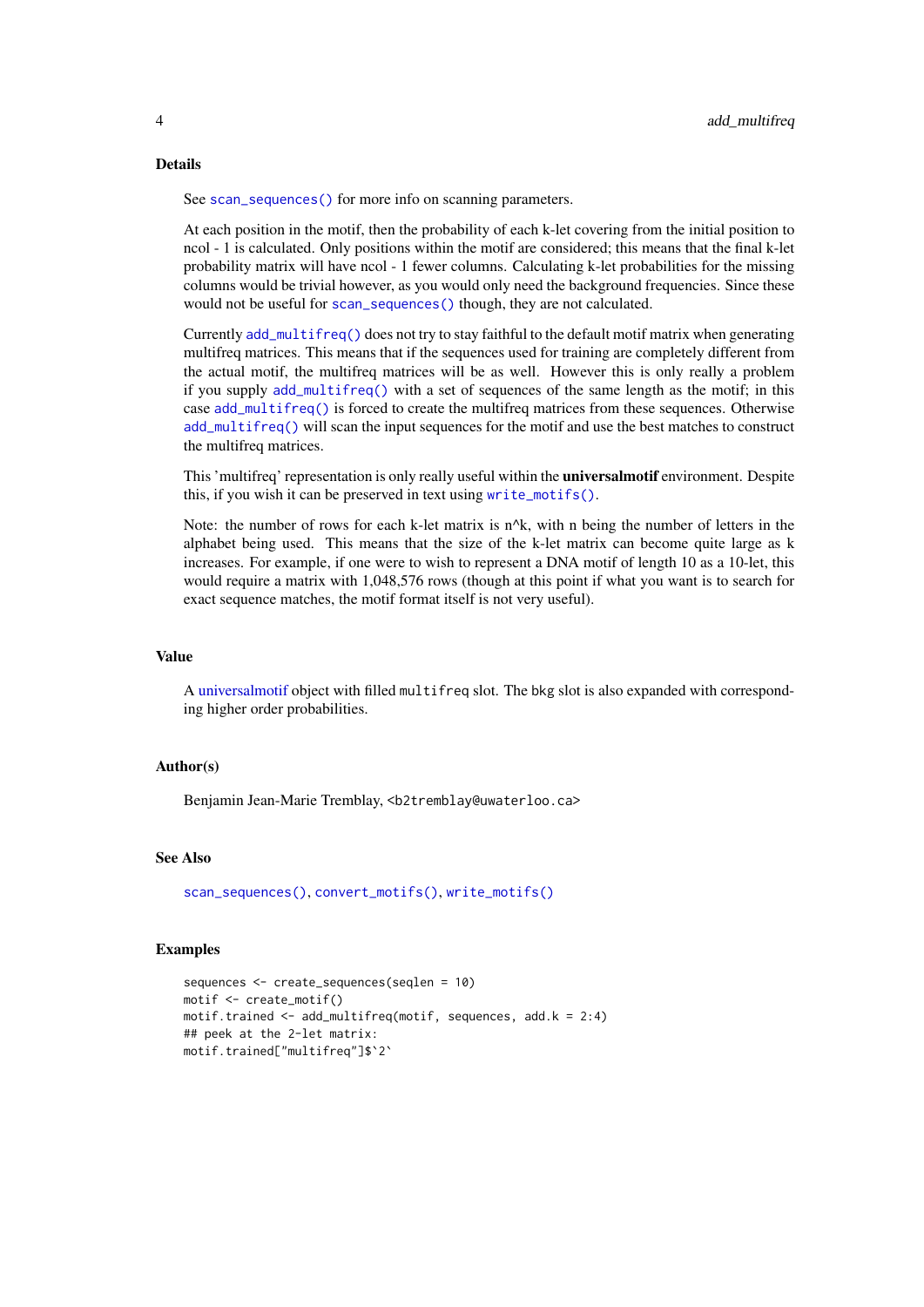## Details

See `scan_sequences()` for more info on scanning parameters.

At each position in the motif, then the probability of each k-let covering from the initial position to ncol - 1 is calculated. Only positions within the motif are considered; this means that the final k-let probability matrix will have ncol - 1 fewer columns. Calculating k-let probabilities for the missing columns would be trivial however, as you would only need the background frequencies. Since these would not be useful for `scan_sequences()` though, they are not calculated.

Currently `add_multifreq()` does not try to stay faithful to the default motif matrix when generating multifreq matrices. This means that if the sequences used for training are completely different from the actual motif, the multifreq matrices will be as well. However this is only really a problem if you supply `add_multifreq()` with a set of sequences of the same length as the motif; in this case `add_multifreq()` is forced to create the multifreq matrices from these sequences. Otherwise `add_multifreq()` will scan the input sequences for the motif and use the best matches to construct the multifreq matrices.

This 'multifreq' representation is only really useful within the **universalmotif** environment. Despite this, if you wish it can be preserved in text using `write_motifs()`.

Note: the number of rows for each k-let matrix is n^k, with n being the number of letters in the alphabet being used. This means that the size of the k-let matrix can become quite large as k increases. For example, if one were to wish to represent a DNA motif of length 10 as a 10-let, this would require a matrix with 1,048,576 rows (though at this point if what you want is to search for exact sequence matches, the motif format itself is not very useful).

## Value

A universalmotif object with filled `multifreq` slot. The `bkg` slot is also expanded with corresponding higher order probabilities.

## Author(s)

Benjamin Jean-Marie Tremblay, <b2tremblay@uwaterloo.ca>

## See Also

`scan_sequences()`, `convert_motifs()`, `write_motifs()`

## Examples

```
sequences <- create_sequences(seqlen = 10)
motif <- create_motif()
motif.trained <- add_multifreq(motif, sequences, add.k = 2:4)
## peek at the 2-let matrix:
motif.trained["multifreq"]$`2`
```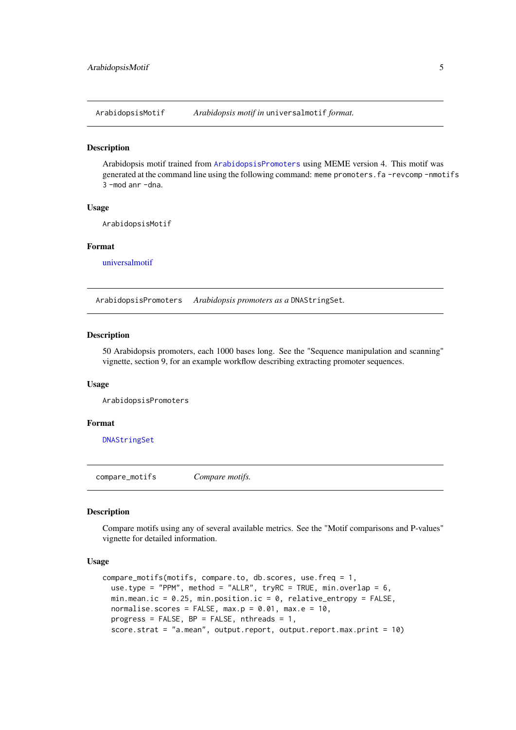## ArabidopsisMotif — *Arabidopsis motif in* `universalmotif` *format.*

### Description

Arabidopsis motif trained from `ArabidopsisPromoters` using MEME version 4. This motif was generated at the command line using the following command: `meme promoters.fa -revcomp -nmotifs 3 -mod anr -dna`.

### Usage

```
ArabidopsisMotif
```

### Format

universalmotif

## ArabidopsisPromoters — *Arabidopsis promoters as a* `DNAStringSet`.

### Description

50 Arabidopsis promoters, each 1000 bases long. See the "Sequence manipulation and scanning" vignette, section 9, for an example workflow describing extracting promoter sequences.

### Usage

```
ArabidopsisPromoters
```

### Format

`DNAStringSet`

## compare_motifs — *Compare motifs.*

### Description

Compare motifs using any of several available metrics. See the "Motif comparisons and P-values" vignette for detailed information.

### Usage

```
compare_motifs(motifs, compare.to, db.scores, use.freq = 1,
  use.type = "PPM", method = "ALLR", tryRC = TRUE, min.overlap = 6,
  min.mean.ic = 0.25, min.position.ic = 0, relative_entropy = FALSE,
  normalise.scores = FALSE, max.p = 0.01, max.e = 10,
  progress = FALSE, BP = FALSE, nthreads = 1,
  score.strat = "a.mean", output.report, output.report.max.print = 10)
```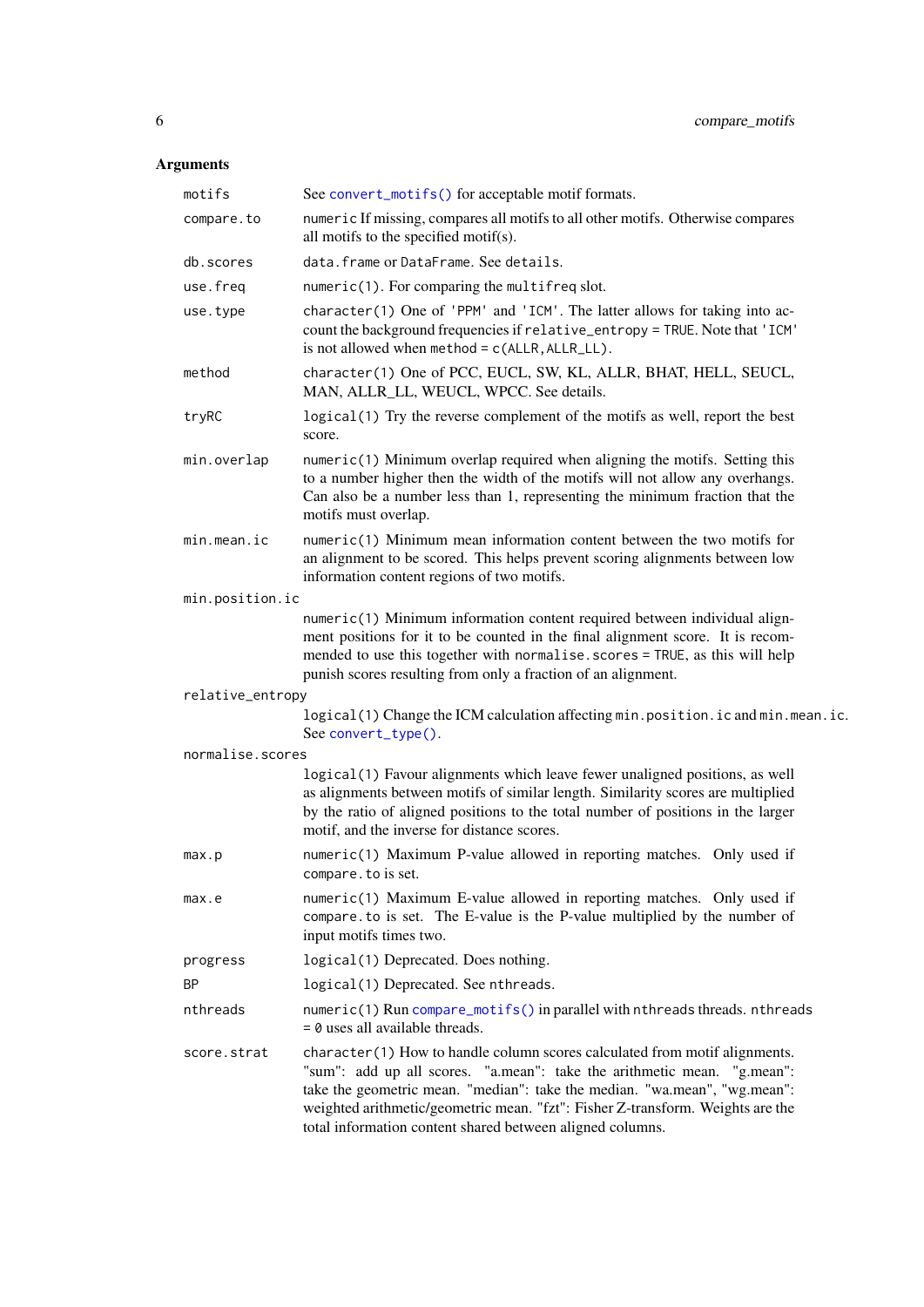## Arguments

| | |
|---|---|
| `motifs` | See `convert_motifs()` for acceptable motif formats. |
| `compare.to` | `numeric` If missing, compares all motifs to all other motifs. Otherwise compares all motifs to the specified motif(s). |
| `db.scores` | `data.frame` or `DataFrame`. See `details`. |
| `use.freq` | `numeric(1)`. For comparing the `multifreq` slot. |
| `use.type` | `character(1)` One of `'PPM'` and `'ICM'`. The latter allows for taking into account the background frequencies if `relative_entropy = TRUE`. Note that `'ICM'` is not allowed when `method = c(ALLR,ALLR_LL)`. |
| `method` | `character(1)` One of PCC, EUCL, SW, KL, ALLR, BHAT, HELL, SEUCL, MAN, ALLR_LL, WEUCL, WPCC. See details. |
| `tryRC` | `logical(1)` Try the reverse complement of the motifs as well, report the best score. |
| `min.overlap` | `numeric(1)` Minimum overlap required when aligning the motifs. Setting this to a number higher then the width of the motifs will not allow any overhangs. Can also be a number less than 1, representing the minimum fraction that the motifs must overlap. |
| `min.mean.ic` | `numeric(1)` Minimum mean information content between the two motifs for an alignment to be scored. This helps prevent scoring alignments between low information content regions of two motifs. |
| `min.position.ic` | `numeric(1)` Minimum information content required between individual alignment positions for it to be counted in the final alignment score. It is recommended to use this together with `normalise.scores = TRUE`, as this will help punish scores resulting from only a fraction of an alignment. |
| `relative_entropy` | `logical(1)` Change the ICM calculation affecting `min.position.ic` and `min.mean.ic`. See `convert_type()`. |
| `normalise.scores` | `logical(1)` Favour alignments which leave fewer unaligned positions, as well as alignments between motifs of similar length. Similarity scores are multiplied by the ratio of aligned positions to the total number of positions in the larger motif, and the inverse for distance scores. |
| `max.p` | `numeric(1)` Maximum P-value allowed in reporting matches. Only used if `compare.to` is set. |
| `max.e` | `numeric(1)` Maximum E-value allowed in reporting matches. Only used if `compare.to` is set. The E-value is the P-value multiplied by the number of input motifs times two. |
| `progress` | `logical(1)` Deprecated. Does nothing. |
| `BP` | `logical(1)` Deprecated. See `nthreads`. |
| `nthreads` | `numeric(1)` Run `compare_motifs()` in parallel with `nthreads` threads. `nthreads = 0` uses all available threads. |
| `score.strat` | `character(1)` How to handle column scores calculated from motif alignments. "sum": add up all scores. "a.mean": take the arithmetic mean. "g.mean": take the geometric mean. "median": take the median. "wa.mean", "wg.mean": weighted arithmetic/geometric mean. "fzt": Fisher Z-transform. Weights are the total information content shared between aligned columns. |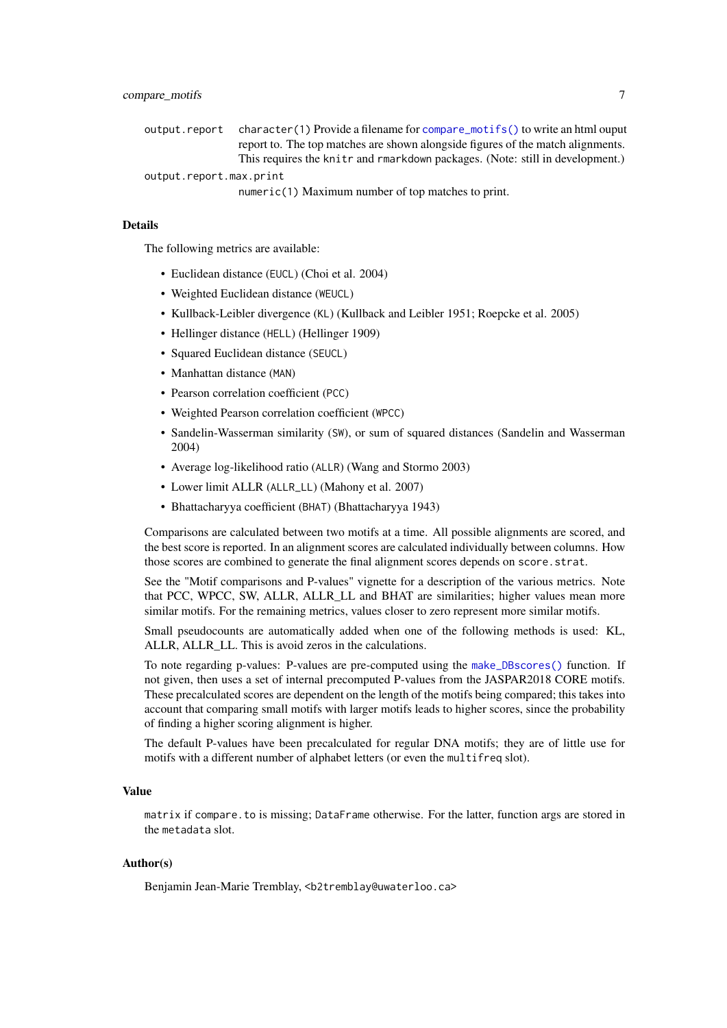output.report
: `character(1)` Provide a filename for `compare_motifs()` to write an html ouput report to. The top matches are shown alongside figures of the match alignments. This requires the `knitr` and `rmarkdown` packages. (Note: still in development.)

output.report.max.print
: `numeric(1)` Maximum number of top matches to print.

### Details

The following metrics are available:

- Euclidean distance (`EUCL`) (Choi et al. 2004)
- Weighted Euclidean distance (`WEUCL`)
- Kullback-Leibler divergence (`KL`) (Kullback and Leibler 1951; Roepcke et al. 2005)
- Hellinger distance (`HELL`) (Hellinger 1909)
- Squared Euclidean distance (`SEUCL`)
- Manhattan distance (`MAN`)
- Pearson correlation coefficient (`PCC`)
- Weighted Pearson correlation coefficient (`WPCC`)
- Sandelin-Wasserman similarity (`SW`), or sum of squared distances (Sandelin and Wasserman 2004)
- Average log-likelihood ratio (`ALLR`) (Wang and Stormo 2003)
- Lower limit ALLR (`ALLR_LL`) (Mahony et al. 2007)
- Bhattacharyya coefficient (`BHAT`) (Bhattacharyya 1943)

Comparisons are calculated between two motifs at a time. All possible alignments are scored, and the best score is reported. In an alignment scores are calculated individually between columns. How those scores are combined to generate the final alignment scores depends on `score.strat`.

See the "Motif comparisons and P-values" vignette for a description of the various metrics. Note that PCC, WPCC, SW, ALLR, ALLR_LL and BHAT are similarities; higher values mean more similar motifs. For the remaining metrics, values closer to zero represent more similar motifs.

Small pseudocounts are automatically added when one of the following methods is used: KL, ALLR, ALLR_LL. This is avoid zeros in the calculations.

To note regarding p-values: P-values are pre-computed using the `make_DBscores()` function. If not given, then uses a set of internal precomputed P-values from the JASPAR2018 CORE motifs. These precalculated scores are dependent on the length of the motifs being compared; this takes into account that comparing small motifs with larger motifs leads to higher scores, since the probability of finding a higher scoring alignment is higher.

The default P-values have been precalculated for regular DNA motifs; they are of little use for motifs with a different number of alphabet letters (or even the `multifreq` slot).

### Value

`matrix` if `compare.to` is missing; `DataFrame` otherwise. For the latter, function args are stored in the `metadata` slot.

### Author(s)

Benjamin Jean-Marie Tremblay, <b2tremblay@uwaterloo.ca>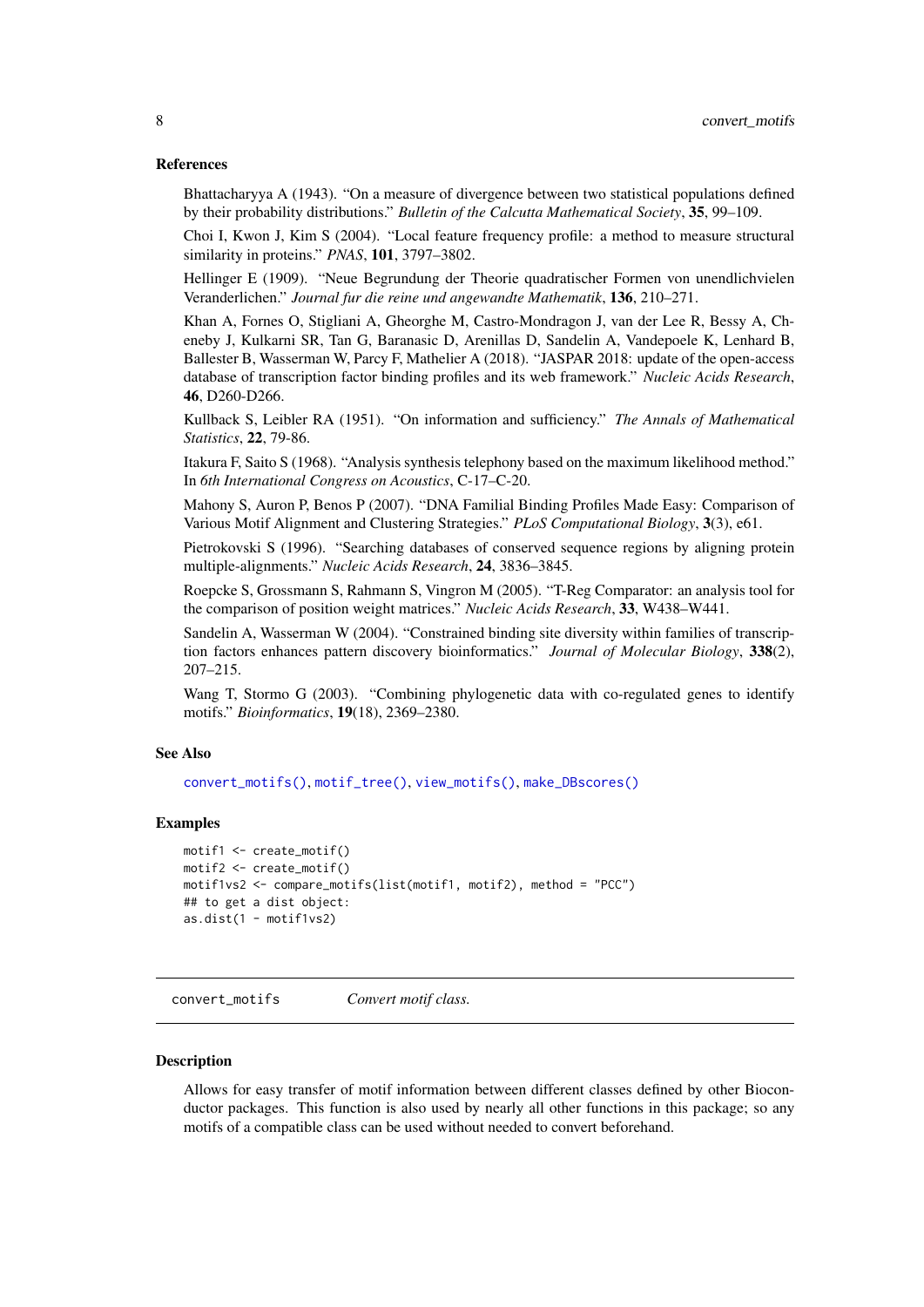### References

Bhattacharyya A (1943). "On a measure of divergence between two statistical populations defined by their probability distributions." *Bulletin of the Calcutta Mathematical Society*, **35**, 99–109.

Choi I, Kwon J, Kim S (2004). "Local feature frequency profile: a method to measure structural similarity in proteins." *PNAS*, **101**, 3797–3802.

Hellinger E (1909). "Neue Begrundung der Theorie quadratischer Formen von unendlichvielen Veranderlichen." *Journal fur die reine und angewandte Mathematik*, **136**, 210–271.

Khan A, Fornes O, Stigliani A, Gheorghe M, Castro-Mondragon J, van der Lee R, Bessy A, Cheneby J, Kulkarni SR, Tan G, Baranasic D, Arenillas D, Sandelin A, Vandepoele K, Lenhard B, Ballester B, Wasserman W, Parcy F, Mathelier A (2018). "JASPAR 2018: update of the open-access database of transcription factor binding profiles and its web framework." *Nucleic Acids Research*, **46**, D260-D266.

Kullback S, Leibler RA (1951). "On information and sufficiency." *The Annals of Mathematical Statistics*, **22**, 79-86.

Itakura F, Saito S (1968). "Analysis synthesis telephony based on the maximum likelihood method." In *6th International Congress on Acoustics*, C-17–C-20.

Mahony S, Auron P, Benos P (2007). "DNA Familial Binding Profiles Made Easy: Comparison of Various Motif Alignment and Clustering Strategies." *PLoS Computational Biology*, **3**(3), e61.

Pietrokovski S (1996). "Searching databases of conserved sequence regions by aligning protein multiple-alignments." *Nucleic Acids Research*, **24**, 3836–3845.

Roepcke S, Grossmann S, Rahmann S, Vingron M (2005). "T-Reg Comparator: an analysis tool for the comparison of position weight matrices." *Nucleic Acids Research*, **33**, W438–W441.

Sandelin A, Wasserman W (2004). "Constrained binding site diversity within families of transcription factors enhances pattern discovery bioinformatics." *Journal of Molecular Biology*, **338**(2), 207–215.

Wang T, Stormo G (2003). "Combining phylogenetic data with co-regulated genes to identify motifs." *Bioinformatics*, **19**(18), 2369–2380.

### See Also

`convert_motifs()`, `motif_tree()`, `view_motifs()`, `make_DBscores()`

### Examples

```
motif1 <- create_motif()
motif2 <- create_motif()
motif1vs2 <- compare_motifs(list(motif1, motif2), method = "PCC")
## to get a dist object:
as.dist(1 - motif1vs2)
```

---

## convert_motifs — *Convert motif class.*

### Description

Allows for easy transfer of motif information between different classes defined by other Bioconductor packages. This function is also used by nearly all other functions in this package; so any motifs of a compatible class can be used without needed to convert beforehand.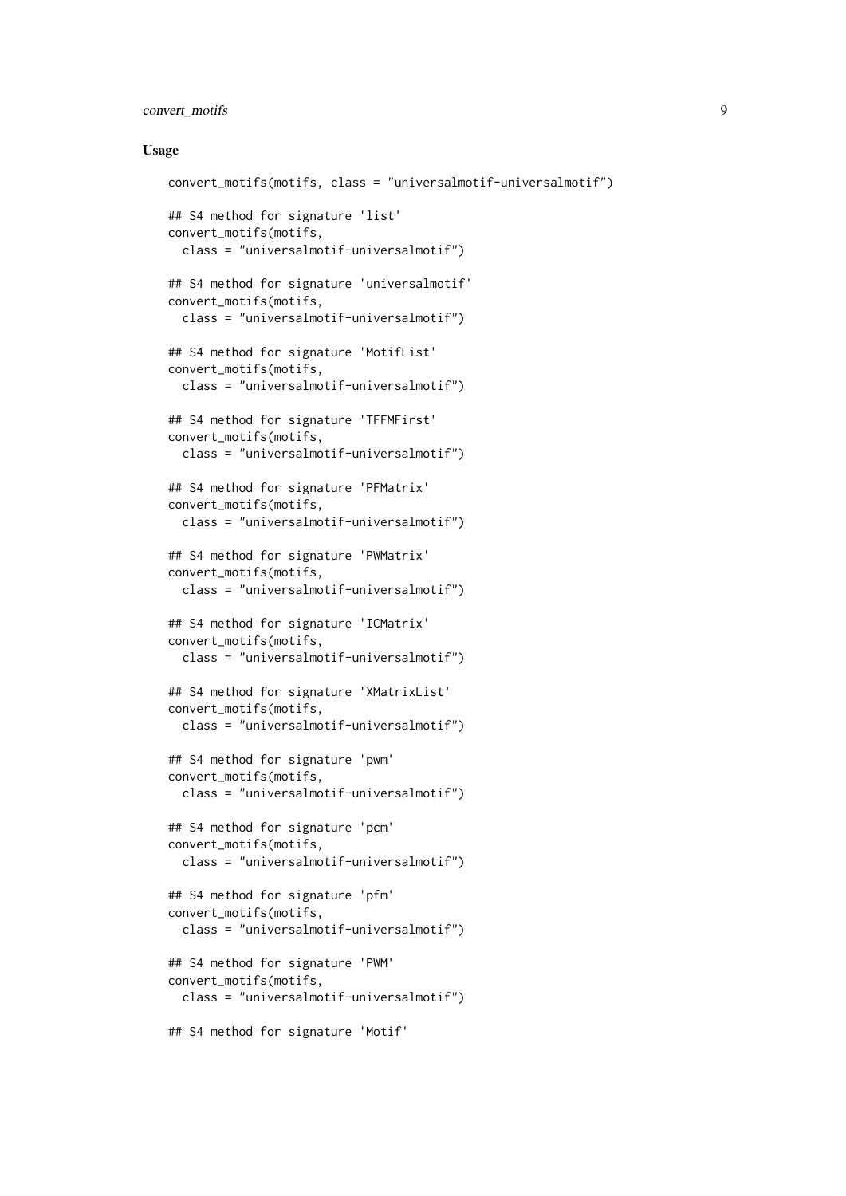## Usage

```
convert_motifs(motifs, class = "universalmotif-universalmotif")

## S4 method for signature 'list'
convert_motifs(motifs,
  class = "universalmotif-universalmotif")

## S4 method for signature 'universalmotif'
convert_motifs(motifs,
  class = "universalmotif-universalmotif")

## S4 method for signature 'MotifList'
convert_motifs(motifs,
  class = "universalmotif-universalmotif")

## S4 method for signature 'TFFMFirst'
convert_motifs(motifs,
  class = "universalmotif-universalmotif")

## S4 method for signature 'PFMatrix'
convert_motifs(motifs,
  class = "universalmotif-universalmotif")

## S4 method for signature 'PWMatrix'
convert_motifs(motifs,
  class = "universalmotif-universalmotif")

## S4 method for signature 'ICMatrix'
convert_motifs(motifs,
  class = "universalmotif-universalmotif")

## S4 method for signature 'XMatrixList'
convert_motifs(motifs,
  class = "universalmotif-universalmotif")

## S4 method for signature 'pwm'
convert_motifs(motifs,
  class = "universalmotif-universalmotif")

## S4 method for signature 'pcm'
convert_motifs(motifs,
  class = "universalmotif-universalmotif")

## S4 method for signature 'pfm'
convert_motifs(motifs,
  class = "universalmotif-universalmotif")

## S4 method for signature 'PWM'
convert_motifs(motifs,
  class = "universalmotif-universalmotif")

## S4 method for signature 'Motif'
```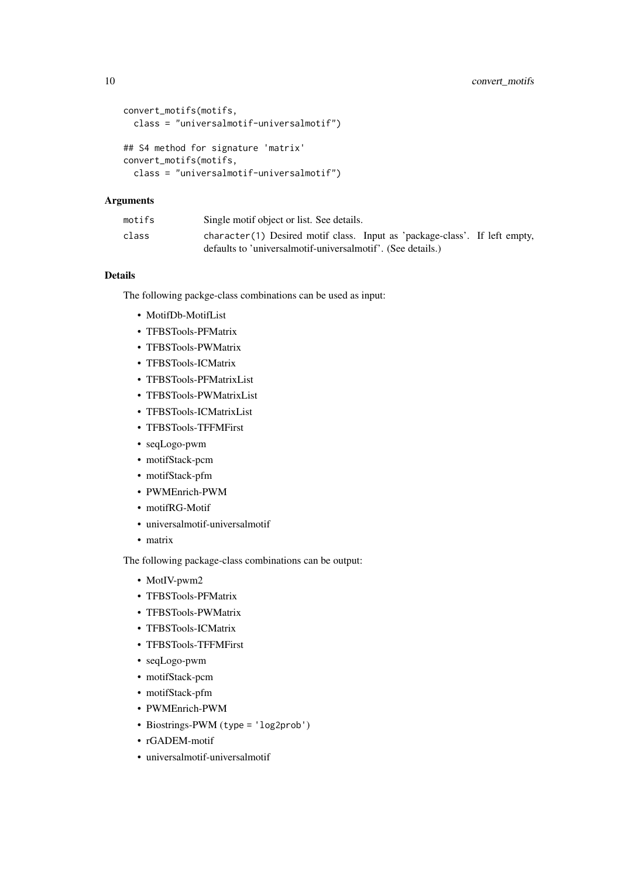```
convert_motifs(motifs,
  class = "universalmotif-universalmotif")

## S4 method for signature 'matrix'
convert_motifs(motifs,
  class = "universalmotif-universalmotif")
```

### Arguments

| | |
|---|---|
| motifs | Single motif object or list. See details. |
| class | character(1) Desired motif class. Input as 'package-class'. If left empty, defaults to 'universalmotif-universalmotif'. (See details.) |

### Details

The following packge-class combinations can be used as input:

- MotifDb-MotifList
- TFBSTools-PFMatrix
- TFBSTools-PWMatrix
- TFBSTools-ICMatrix
- TFBSTools-PFMatrixList
- TFBSTools-PWMatrixList
- TFBSTools-ICMatrixList
- TFBSTools-TFFMFirst
- seqLogo-pwm
- motifStack-pcm
- motifStack-pfm
- PWMEnrich-PWM
- motifRG-Motif
- universalmotif-universalmotif
- matrix

The following package-class combinations can be output:

- MotIV-pwm2
- TFBSTools-PFMatrix
- TFBSTools-PWMatrix
- TFBSTools-ICMatrix
- TFBSTools-TFFMFirst
- seqLogo-pwm
- motifStack-pcm
- motifStack-pfm
- PWMEnrich-PWM
- Biostrings-PWM (`type = 'log2prob'`)
- rGADEM-motif
- universalmotif-universalmotif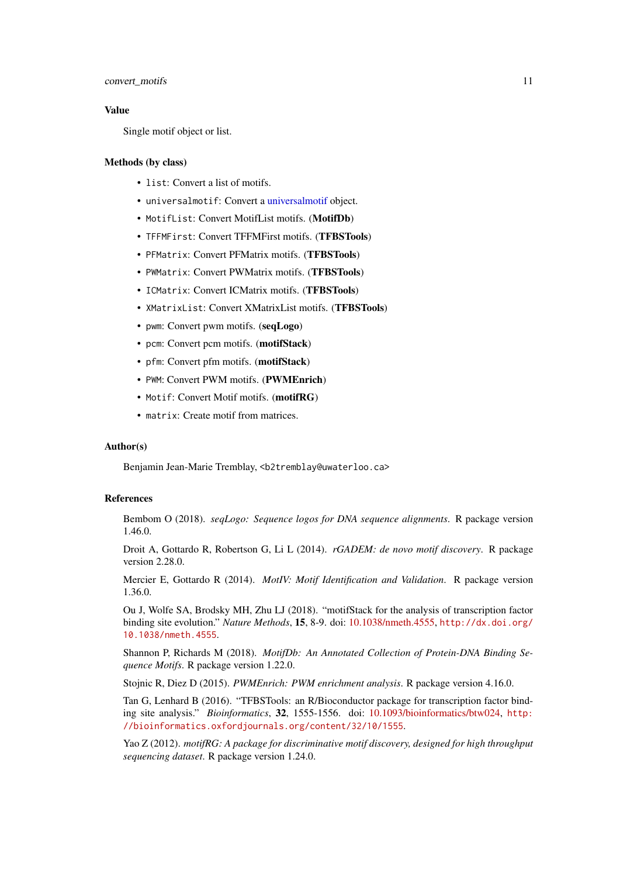### Value

Single motif object or list.

### Methods (by class)

- `list`: Convert a list of motifs.
- `universalmotif`: Convert a universalmotif object.
- `MotifList`: Convert MotifList motifs. (**MotifDb**)
- `TFFMFirst`: Convert TFFMFirst motifs. (**TFBSTools**)
- `PFMatrix`: Convert PFMatrix motifs. (**TFBSTools**)
- `PWMatrix`: Convert PWMatrix motifs. (**TFBSTools**)
- `ICMatrix`: Convert ICMatrix motifs. (**TFBSTools**)
- `XMatrixList`: Convert XMatrixList motifs. (**TFBSTools**)
- `pwm`: Convert pwm motifs. (**seqLogo**)
- `pcm`: Convert pcm motifs. (**motifStack**)
- `pfm`: Convert pfm motifs. (**motifStack**)
- `PWM`: Convert PWM motifs. (**PWMEnrich**)
- `Motif`: Convert Motif motifs. (**motifRG**)
- `matrix`: Create motif from matrices.

### Author(s)

Benjamin Jean-Marie Tremblay, <b2tremblay@uwaterloo.ca>

### References

Bembom O (2018). *seqLogo: Sequence logos for DNA sequence alignments*. R package version 1.46.0.

Droit A, Gottardo R, Robertson G, Li L (2014). *rGADEM: de novo motif discovery*. R package version 2.28.0.

Mercier E, Gottardo R (2014). *MotIV: Motif Identification and Validation*. R package version 1.36.0.

Ou J, Wolfe SA, Brodsky MH, Zhu LJ (2018). "motifStack for the analysis of transcription factor binding site evolution." *Nature Methods*, **15**, 8-9. doi: 10.1038/nmeth.4555, http://dx.doi.org/10.1038/nmeth.4555.

Shannon P, Richards M (2018). *MotifDb: An Annotated Collection of Protein-DNA Binding Sequence Motifs*. R package version 1.22.0.

Stojnic R, Diez D (2015). *PWMEnrich: PWM enrichment analysis*. R package version 4.16.0.

Tan G, Lenhard B (2016). "TFBSTools: an R/Bioconductor package for transcription factor binding site analysis." *Bioinformatics*, **32**, 1555-1556. doi: 10.1093/bioinformatics/btw024, http://bioinformatics.oxfordjournals.org/content/32/10/1555.

Yao Z (2012). *motifRG: A package for discriminative motif discovery, designed for high throughput sequencing dataset*. R package version 1.24.0.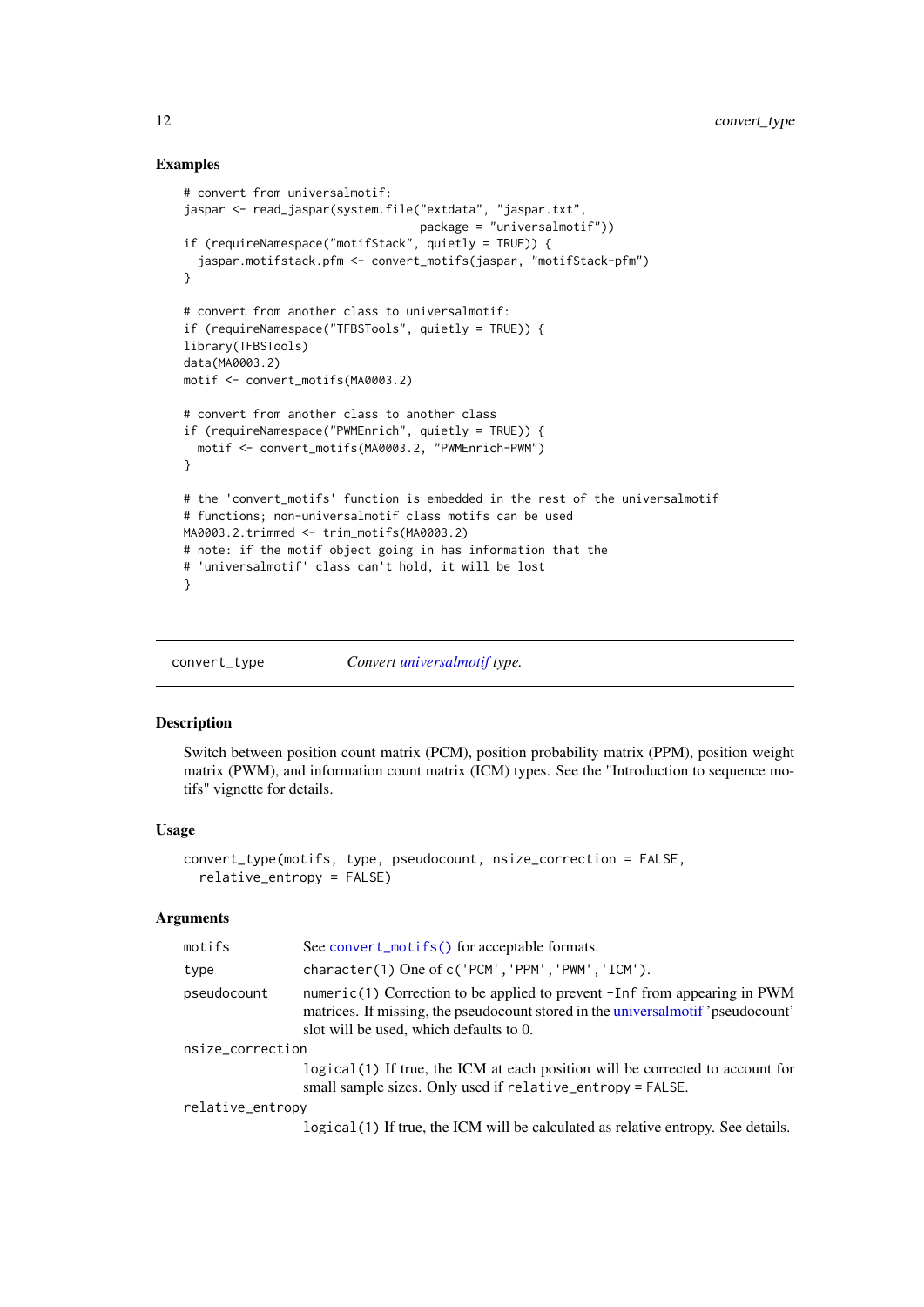## Examples

```
# convert from universalmotif:
jaspar <- read_jaspar(system.file("extdata", "jaspar.txt",
                                  package = "universalmotif"))
if (requireNamespace("motifStack", quietly = TRUE)) {
  jaspar.motifstack.pfm <- convert_motifs(jaspar, "motifStack-pfm")
}

# convert from another class to universalmotif:
if (requireNamespace("TFBSTools", quietly = TRUE)) {
library(TFBSTools)
data(MA0003.2)
motif <- convert_motifs(MA0003.2)

# convert from another class to another class
if (requireNamespace("PWMEnrich", quietly = TRUE)) {
  motif <- convert_motifs(MA0003.2, "PWMEnrich-PWM")
}

# the 'convert_motifs' function is embedded in the rest of the universalmotif
# functions; non-universalmotif class motifs can be used
MA0003.2.trimmed <- trim_motifs(MA0003.2)
# note: if the motif object going in has information that the
# 'universalmotif' class can't hold, it will be lost
}
```

---

# convert_type — *Convert universalmotif type.*

## Description

Switch between position count matrix (PCM), position probability matrix (PPM), position weight matrix (PWM), and information count matrix (ICM) types. See the "Introduction to sequence motifs" vignette for details.

## Usage

```
convert_type(motifs, type, pseudocount, nsize_correction = FALSE,
  relative_entropy = FALSE)
```

## Arguments

| | |
|---|---|
| `motifs` | See `convert_motifs()` for acceptable formats. |
| `type` | `character(1)` One of `c('PCM','PPM','PWM','ICM')`. |
| `pseudocount` | `numeric(1)` Correction to be applied to prevent `-Inf` from appearing in PWM matrices. If missing, the pseudocount stored in the universalmotif 'pseudocount' slot will be used, which defaults to 0. |
| `nsize_correction` | `logical(1)` If true, the ICM at each position will be corrected to account for small sample sizes. Only used if `relative_entropy = FALSE`. |
| `relative_entropy` | `logical(1)` If true, the ICM will be calculated as relative entropy. See details. |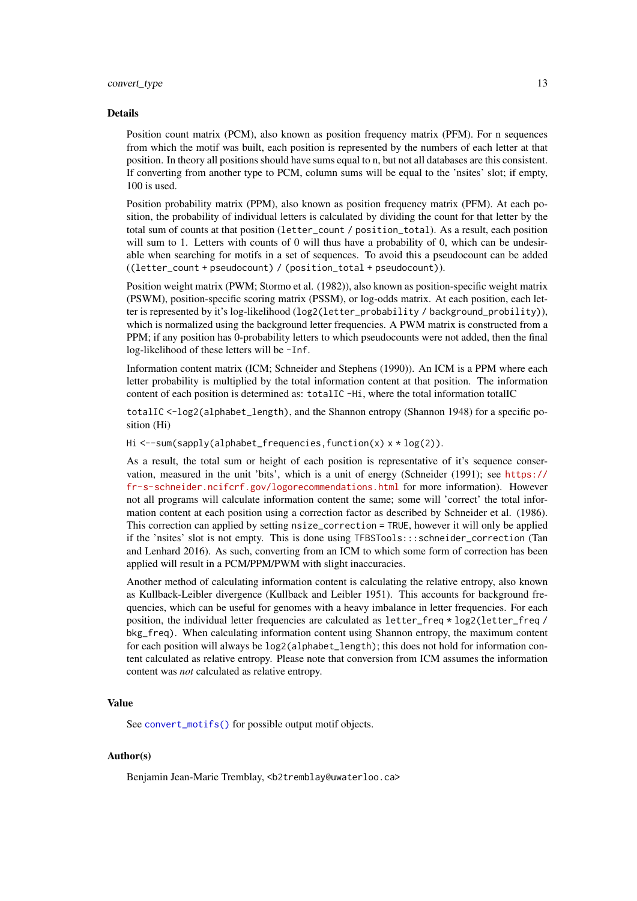### Details

Position count matrix (PCM), also known as position frequency matrix (PFM). For n sequences from which the motif was built, each position is represented by the numbers of each letter at that position. In theory all positions should have sums equal to n, but not all databases are this consistent. If converting from another type to PCM, column sums will be equal to the 'nsites' slot; if empty, 100 is used.

Position probability matrix (PPM), also known as position frequency matrix (PFM). At each position, the probability of individual letters is calculated by dividing the count for that letter by the total sum of counts at that position (`letter_count / position_total`). As a result, each position will sum to 1. Letters with counts of 0 will thus have a probability of 0, which can be undesirable when searching for motifs in a set of sequences. To avoid this a pseudocount can be added (`(letter_count + pseudocount) / (position_total + pseudocount)`).

Position weight matrix (PWM; Stormo et al. (1982)), also known as position-specific weight matrix (PSWM), position-specific scoring matrix (PSSM), or log-odds matrix. At each position, each letter is represented by it's log-likelihood (`log2(letter_probability / background_probility)`), which is normalized using the background letter frequencies. A PWM matrix is constructed from a PPM; if any position has 0-probability letters to which pseudocounts were not added, then the final log-likelihood of these letters will be `-Inf`.

Information content matrix (ICM; Schneider and Stephens (1990)). An ICM is a PPM where each letter probability is multiplied by the total information content at that position. The information content of each position is determined as: `totalIC - Hi`, where the total information totalIC

`totalIC <- log2(alphabet_length)`, and the Shannon entropy (Shannon 1948) for a specific position (Hi)

`Hi <- -sum(sapply(alphabet_frequencies, function(x) x * log(2))`.

As a result, the total sum or height of each position is representative of it's sequence conservation, measured in the unit 'bits', which is a unit of energy (Schneider (1991); see https://fr-s-schneider.ncifcrf.gov/logorecommendations.html for more information). However not all programs will calculate information content the same; some will 'correct' the total information content at each position using a correction factor as described by Schneider et al. (1986). This correction can applied by setting `nsize_correction = TRUE`, however it will only be applied if the 'nsites' slot is not empty. This is done using `TFBSTools:::schneider_correction` (Tan and Lenhard 2016). As such, converting from an ICM to which some form of correction has been applied will result in a PCM/PPM/PWM with slight inaccuracies.

Another method of calculating information content is calculating the relative entropy, also known as Kullback-Leibler divergence (Kullback and Leibler 1951). This accounts for background frequencies, which can be useful for genomes with a heavy imbalance in letter frequencies. For each position, the individual letter frequencies are calculated as `letter_freq * log2(letter_freq / bkg_freq)`. When calculating information content using Shannon entropy, the maximum content for each position will always be `log2(alphabet_length)`; this does not hold for information content calculated as relative entropy. Please note that conversion from ICM assumes the information content was *not* calculated as relative entropy.

### Value

See `convert_motifs()` for possible output motif objects.

### Author(s)

Benjamin Jean-Marie Tremblay, <b2tremblay@uwaterloo.ca>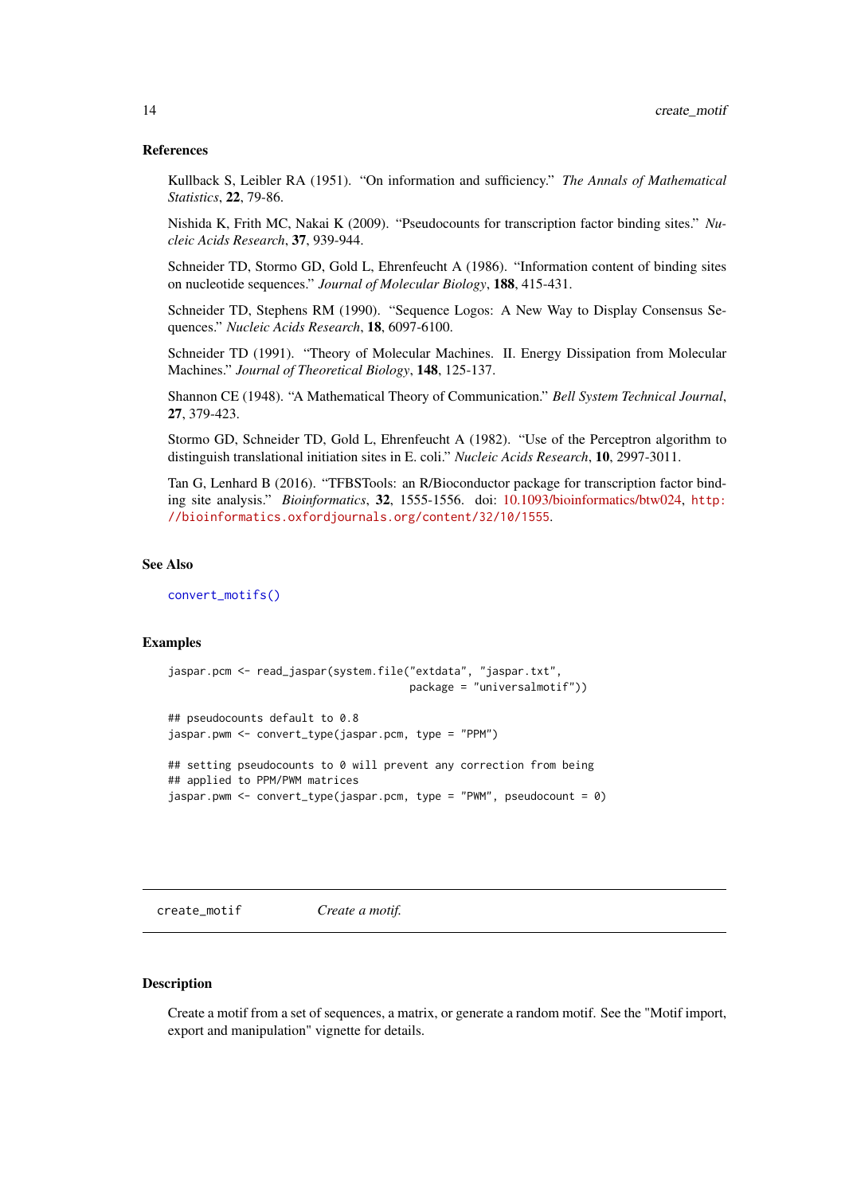### References

Kullback S, Leibler RA (1951). "On information and sufficiency." *The Annals of Mathematical Statistics*, **22**, 79-86.

Nishida K, Frith MC, Nakai K (2009). "Pseudocounts for transcription factor binding sites." *Nucleic Acids Research*, **37**, 939-944.

Schneider TD, Stormo GD, Gold L, Ehrenfeucht A (1986). "Information content of binding sites on nucleotide sequences." *Journal of Molecular Biology*, **188**, 415-431.

Schneider TD, Stephens RM (1990). "Sequence Logos: A New Way to Display Consensus Sequences." *Nucleic Acids Research*, **18**, 6097-6100.

Schneider TD (1991). "Theory of Molecular Machines. II. Energy Dissipation from Molecular Machines." *Journal of Theoretical Biology*, **148**, 125-137.

Shannon CE (1948). "A Mathematical Theory of Communication." *Bell System Technical Journal*, **27**, 379-423.

Stormo GD, Schneider TD, Gold L, Ehrenfeucht A (1982). "Use of the Perceptron algorithm to distinguish translational initiation sites in E. coli." *Nucleic Acids Research*, **10**, 2997-3011.

Tan G, Lenhard B (2016). "TFBSTools: an R/Bioconductor package for transcription factor binding site analysis." *Bioinformatics*, **32**, 1555-1556. doi: 10.1093/bioinformatics/btw024, `http://bioinformatics.oxfordjournals.org/content/32/10/1555`.

### See Also

`convert_motifs()`

### Examples

```
jaspar.pcm <- read_jaspar(system.file("extdata", "jaspar.txt",
                                      package = "universalmotif"))

## pseudocounts default to 0.8
jaspar.pwm <- convert_type(jaspar.pcm, type = "PPM")

## setting pseudocounts to 0 will prevent any correction from being
## applied to PPM/PWM matrices
jaspar.pwm <- convert_type(jaspar.pcm, type = "PWM", pseudocount = 0)
```

---

## create_motif    *Create a motif.*

---

### Description

Create a motif from a set of sequences, a matrix, or generate a random motif. See the "Motif import, export and manipulation" vignette for details.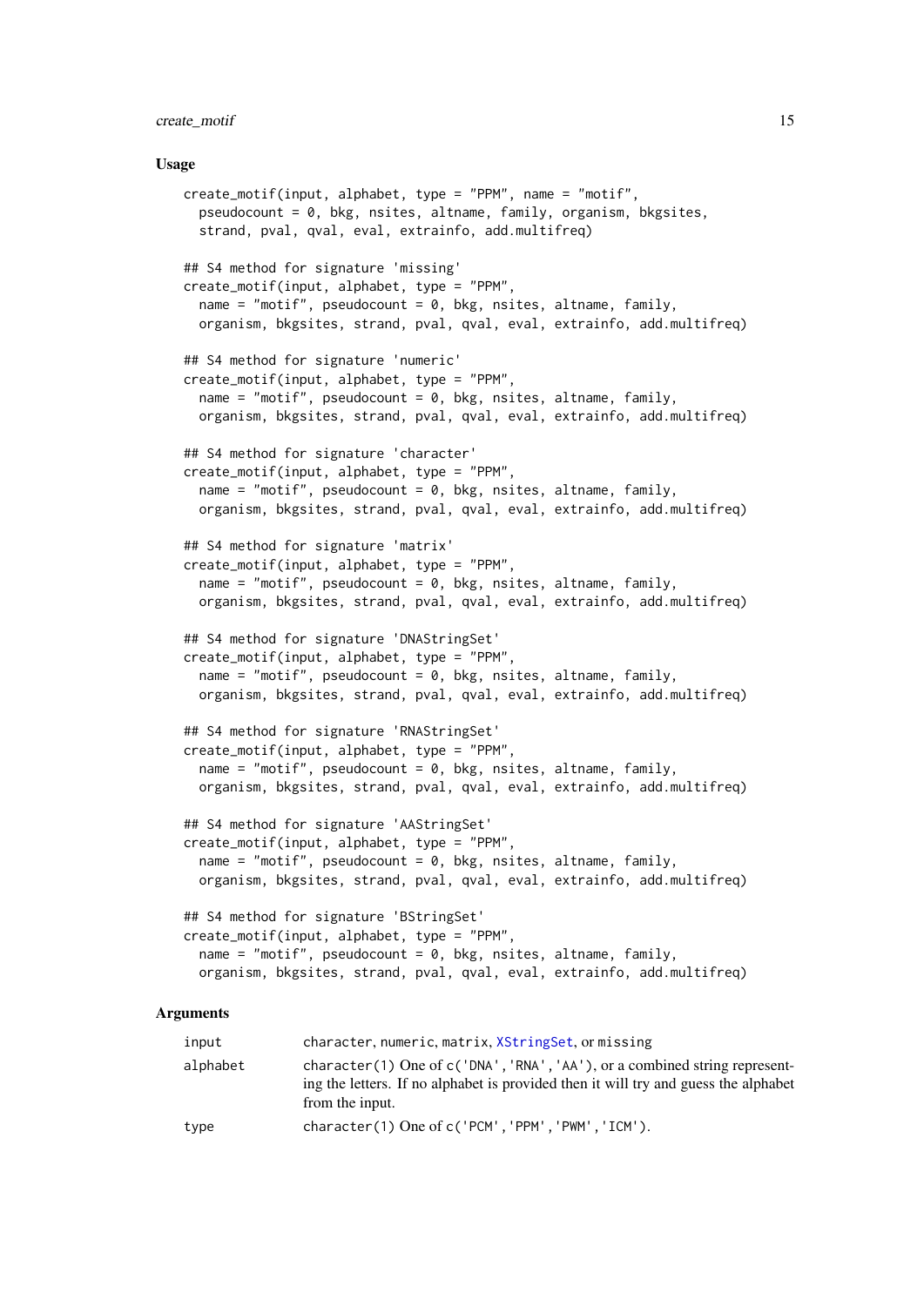## Usage

```
create_motif(input, alphabet, type = "PPM", name = "motif",
  pseudocount = 0, bkg, nsites, altname, family, organism, bkgsites,
  strand, pval, qval, eval, extrainfo, add.multifreq)

## S4 method for signature 'missing'
create_motif(input, alphabet, type = "PPM",
  name = "motif", pseudocount = 0, bkg, nsites, altname, family,
  organism, bkgsites, strand, pval, qval, eval, extrainfo, add.multifreq)

## S4 method for signature 'numeric'
create_motif(input, alphabet, type = "PPM",
  name = "motif", pseudocount = 0, bkg, nsites, altname, family,
  organism, bkgsites, strand, pval, qval, eval, extrainfo, add.multifreq)

## S4 method for signature 'character'
create_motif(input, alphabet, type = "PPM",
  name = "motif", pseudocount = 0, bkg, nsites, altname, family,
  organism, bkgsites, strand, pval, qval, eval, extrainfo, add.multifreq)

## S4 method for signature 'matrix'
create_motif(input, alphabet, type = "PPM",
  name = "motif", pseudocount = 0, bkg, nsites, altname, family,
  organism, bkgsites, strand, pval, qval, eval, extrainfo, add.multifreq)

## S4 method for signature 'DNAStringSet'
create_motif(input, alphabet, type = "PPM",
  name = "motif", pseudocount = 0, bkg, nsites, altname, family,
  organism, bkgsites, strand, pval, qval, eval, extrainfo, add.multifreq)

## S4 method for signature 'RNAStringSet'
create_motif(input, alphabet, type = "PPM",
  name = "motif", pseudocount = 0, bkg, nsites, altname, family,
  organism, bkgsites, strand, pval, qval, eval, extrainfo, add.multifreq)

## S4 method for signature 'AAStringSet'
create_motif(input, alphabet, type = "PPM",
  name = "motif", pseudocount = 0, bkg, nsites, altname, family,
  organism, bkgsites, strand, pval, qval, eval, extrainfo, add.multifreq)

## S4 method for signature 'BStringSet'
create_motif(input, alphabet, type = "PPM",
  name = "motif", pseudocount = 0, bkg, nsites, altname, family,
  organism, bkgsites, strand, pval, qval, eval, extrainfo, add.multifreq)
```

## Arguments

| | |
|---|---|
| `input` | character, numeric, matrix, XStringSet, or missing |
| `alphabet` | character(1) One of c('DNA','RNA','AA'), or a combined string representing the letters. If no alphabet is provided then it will try and guess the alphabet from the input. |
| `type` | character(1) One of c('PCM','PPM','PWM','ICM'). |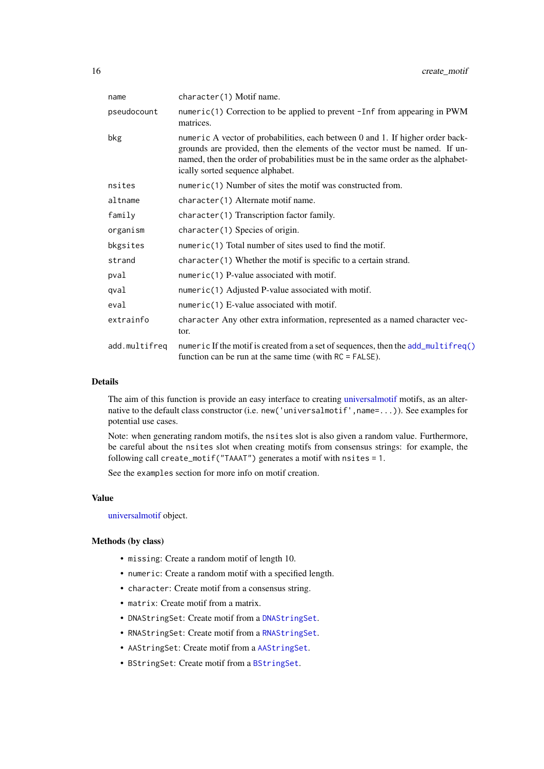| | |
|---|---|
| name | `character(1)` Motif name. |
| pseudocount | `numeric(1)` Correction to be applied to prevent `-Inf` from appearing in PWM matrices. |
| bkg | `numeric` A vector of probabilities, each between 0 and 1. If higher order backgrounds are provided, then the elements of the vector must be named. If unnamed, then the order of probabilities must be in the same order as the alphabetically sorted sequence alphabet. |
| nsites | `numeric(1)` Number of sites the motif was constructed from. |
| altname | `character(1)` Alternate motif name. |
| family | `character(1)` Transcription factor family. |
| organism | `character(1)` Species of origin. |
| bkgsites | `numeric(1)` Total number of sites used to find the motif. |
| strand | `character(1)` Whether the motif is specific to a certain strand. |
| pval | `numeric(1)` P-value associated with motif. |
| qval | `numeric(1)` Adjusted P-value associated with motif. |
| eval | `numeric(1)` E-value associated with motif. |
| extrainfo | `character` Any other extra information, represented as a named character vector. |
| add.multifreq | `numeric` If the motif is created from a set of sequences, then the `add_multifreq()` function can be run at the same time (with `RC = FALSE`). |

## Details

The aim of this function is provide an easy interface to creating universalmotif motifs, as an alternative to the default class constructor (i.e. `new('universalmotif',name=...)`). See examples for potential use cases.

Note: when generating random motifs, the `nsites` slot is also given a random value. Furthermore, be careful about the `nsites` slot when creating motifs from consensus strings: for example, the following call `create_motif("TAAAT")` generates a motif with `nsites = 1`.

See the `examples` section for more info on motif creation.

## Value

universalmotif object.

## Methods (by class)

- `missing`: Create a random motif of length 10.
- `numeric`: Create a random motif with a specified length.
- `character`: Create motif from a consensus string.
- `matrix`: Create motif from a matrix.
- `DNAStringSet`: Create motif from a `DNAStringSet`.
- `RNAStringSet`: Create motif from a `RNAStringSet`.
- `AAStringSet`: Create motif from a `AAStringSet`.
- `BStringSet`: Create motif from a `BStringSet`.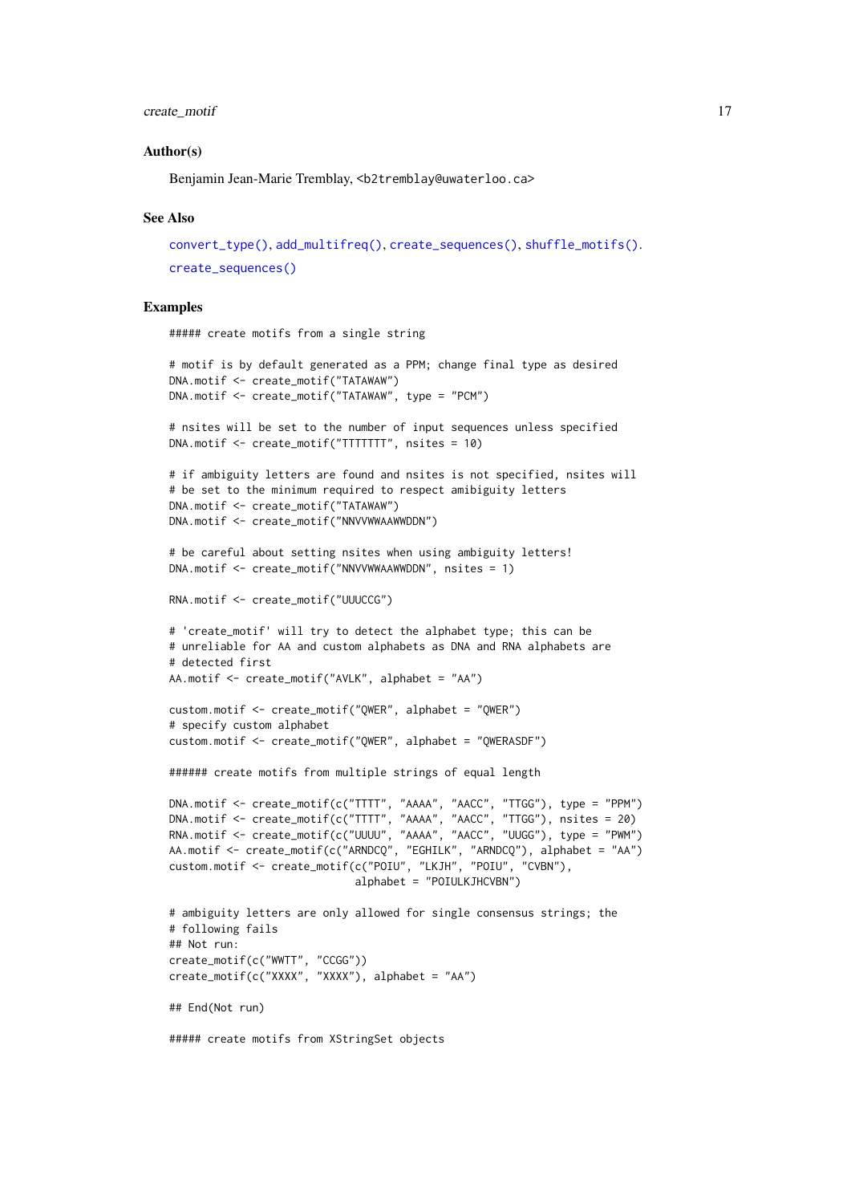### Author(s)

Benjamin Jean-Marie Tremblay, <b2tremblay@uwaterloo.ca>

### See Also

convert_type(), add_multifreq(), create_sequences(), shuffle_motifs().

create_sequences()

### Examples

```
##### create motifs from a single string

# motif is by default generated as a PPM; change final type as desired
DNA.motif <- create_motif("TATAWAW")
DNA.motif <- create_motif("TATAWAW", type = "PCM")

# nsites will be set to the number of input sequences unless specified
DNA.motif <- create_motif("TTTTTTT", nsites = 10)

# if ambiguity letters are found and nsites is not specified, nsites will
# be set to the minimum required to respect amibiguity letters
DNA.motif <- create_motif("TATAWAW")
DNA.motif <- create_motif("NNVVWWAAWWDDN")

# be careful about setting nsites when using ambiguity letters!
DNA.motif <- create_motif("NNVVWWAAWWDDN", nsites = 1)

RNA.motif <- create_motif("UUUCCG")

# 'create_motif' will try to detect the alphabet type; this can be
# unreliable for AA and custom alphabets as DNA and RNA alphabets are
# detected first
AA.motif <- create_motif("AVLK", alphabet = "AA")

custom.motif <- create_motif("QWER", alphabet = "QWER")
# specify custom alphabet
custom.motif <- create_motif("QWER", alphabet = "QWERASDF")

###### create motifs from multiple strings of equal length

DNA.motif <- create_motif(c("TTTT", "AAAA", "AACC", "TTGG"), type = "PPM")
DNA.motif <- create_motif(c("TTTT", "AAAA", "AACC", "TTGG"), nsites = 20)
RNA.motif <- create_motif(c("UUUU", "AAAA", "AACC", "UUGG"), type = "PWM")
AA.motif <- create_motif(c("ARNDCQ", "EGHILK", "ARNDCQ"), alphabet = "AA")
custom.motif <- create_motif(c("POIU", "LKJH", "POIU", "CVBN"),
                             alphabet = "POIULKJHCVBN")

# ambiguity letters are only allowed for single consensus strings; the
# following fails
## Not run:
create_motif(c("WWTT", "CCGG"))
create_motif(c("XXXX", "XXXX"), alphabet = "AA")

## End(Not run)

##### create motifs from XStringSet objects
```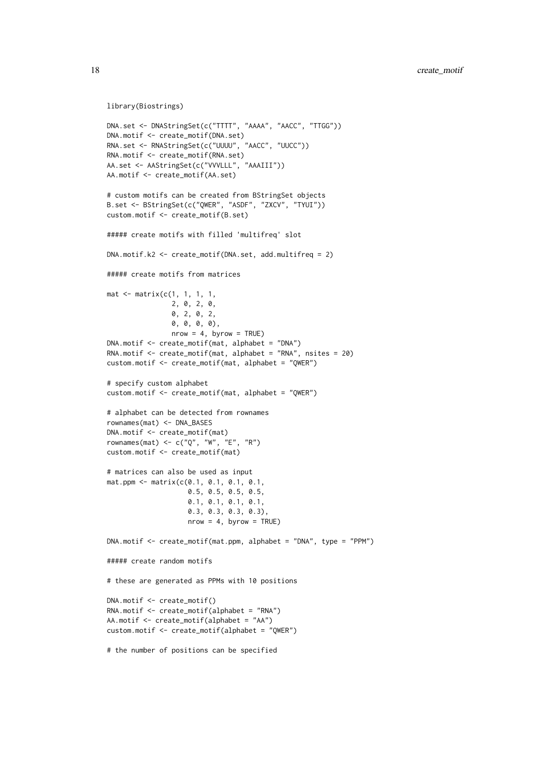```
library(Biostrings)

DNA.set <- DNAStringSet(c("TTTT", "AAAA", "AACC", "TTGG"))
DNA.motif <- create_motif(DNA.set)
RNA.set <- RNAStringSet(c("UUUU", "AACC", "UUCC"))
RNA.motif <- create_motif(RNA.set)
AA.set <- AAStringSet(c("VVVLLL", "AAAIII"))
AA.motif <- create_motif(AA.set)

# custom motifs can be created from BStringSet objects
B.set <- BStringSet(c("QWER", "ASDF", "ZXCV", "TYUI"))
custom.motif <- create_motif(B.set)

##### create motifs with filled 'multifreq' slot

DNA.motif.k2 <- create_motif(DNA.set, add.multifreq = 2)

##### create motifs from matrices

mat <- matrix(c(1, 1, 1, 1,
                2, 0, 2, 0,
                0, 2, 0, 2,
                0, 0, 0, 0),
                nrow = 4, byrow = TRUE)
DNA.motif <- create_motif(mat, alphabet = "DNA")
RNA.motif <- create_motif(mat, alphabet = "RNA", nsites = 20)
custom.motif <- create_motif(mat, alphabet = "QWER")

# specify custom alphabet
custom.motif <- create_motif(mat, alphabet = "QWER")

# alphabet can be detected from rownames
rownames(mat) <- DNA_BASES
DNA.motif <- create_motif(mat)
rownames(mat) <- c("Q", "W", "E", "R")
custom.motif <- create_motif(mat)

# matrices can also be used as input
mat.ppm <- matrix(c(0.1, 0.1, 0.1, 0.1,
                    0.5, 0.5, 0.5, 0.5,
                    0.1, 0.1, 0.1, 0.1,
                    0.3, 0.3, 0.3, 0.3),
                    nrow = 4, byrow = TRUE)

DNA.motif <- create_motif(mat.ppm, alphabet = "DNA", type = "PPM")

##### create random motifs

# these are generated as PPMs with 10 positions

DNA.motif <- create_motif()
RNA.motif <- create_motif(alphabet = "RNA")
AA.motif <- create_motif(alphabet = "AA")
custom.motif <- create_motif(alphabet = "QWER")

# the number of positions can be specified
```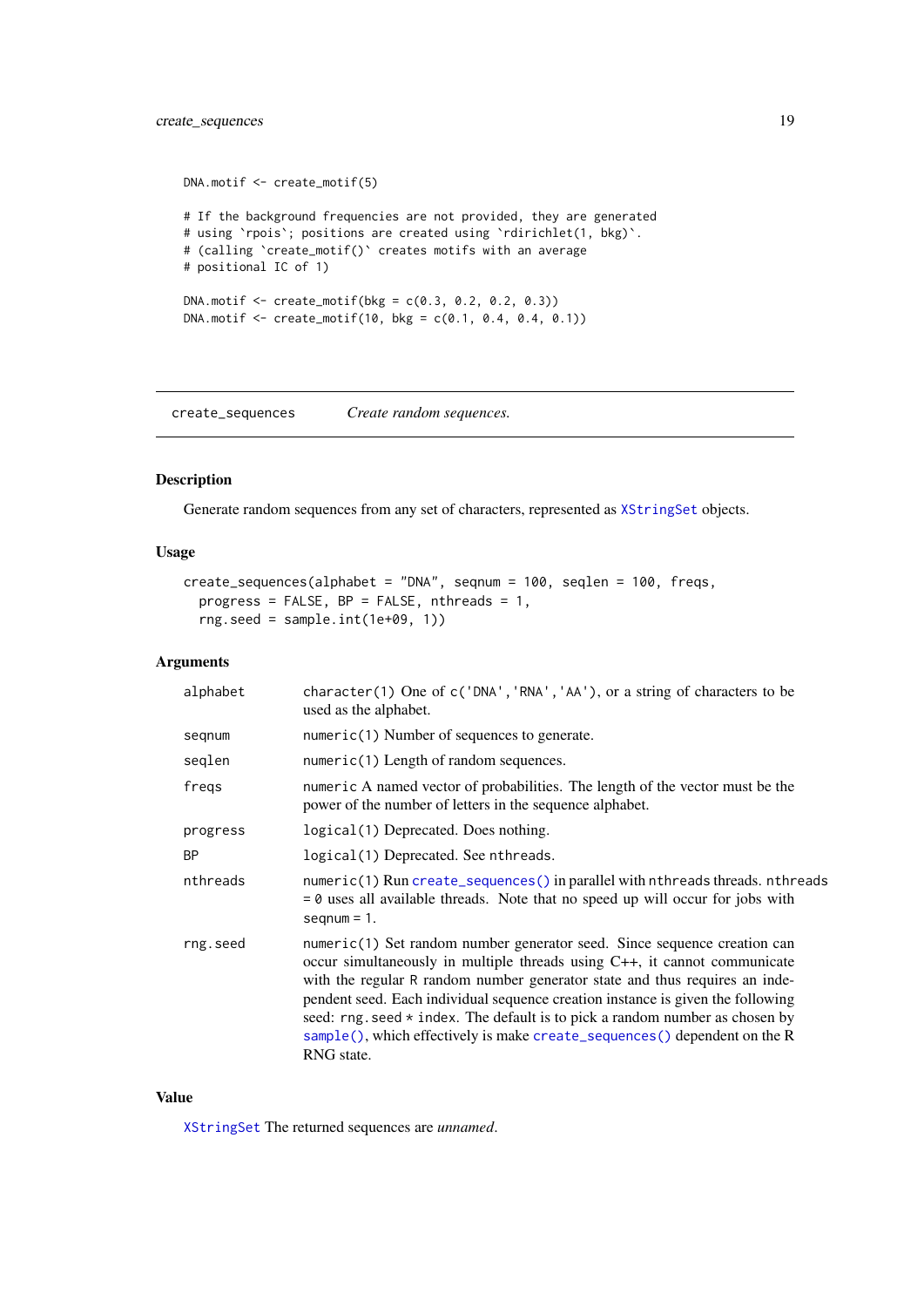```
DNA.motif <- create_motif(5)

# If the background frequencies are not provided, they are generated
# using `rpois`; positions are created using `rdirichlet(1, bkg)`.
# (calling `create_motif()` creates motifs with an average
# positional IC of 1)

DNA.motif <- create_motif(bkg = c(0.3, 0.2, 0.2, 0.3))
DNA.motif <- create_motif(10, bkg = c(0.1, 0.4, 0.4, 0.1))
```

---

## create_sequences    *Create random sequences.*

### Description

Generate random sequences from any set of characters, represented as `XStringSet` objects.

### Usage

```
create_sequences(alphabet = "DNA", seqnum = 100, seqlen = 100, freqs,
  progress = FALSE, BP = FALSE, nthreads = 1,
  rng.seed = sample.int(1e+09, 1))
```

### Arguments

| | |
|---|---|
| `alphabet` | `character(1)` One of `c('DNA','RNA','AA')`, or a string of characters to be used as the alphabet. |
| `seqnum` | `numeric(1)` Number of sequences to generate. |
| `seqlen` | `numeric(1)` Length of random sequences. |
| `freqs` | `numeric` A named vector of probabilities. The length of the vector must be the power of the number of letters in the sequence alphabet. |
| `progress` | `logical(1)` Deprecated. Does nothing. |
| `BP` | `logical(1)` Deprecated. See `nthreads`. |
| `nthreads` | `numeric(1)` Run `create_sequences()` in parallel with `nthreads` threads. `nthreads = 0` uses all available threads. Note that no speed up will occur for jobs with `seqnum = 1`. |
| `rng.seed` | `numeric(1)` Set random number generator seed. Since sequence creation can occur simultaneously in multiple threads using C++, it cannot communicate with the regular R random number generator state and thus requires an independent seed. Each individual sequence creation instance is given the following seed: `rng.seed * index`. The default is to pick a random number as chosen by `sample()`, which effectively is make `create_sequences()` dependent on the R RNG state. |

### Value

`XStringSet` The returned sequences are *unnamed*.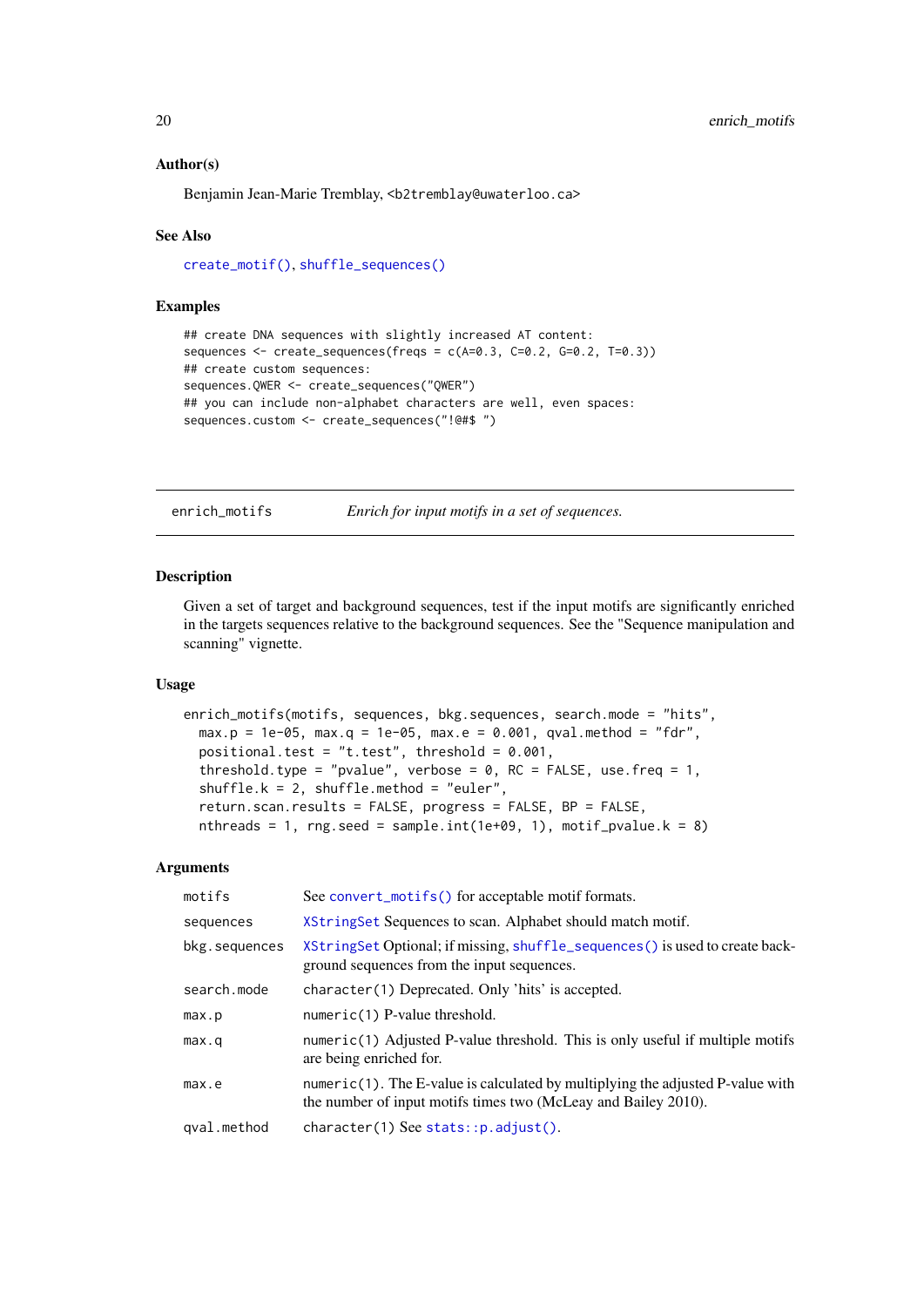### Author(s)

Benjamin Jean-Marie Tremblay, <b2tremblay@uwaterloo.ca>

### See Also

create_motif(), shuffle_sequences()

### Examples

```
## create DNA sequences with slightly increased AT content:
sequences <- create_sequences(freqs = c(A=0.3, C=0.2, G=0.2, T=0.3))
## create custom sequences:
sequences.QWER <- create_sequences("QWER")
## you can include non-alphabet characters are well, even spaces:
sequences.custom <- create_sequences("!@#$ ")
```

---

## enrich_motifs — *Enrich for input motifs in a set of sequences.*

### Description

Given a set of target and background sequences, test if the input motifs are significantly enriched in the targets sequences relative to the background sequences. See the "Sequence manipulation and scanning" vignette.

### Usage

```
enrich_motifs(motifs, sequences, bkg.sequences, search.mode = "hits",
  max.p = 1e-05, max.q = 1e-05, max.e = 0.001, qval.method = "fdr",
  positional.test = "t.test", threshold = 0.001,
  threshold.type = "pvalue", verbose = 0, RC = FALSE, use.freq = 1,
  shuffle.k = 2, shuffle.method = "euler",
  return.scan.results = FALSE, progress = FALSE, BP = FALSE,
  nthreads = 1, rng.seed = sample.int(1e+09, 1), motif_pvalue.k = 8)
```

### Arguments

| | |
|---|---|
| motifs | See convert_motifs() for acceptable motif formats. |
| sequences | XStringSet Sequences to scan. Alphabet should match motif. |
| bkg.sequences | XStringSet Optional; if missing, shuffle_sequences() is used to create background sequences from the input sequences. |
| search.mode | character(1) Deprecated. Only 'hits' is accepted. |
| max.p | numeric(1) P-value threshold. |
| max.q | numeric(1) Adjusted P-value threshold. This is only useful if multiple motifs are being enriched for. |
| max.e | numeric(1). The E-value is calculated by multiplying the adjusted P-value with the number of input motifs times two (McLeay and Bailey 2010). |
| qval.method | character(1) See stats::p.adjust(). |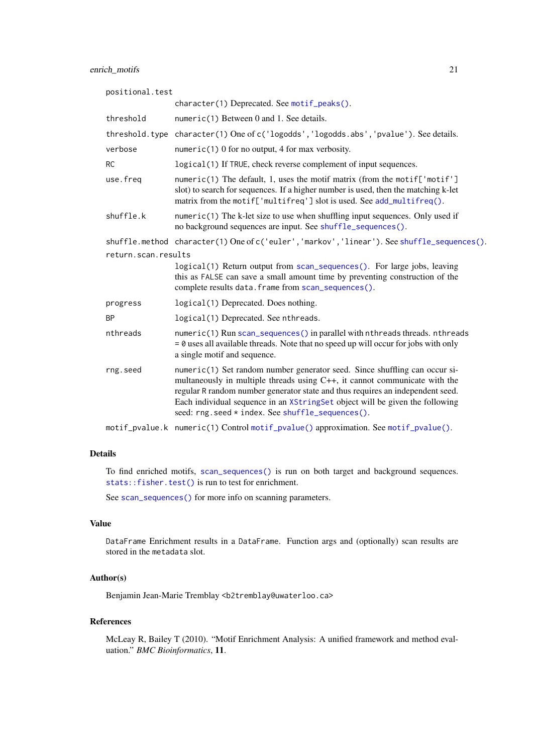| | |
|---|---|
| positional.test | character(1) Deprecated. See motif_peaks(). |
| threshold | numeric(1) Between 0 and 1. See details. |
| threshold.type | character(1) One of c('logodds','logodds.abs','pvalue'). See details. |
| verbose | numeric(1) 0 for no output, 4 for max verbosity. |
| RC | logical(1) If TRUE, check reverse complement of input sequences. |
| use.freq | numeric(1) The default, 1, uses the motif matrix (from the motif['motif'] slot) to search for sequences. If a higher number is used, then the matching k-let matrix from the motif['multifreq'] slot is used. See add_multifreq(). |
| shuffle.k | numeric(1) The k-let size to use when shuffling input sequences. Only used if no background sequences are input. See shuffle_sequences(). |
| shuffle.method | character(1) One of c('euler','markov','linear'). See shuffle_sequences(). |
| return.scan.results | logical(1) Return output from scan_sequences(). For large jobs, leaving this as FALSE can save a small amount time by preventing construction of the complete results data.frame from scan_sequences(). |
| progress | logical(1) Deprecated. Does nothing. |
| BP | logical(1) Deprecated. See nthreads. |
| nthreads | numeric(1) Run scan_sequences() in parallel with nthreads threads. nthreads = 0 uses all available threads. Note that no speed up will occur for jobs with only a single motif and sequence. |
| rng.seed | numeric(1) Set random number generator seed. Since shuffling can occur simultaneously in multiple threads using C++, it cannot communicate with the regular R random number generator state and thus requires an independent seed. Each individual sequence in an XStringSet object will be given the following seed: rng.seed * index. See shuffle_sequences(). |
| motif_pvalue.k | numeric(1) Control motif_pvalue() approximation. See motif_pvalue(). |

## Details

To find enriched motifs, scan_sequences() is run on both target and background sequences. stats::fisher.test() is run to test for enrichment.

See scan_sequences() for more info on scanning parameters.

## Value

DataFrame Enrichment results in a DataFrame. Function args and (optionally) scan results are stored in the metadata slot.

## Author(s)

Benjamin Jean-Marie Tremblay <b2tremblay@uwaterloo.ca>

## References

McLeay R, Bailey T (2010). "Motif Enrichment Analysis: A unified framework and method evaluation." *BMC Bioinformatics*, **11**.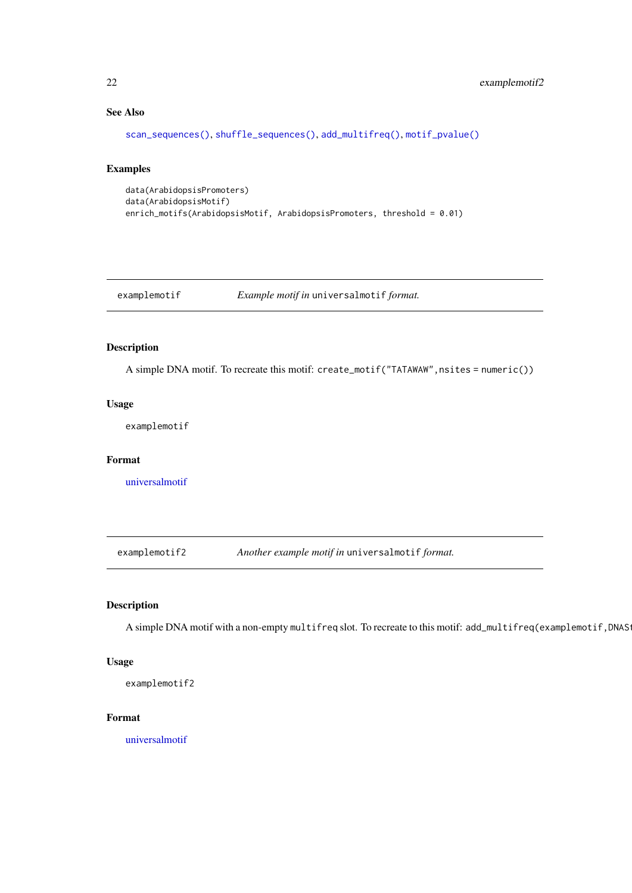### See Also

`scan_sequences()`, `shuffle_sequences()`, `add_multifreq()`, `motif_pvalue()`

### Examples

```
data(ArabidopsisPromoters)
data(ArabidopsisMotif)
enrich_motifs(ArabidopsisMotif, ArabidopsisPromoters, threshold = 0.01)
```

---

## examplemotif — *Example motif in* `universalmotif` *format.*

---

### Description

A simple DNA motif. To recreate this motif: `create_motif("TATAWAW",nsites = numeric())`

### Usage

```
examplemotif
```

### Format

universalmotif

---

## examplemotif2 — *Another example motif in* `universalmotif` *format.*

---

### Description

A simple DNA motif with a non-empty `multifreq` slot. To recreate to this motif: `add_multifreq(examplemotif,DNASt`

### Usage

```
examplemotif2
```

### Format

universalmotif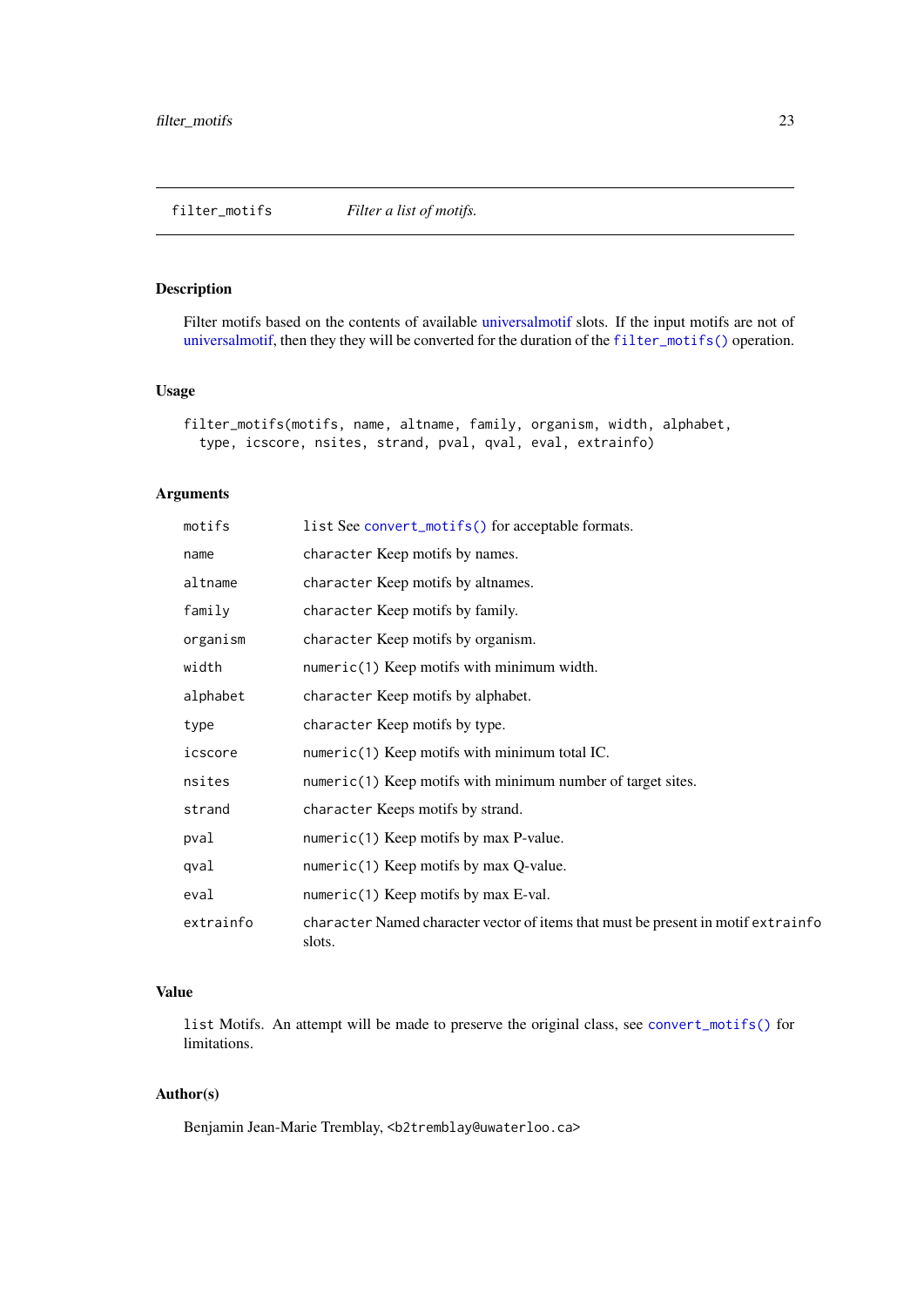## filter_motifs — *Filter a list of motifs.*

### Description

Filter motifs based on the contents of available universalmotif slots. If the input motifs are not of universalmotif, then they they will be converted for the duration of the `filter_motifs()` operation.

### Usage

```
filter_motifs(motifs, name, altname, family, organism, width, alphabet,
  type, icscore, nsites, strand, pval, qval, eval, extrainfo)
```

### Arguments

| | |
|---|---|
| `motifs` | `list` See `convert_motifs()` for acceptable formats. |
| `name` | `character` Keep motifs by names. |
| `altname` | `character` Keep motifs by altnames. |
| `family` | `character` Keep motifs by family. |
| `organism` | `character` Keep motifs by organism. |
| `width` | `numeric(1)` Keep motifs with minimum width. |
| `alphabet` | `character` Keep motifs by alphabet. |
| `type` | `character` Keep motifs by type. |
| `icscore` | `numeric(1)` Keep motifs with minimum total IC. |
| `nsites` | `numeric(1)` Keep motifs with minimum number of target sites. |
| `strand` | `character` Keeps motifs by strand. |
| `pval` | `numeric(1)` Keep motifs by max P-value. |
| `qval` | `numeric(1)` Keep motifs by max Q-value. |
| `eval` | `numeric(1)` Keep motifs by max E-val. |
| `extrainfo` | `character` Named character vector of items that must be present in motif `extrainfo` slots. |

### Value

`list` Motifs. An attempt will be made to preserve the original class, see `convert_motifs()` for limitations.

### Author(s)

Benjamin Jean-Marie Tremblay, <b2tremblay@uwaterloo.ca>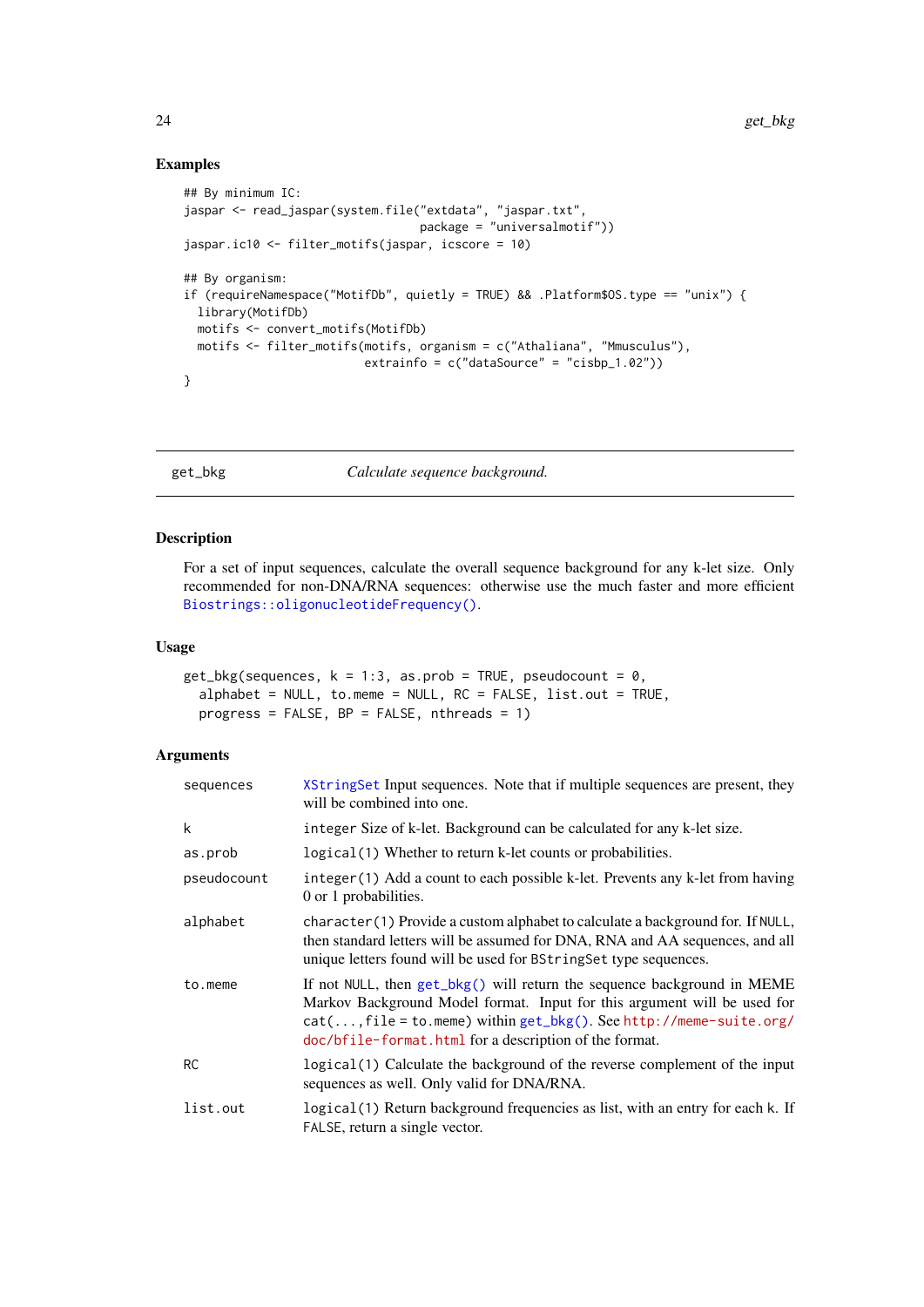### Examples

```
## By minimum IC:
jaspar <- read_jaspar(system.file("extdata", "jaspar.txt",
                                  package = "universalmotif"))
jaspar.ic10 <- filter_motifs(jaspar, icscore = 10)

## By organism:
if (requireNamespace("MotifDb", quietly = TRUE) && .Platform$OS.type == "unix") {
  library(MotifDb)
  motifs <- convert_motifs(MotifDb)
  motifs <- filter_motifs(motifs, organism = c("Athaliana", "Mmusculus"),
                          extrainfo = c("dataSource" = "cisbp_1.02"))
}
```

---

## get_bkg — *Calculate sequence background.*

---

### Description

For a set of input sequences, calculate the overall sequence background for any k-let size. Only recommended for non-DNA/RNA sequences: otherwise use the much faster and more efficient `Biostrings::oligonucleotideFrequency()`.

### Usage

```
get_bkg(sequences, k = 1:3, as.prob = TRUE, pseudocount = 0,
  alphabet = NULL, to.meme = NULL, RC = FALSE, list.out = TRUE,
  progress = FALSE, BP = FALSE, nthreads = 1)
```

### Arguments

| | |
|---|---|
| sequences | `XStringSet` Input sequences. Note that if multiple sequences are present, they will be combined into one. |
| k | `integer` Size of k-let. Background can be calculated for any k-let size. |
| as.prob | `logical(1)` Whether to return k-let counts or probabilities. |
| pseudocount | `integer(1)` Add a count to each possible k-let. Prevents any k-let from having 0 or 1 probabilities. |
| alphabet | `character(1)` Provide a custom alphabet to calculate a background for. If `NULL`, then standard letters will be assumed for DNA, RNA and AA sequences, and all unique letters found will be used for `BStringSet` type sequences. |
| to.meme | If not `NULL`, then `get_bkg()` will return the sequence background in MEME Markov Background Model format. Input for this argument will be used for `cat(...,file = to.meme)` within `get_bkg()`. See http://meme-suite.org/doc/bfile-format.html for a description of the format. |
| RC | `logical(1)` Calculate the background of the reverse complement of the input sequences as well. Only valid for DNA/RNA. |
| list.out | `logical(1)` Return background frequencies as list, with an entry for each k. If `FALSE`, return a single vector. |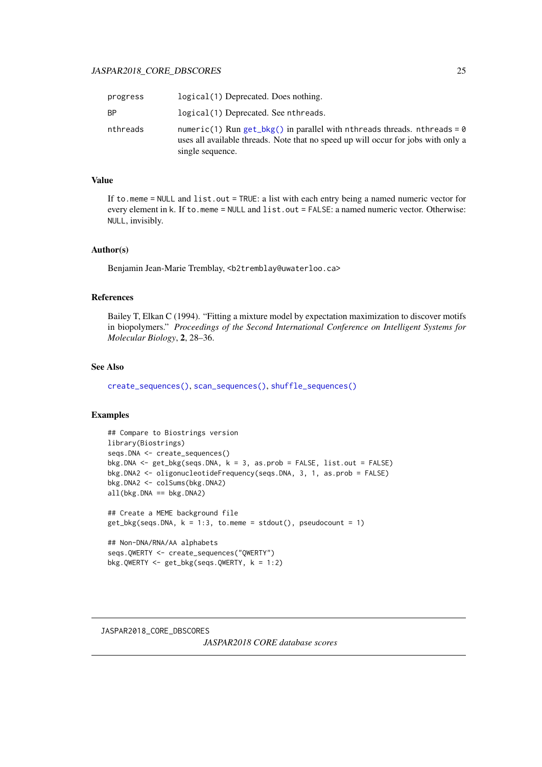| | |
|---|---|
| progress | logical(1) Deprecated. Does nothing. |
| BP | logical(1) Deprecated. See nthreads. |
| nthreads | numeric(1) Run get_bkg() in parallel with nthreads threads. nthreads = 0 uses all available threads. Note that no speed up will occur for jobs with only a single sequence. |

### Value

If to.meme = NULL and list.out = TRUE: a list with each entry being a named numeric vector for every element in k. If to.meme = NULL and list.out = FALSE: a named numeric vector. Otherwise: NULL, invisibly.

### Author(s)

Benjamin Jean-Marie Tremblay, <b2tremblay@uwaterloo.ca>

### References

Bailey T, Elkan C (1994). "Fitting a mixture model by expectation maximization to discover motifs in biopolymers." *Proceedings of the Second International Conference on Intelligent Systems for Molecular Biology*, **2**, 28–36.

### See Also

create_sequences(), scan_sequences(), shuffle_sequences()

### Examples

```
## Compare to Biostrings version
library(Biostrings)
seqs.DNA <- create_sequences()
bkg.DNA <- get_bkg(seqs.DNA, k = 3, as.prob = FALSE, list.out = FALSE)
bkg.DNA2 <- oligonucleotideFrequency(seqs.DNA, 3, 1, as.prob = FALSE)
bkg.DNA2 <- colSums(bkg.DNA2)
all(bkg.DNA == bkg.DNA2)

## Create a MEME background file
get_bkg(seqs.DNA, k = 1:3, to.meme = stdout(), pseudocount = 1)

## Non-DNA/RNA/AA alphabets
seqs.QWERTY <- create_sequences("QWERTY")
bkg.QWERTY <- get_bkg(seqs.QWERTY, k = 1:2)
```

---

## JASPAR2018_CORE_DBSCORES

*JASPAR2018 CORE database scores*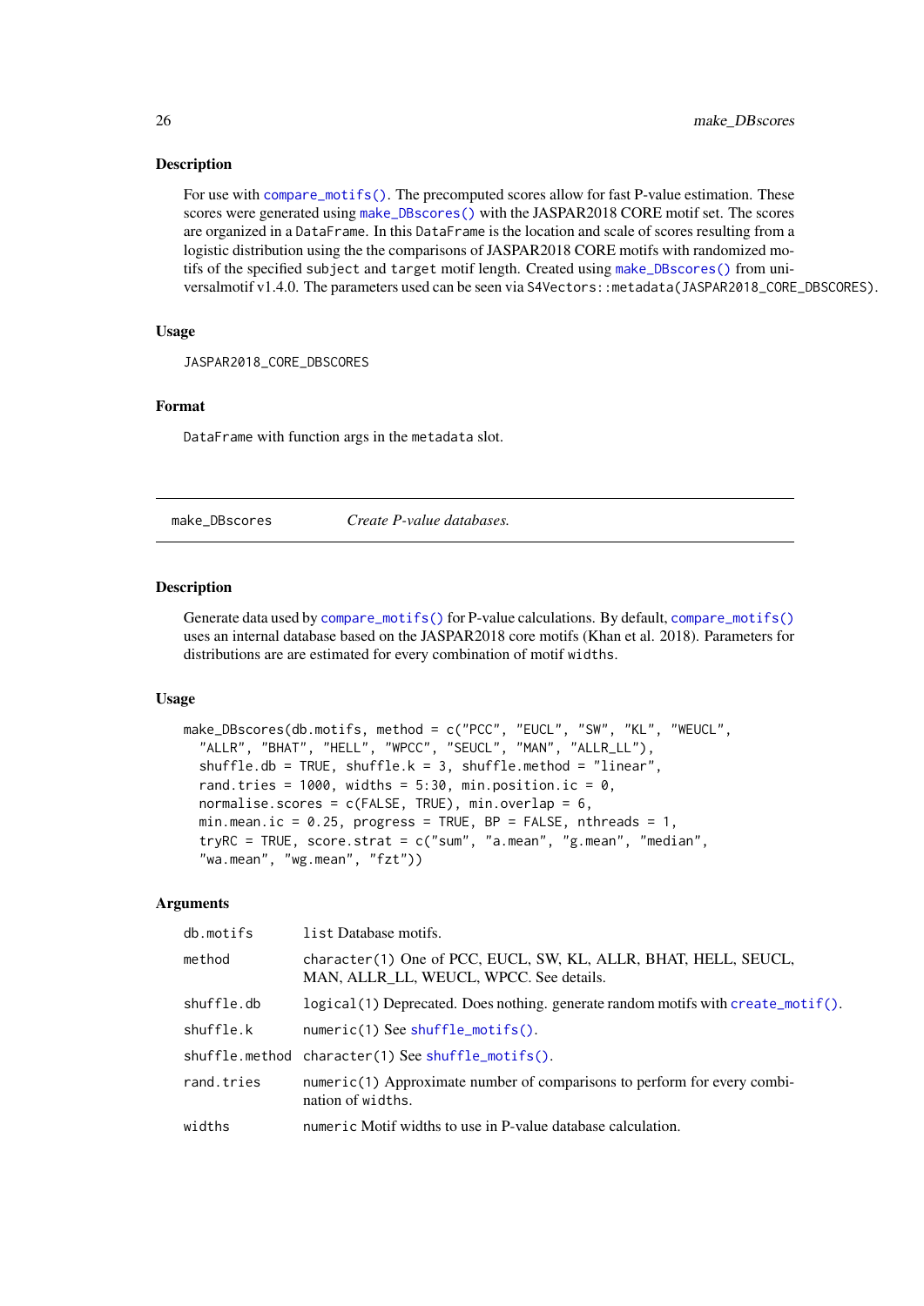### Description

For use with compare_motifs(). The precomputed scores allow for fast P-value estimation. These scores were generated using make_DBscores() with the JASPAR2018 CORE motif set. The scores are organized in a DataFrame. In this DataFrame is the location and scale of scores resulting from a logistic distribution using the the comparisons of JASPAR2018 CORE motifs with randomized motifs of the specified subject and target motif length. Created using make_DBscores() from universalmotif v1.4.0. The parameters used can be seen via S4Vectors::metadata(JASPAR2018_CORE_DBSCORES).

### Usage

```
JASPAR2018_CORE_DBSCORES
```

### Format

DataFrame with function args in the metadata slot.

---

## make_DBscores — *Create P-value databases.*

### Description

Generate data used by compare_motifs() for P-value calculations. By default, compare_motifs() uses an internal database based on the JASPAR2018 core motifs (Khan et al. 2018). Parameters for distributions are are estimated for every combination of motif widths.

### Usage

```
make_DBscores(db.motifs, method = c("PCC", "EUCL", "SW", "KL", "WEUCL",
  "ALLR", "BHAT", "HELL", "WPCC", "SEUCL", "MAN", "ALLR_LL"),
  shuffle.db = TRUE, shuffle.k = 3, shuffle.method = "linear",
  rand.tries = 1000, widths = 5:30, min.position.ic = 0,
  normalise.scores = c(FALSE, TRUE), min.overlap = 6,
  min.mean.ic = 0.25, progress = TRUE, BP = FALSE, nthreads = 1,
  tryRC = TRUE, score.strat = c("sum", "a.mean", "g.mean", "median",
  "wa.mean", "wg.mean", "fzt"))
```

### Arguments

| | |
|---|---|
| db.motifs | list Database motifs. |
| method | character(1) One of PCC, EUCL, SW, KL, ALLR, BHAT, HELL, SEUCL, MAN, ALLR_LL, WEUCL, WPCC. See details. |
| shuffle.db | logical(1) Deprecated. Does nothing. generate random motifs with create_motif(). |
| shuffle.k | numeric(1) See shuffle_motifs(). |
| shuffle.method | character(1) See shuffle_motifs(). |
| rand.tries | numeric(1) Approximate number of comparisons to perform for every combination of widths. |
| widths | numeric Motif widths to use in P-value database calculation. |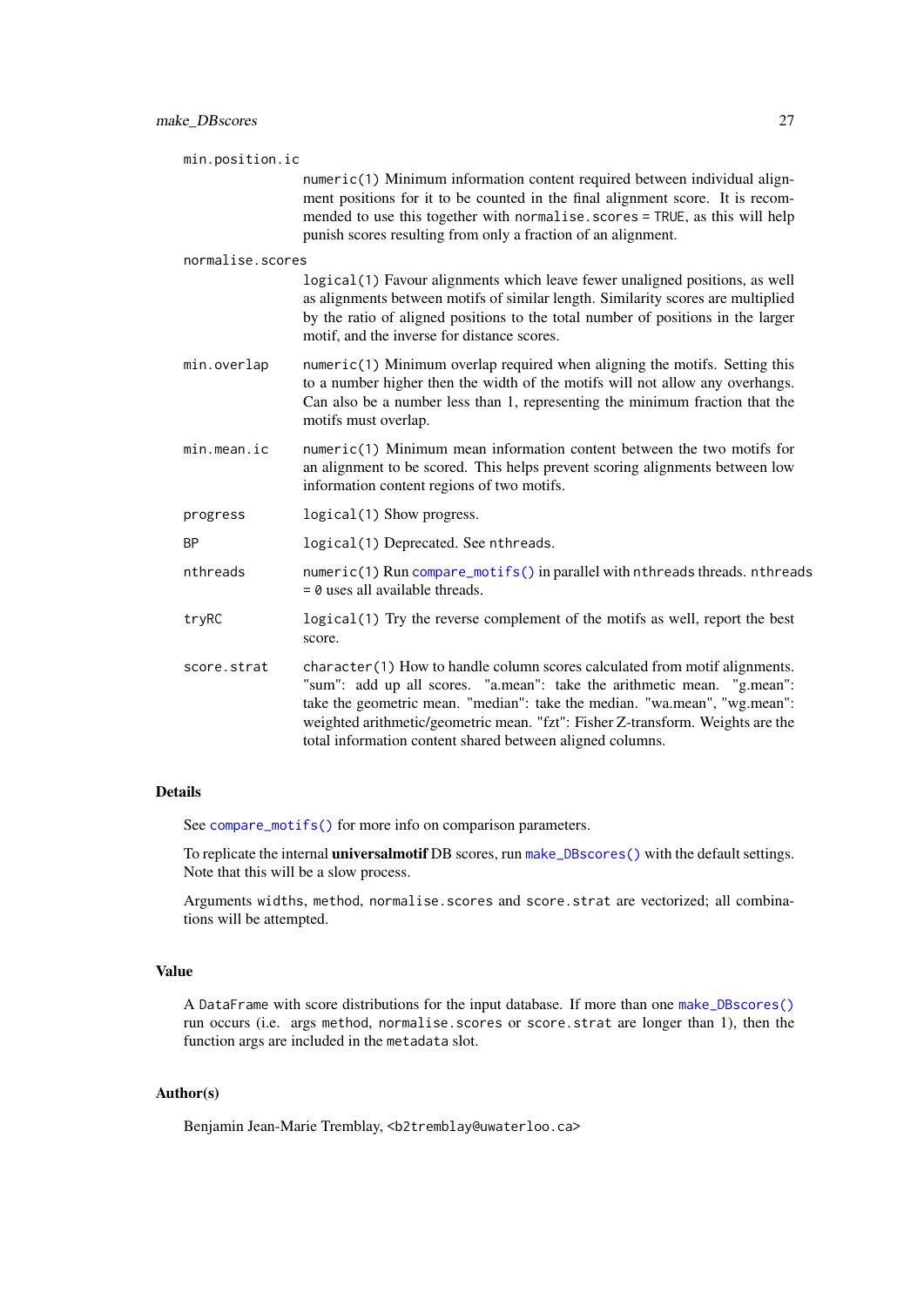`min.position.ic`
: `numeric(1)` Minimum information content required between individual alignment positions for it to be counted in the final alignment score. It is recommended to use this together with `normalise.scores = TRUE`, as this will help punish scores resulting from only a fraction of an alignment.

`normalise.scores`
: `logical(1)` Favour alignments which leave fewer unaligned positions, as well as alignments between motifs of similar length. Similarity scores are multiplied by the ratio of aligned positions to the total number of positions in the larger motif, and the inverse for distance scores.

`min.overlap`
: `numeric(1)` Minimum overlap required when aligning the motifs. Setting this to a number higher then the width of the motifs will not allow any overhangs. Can also be a number less than 1, representing the minimum fraction that the motifs must overlap.

`min.mean.ic`
: `numeric(1)` Minimum mean information content between the two motifs for an alignment to be scored. This helps prevent scoring alignments between low information content regions of two motifs.

`progress`
: `logical(1)` Show progress.

`BP`
: `logical(1)` Deprecated. See `nthreads`.

`nthreads`
: `numeric(1)` Run `compare_motifs()` in parallel with `nthreads` threads. `nthreads = 0` uses all available threads.

`tryRC`
: `logical(1)` Try the reverse complement of the motifs as well, report the best score.

`score.strat`
: `character(1)` How to handle column scores calculated from motif alignments. "sum": add up all scores. "a.mean": take the arithmetic mean. "g.mean": take the geometric mean. "median": take the median. "wa.mean", "wg.mean": weighted arithmetic/geometric mean. "fzt": Fisher Z-transform. Weights are the total information content shared between aligned columns.

## Details

See `compare_motifs()` for more info on comparison parameters.

To replicate the internal **universalmotif** DB scores, run `make_DBscores()` with the default settings. Note that this will be a slow process.

Arguments `widths`, `method`, `normalise.scores` and `score.strat` are vectorized; all combinations will be attempted.

## Value

A `DataFrame` with score distributions for the input database. If more than one `make_DBscores()` run occurs (i.e. args `method`, `normalise.scores` or `score.strat` are longer than 1), then the function args are included in the `metadata` slot.

## Author(s)

Benjamin Jean-Marie Tremblay, <b2tremblay@uwaterloo.ca>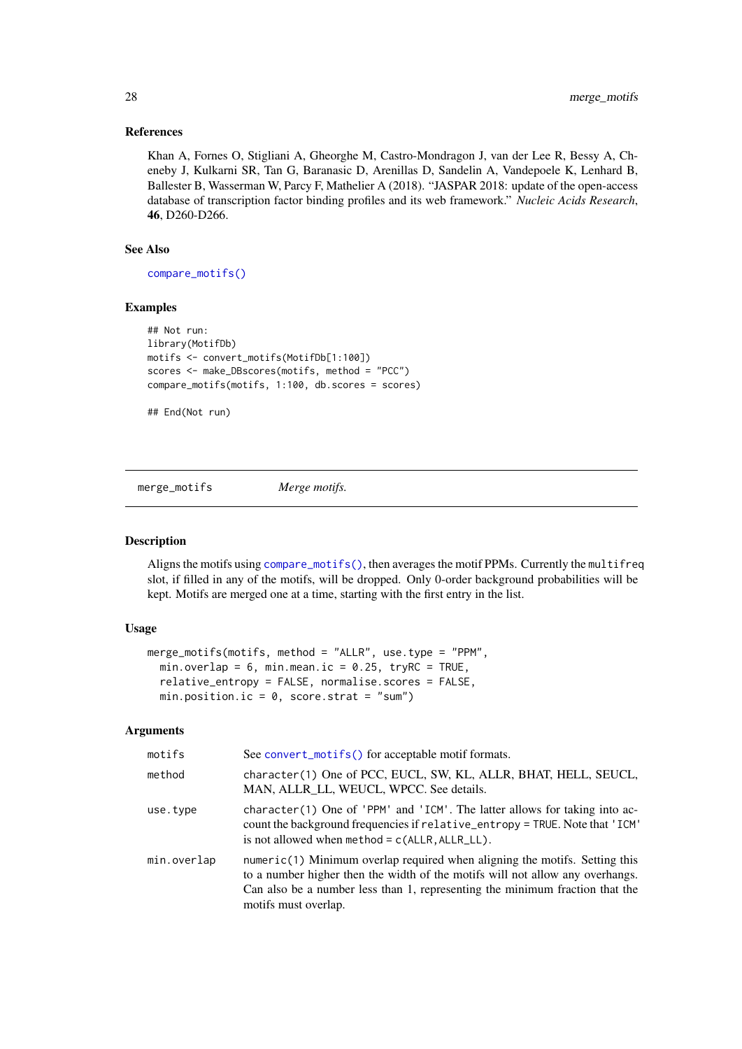### References

Khan A, Fornes O, Stigliani A, Gheorghe M, Castro-Mondragon J, van der Lee R, Bessy A, Cheneby J, Kulkarni SR, Tan G, Baranasic D, Arenillas D, Sandelin A, Vandepoele K, Lenhard B, Ballester B, Wasserman W, Parcy F, Mathelier A (2018). "JASPAR 2018: update of the open-access database of transcription factor binding profiles and its web framework." *Nucleic Acids Research*, **46**, D260-D266.

### See Also

compare_motifs()

### Examples

```
## Not run:
library(MotifDb)
motifs <- convert_motifs(MotifDb[1:100])
scores <- make_DBscores(motifs, method = "PCC")
compare_motifs(motifs, 1:100, db.scores = scores)

## End(Not run)
```

---

## merge_motifs — *Merge motifs.*

### Description

Aligns the motifs using compare_motifs(), then averages the motif PPMs. Currently the `multifreq` slot, if filled in any of the motifs, will be dropped. Only 0-order background probabilities will be kept. Motifs are merged one at a time, starting with the first entry in the list.

### Usage

```
merge_motifs(motifs, method = "ALLR", use.type = "PPM",
  min.overlap = 6, min.mean.ic = 0.25, tryRC = TRUE,
  relative_entropy = FALSE, normalise.scores = FALSE,
  min.position.ic = 0, score.strat = "sum")
```

### Arguments

| | |
|---|---|
| `motifs` | See convert_motifs() for acceptable motif formats. |
| `method` | `character(1)` One of PCC, EUCL, SW, KL, ALLR, BHAT, HELL, SEUCL, MAN, ALLR_LL, WEUCL, WPCC. See details. |
| `use.type` | `character(1)` One of `'PPM'` and `'ICM'`. The latter allows for taking into account the background frequencies if `relative_entropy = TRUE`. Note that `'ICM'` is not allowed when `method = c(ALLR,ALLR_LL)`. |
| `min.overlap` | `numeric(1)` Minimum overlap required when aligning the motifs. Setting this to a number higher then the width of the motifs will not allow any overhangs. Can also be a number less than 1, representing the minimum fraction that the motifs must overlap. |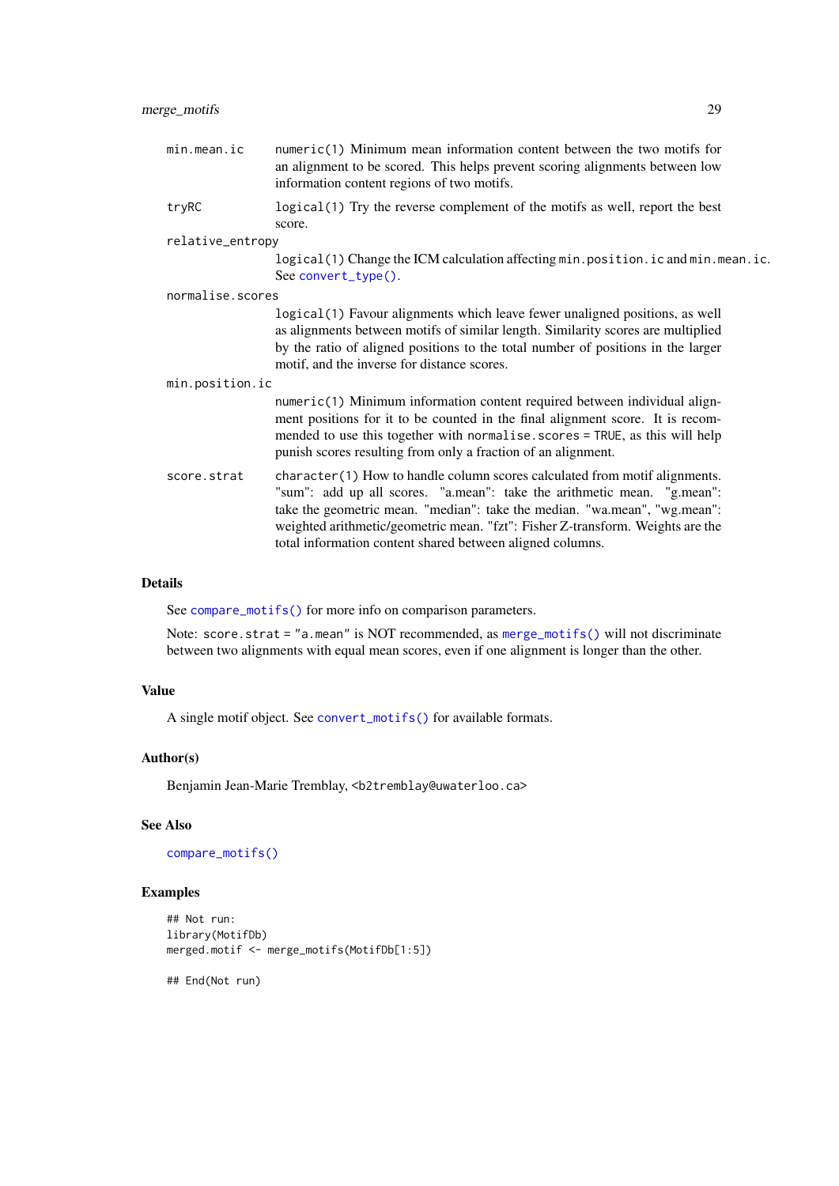min.mean.ic
: numeric(1) Minimum mean information content between the two motifs for an alignment to be scored. This helps prevent scoring alignments between low information content regions of two motifs.

tryRC
: logical(1) Try the reverse complement of the motifs as well, report the best score.

relative_entropy
: logical(1) Change the ICM calculation affecting min.position.ic and min.mean.ic. See convert_type().

normalise.scores
: logical(1) Favour alignments which leave fewer unaligned positions, as well as alignments between motifs of similar length. Similarity scores are multiplied by the ratio of aligned positions to the total number of positions in the larger motif, and the inverse for distance scores.

min.position.ic
: numeric(1) Minimum information content required between individual alignment positions for it to be counted in the final alignment score. It is recommended to use this together with normalise.scores = TRUE, as this will help punish scores resulting from only a fraction of an alignment.

score.strat
: character(1) How to handle column scores calculated from motif alignments. "sum": add up all scores. "a.mean": take the arithmetic mean. "g.mean": take the geometric mean. "median": take the median. "wa.mean", "wg.mean": weighted arithmetic/geometric mean. "fzt": Fisher Z-transform. Weights are the total information content shared between aligned columns.

### Details

See compare_motifs() for more info on comparison parameters.

Note: score.strat = "a.mean" is NOT recommended, as merge_motifs() will not discriminate between two alignments with equal mean scores, even if one alignment is longer than the other.

### Value

A single motif object. See convert_motifs() for available formats.

### Author(s)

Benjamin Jean-Marie Tremblay, <b2tremblay@uwaterloo.ca>

### See Also

compare_motifs()

### Examples

```
## Not run:
library(MotifDb)
merged.motif <- merge_motifs(MotifDb[1:5])

## End(Not run)
```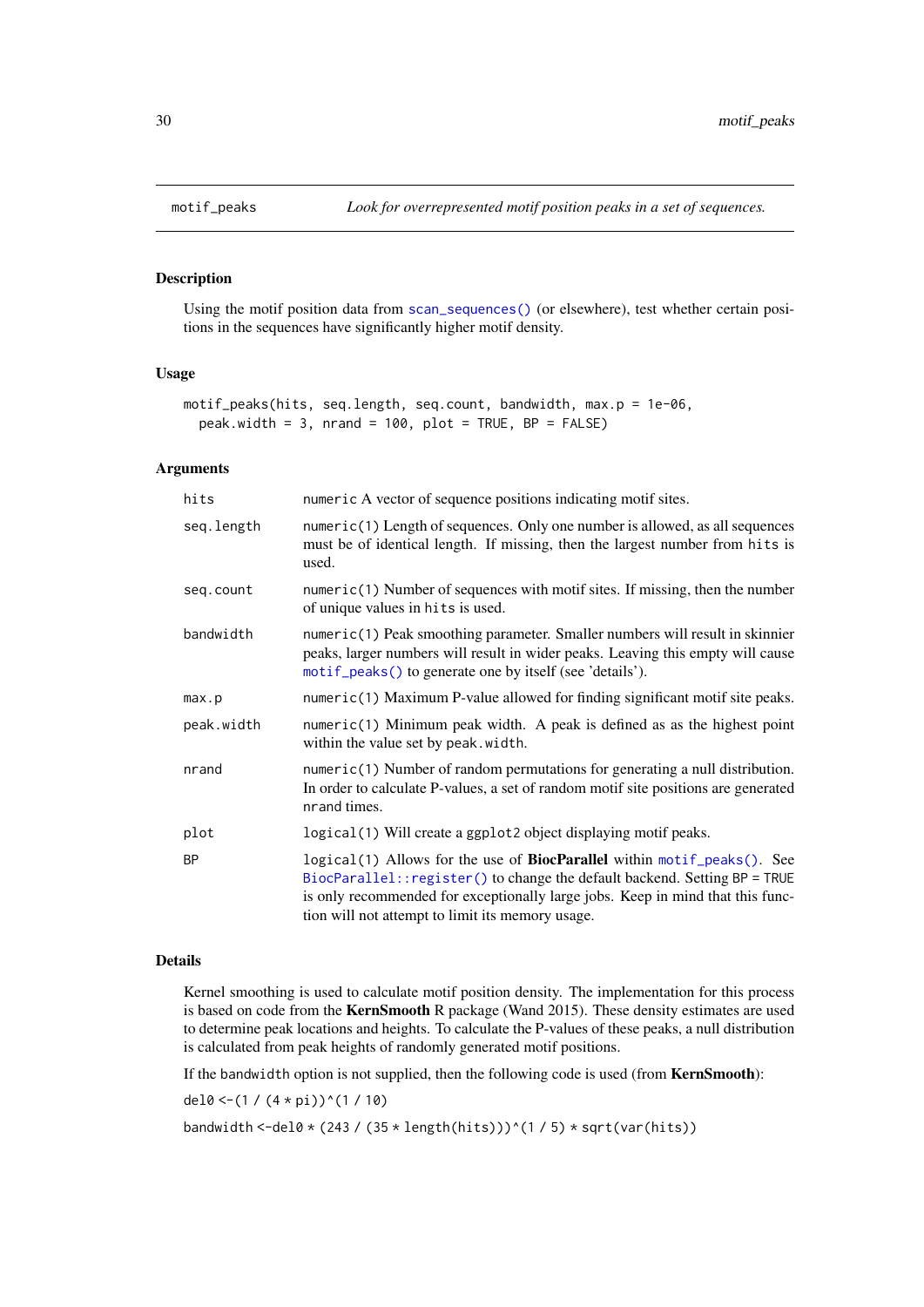## motif_peaks

*Look for overrepresented motif position peaks in a set of sequences.*

### Description

Using the motif position data from `scan_sequences()` (or elsewhere), test whether certain positions in the sequences have significantly higher motif density.

### Usage

```
motif_peaks(hits, seq.length, seq.count, bandwidth, max.p = 1e-06,
  peak.width = 3, nrand = 100, plot = TRUE, BP = FALSE)
```

### Arguments

| | |
|---|---|
| `hits` | `numeric` A vector of sequence positions indicating motif sites. |
| `seq.length` | `numeric(1)` Length of sequences. Only one number is allowed, as all sequences must be of identical length. If missing, then the largest number from `hits` is used. |
| `seq.count` | `numeric(1)` Number of sequences with motif sites. If missing, then the number of unique values in `hits` is used. |
| `bandwidth` | `numeric(1)` Peak smoothing parameter. Smaller numbers will result in skinnier peaks, larger numbers will result in wider peaks. Leaving this empty will cause `motif_peaks()` to generate one by itself (see 'details'). |
| `max.p` | `numeric(1)` Maximum P-value allowed for finding significant motif site peaks. |
| `peak.width` | `numeric(1)` Minimum peak width. A peak is defined as as the highest point within the value set by `peak.width`. |
| `nrand` | `numeric(1)` Number of random permutations for generating a null distribution. In order to calculate P-values, a set of random motif site positions are generated `nrand` times. |
| `plot` | `logical(1)` Will create a `ggplot2` object displaying motif peaks. |
| `BP` | `logical(1)` Allows for the use of **BiocParallel** within `motif_peaks()`. See `BiocParallel::register()` to change the default backend. Setting `BP = TRUE` is only recommended for exceptionally large jobs. Keep in mind that this function will not attempt to limit its memory usage. |

### Details

Kernel smoothing is used to calculate motif position density. The implementation for this process is based on code from the **KernSmooth** R package (Wand 2015). These density estimates are used to determine peak locations and heights. To calculate the P-values of these peaks, a null distribution is calculated from peak heights of randomly generated motif positions.

If the `bandwidth` option is not supplied, then the following code is used (from **KernSmooth**):

```
del0 <-(1 / (4 * pi))^(1 / 10)
bandwidth <-del0 * (243 / (35 * length(hits)))^(1 / 5) * sqrt(var(hits))
```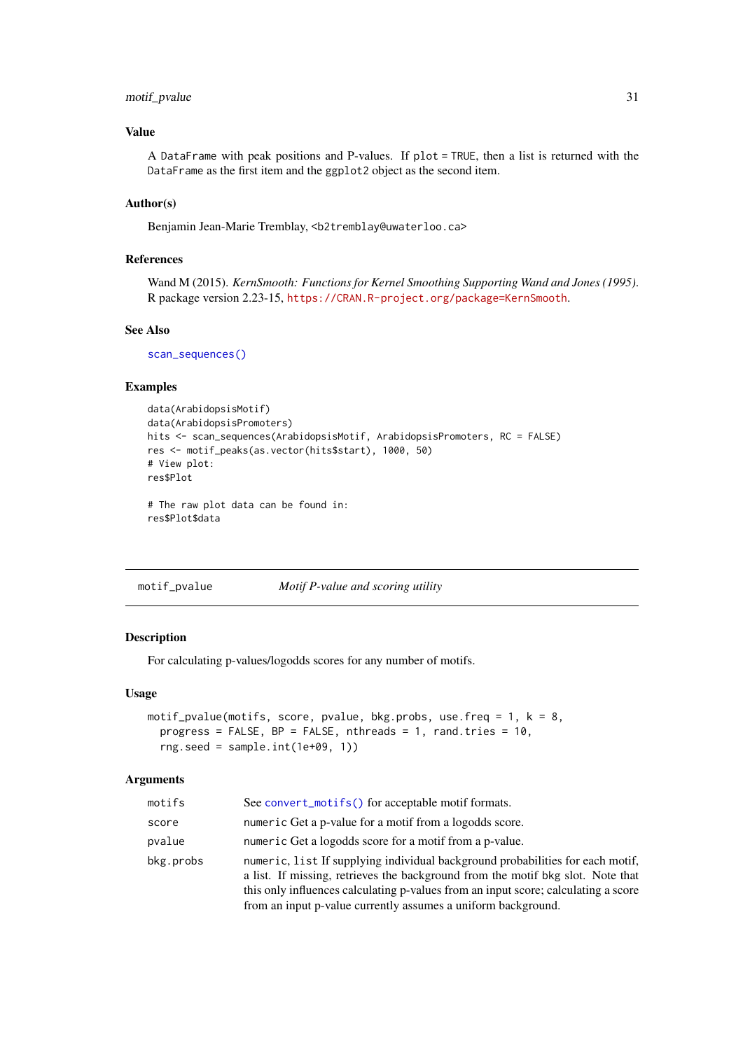### Value

A DataFrame with peak positions and P-values. If plot = TRUE, then a list is returned with the DataFrame as the first item and the ggplot2 object as the second item.

### Author(s)

Benjamin Jean-Marie Tremblay, <b2tremblay@uwaterloo.ca>

### References

Wand M (2015). *KernSmooth: Functions for Kernel Smoothing Supporting Wand and Jones (1995)*. R package version 2.23-15, https://CRAN.R-project.org/package=KernSmooth.

### See Also

scan_sequences()

### Examples

```
data(ArabidopsisMotif)
data(ArabidopsisPromoters)
hits <- scan_sequences(ArabidopsisMotif, ArabidopsisPromoters, RC = FALSE)
res <- motif_peaks(as.vector(hits$start), 1000, 50)
# View plot:
res$Plot

# The raw plot data can be found in:
res$Plot$data
```

---

## motif_pvalue *Motif P-value and scoring utility*

### Description

For calculating p-values/logodds scores for any number of motifs.

### Usage

```
motif_pvalue(motifs, score, pvalue, bkg.probs, use.freq = 1, k = 8,
  progress = FALSE, BP = FALSE, nthreads = 1, rand.tries = 10,
  rng.seed = sample.int(1e+09, 1))
```

### Arguments

| | |
|---|---|
| motifs | See convert_motifs() for acceptable motif formats. |
| score | numeric Get a p-value for a motif from a logodds score. |
| pvalue | numeric Get a logodds score for a motif from a p-value. |
| bkg.probs | numeric, list If supplying individual background probabilities for each motif, a list. If missing, retrieves the background from the motif bkg slot. Note that this only influences calculating p-values from an input score; calculating a score from an input p-value currently assumes a uniform background. |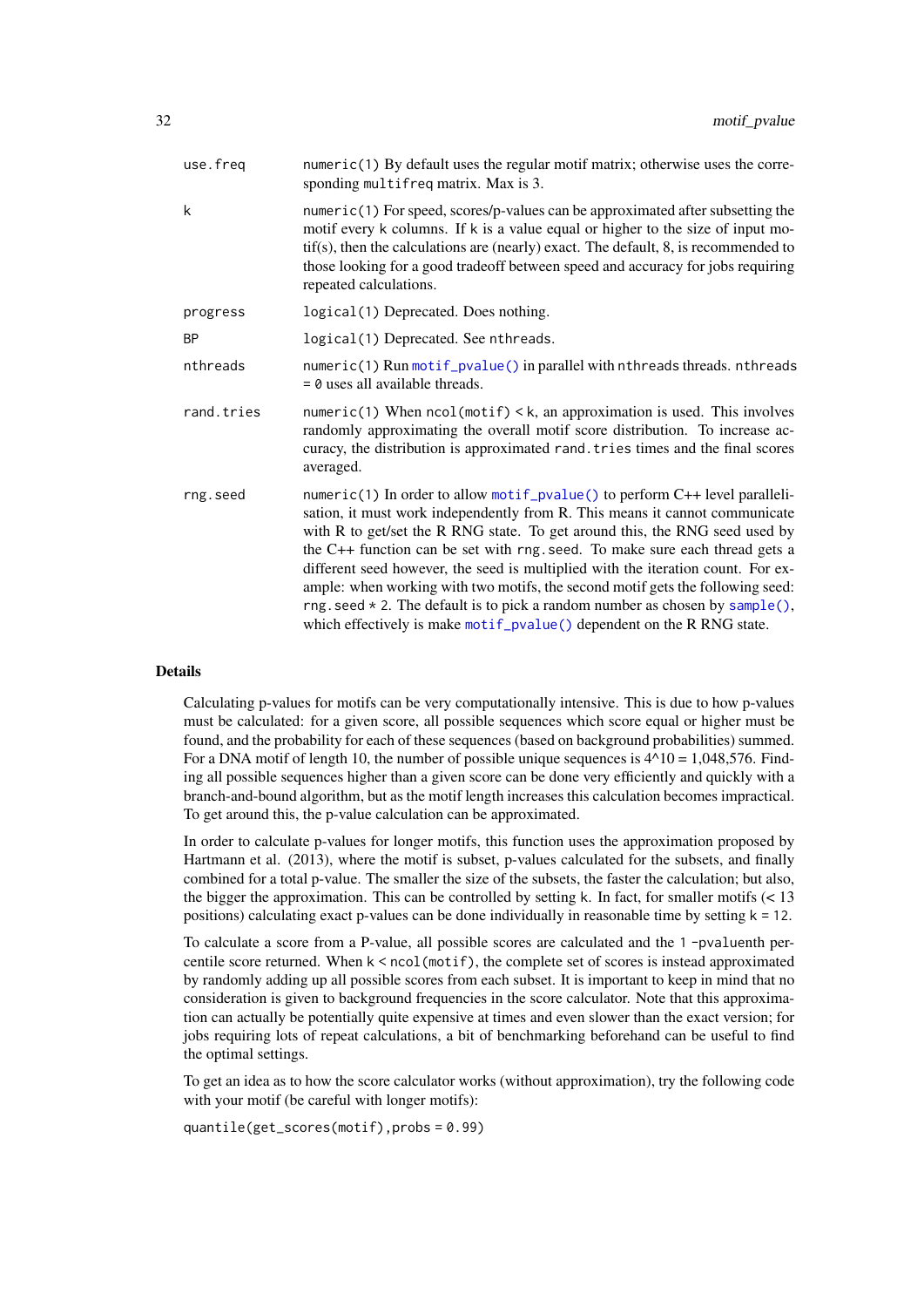| | |
|---|---|
| use.freq | numeric(1) By default uses the regular motif matrix; otherwise uses the corresponding multifreq matrix. Max is 3. |
| k | numeric(1) For speed, scores/p-values can be approximated after subsetting the motif every k columns. If k is a value equal or higher to the size of input motif(s), then the calculations are (nearly) exact. The default, 8, is recommended to those looking for a good tradeoff between speed and accuracy for jobs requiring repeated calculations. |
| progress | logical(1) Deprecated. Does nothing. |
| BP | logical(1) Deprecated. See nthreads. |
| nthreads | numeric(1) Run motif_pvalue() in parallel with nthreads threads. nthreads = 0 uses all available threads. |
| rand.tries | numeric(1) When ncol(motif) < k, an approximation is used. This involves randomly approximating the overall motif score distribution. To increase accuracy, the distribution is approximated rand.tries times and the final scores averaged. |
| rng.seed | numeric(1) In order to allow motif_pvalue() to perform C++ level parallelisation, it must work independently from R. This means it cannot communicate with R to get/set the R RNG state. To get around this, the RNG seed used by the C++ function can be set with rng.seed. To make sure each thread gets a different seed however, the seed is multiplied with the iteration count. For example: when working with two motifs, the second motif gets the following seed: rng.seed * 2. The default is to pick a random number as chosen by sample(), which effectively is make motif_pvalue() dependent on the R RNG state. |

## Details

Calculating p-values for motifs can be very computationally intensive. This is due to how p-values must be calculated: for a given score, all possible sequences which score equal or higher must be found, and the probability for each of these sequences (based on background probabilities) summed. For a DNA motif of length 10, the number of possible unique sequences is 4^10 = 1,048,576. Finding all possible sequences higher than a given score can be done very efficiently and quickly with a branch-and-bound algorithm, but as the motif length increases this calculation becomes impractical. To get around this, the p-value calculation can be approximated.

In order to calculate p-values for longer motifs, this function uses the approximation proposed by Hartmann et al. (2013), where the motif is subset, p-values calculated for the subsets, and finally combined for a total p-value. The smaller the size of the subsets, the faster the calculation; but also, the bigger the approximation. This can be controlled by setting k. In fact, for smaller motifs (< 13 positions) calculating exact p-values can be done individually in reasonable time by setting k = 12.

To calculate a score from a P-value, all possible scores are calculated and the 1 -pvaluenth percentile score returned. When k < ncol(motif), the complete set of scores is instead approximated by randomly adding up all possible scores from each subset. It is important to keep in mind that no consideration is given to background frequencies in the score calculator. Note that this approximation can actually be potentially quite expensive at times and even slower than the exact version; for jobs requiring lots of repeat calculations, a bit of benchmarking beforehand can be useful to find the optimal settings.

To get an idea as to how the score calculator works (without approximation), try the following code with your motif (be careful with longer motifs):

```
quantile(get_scores(motif),probs = 0.99)
```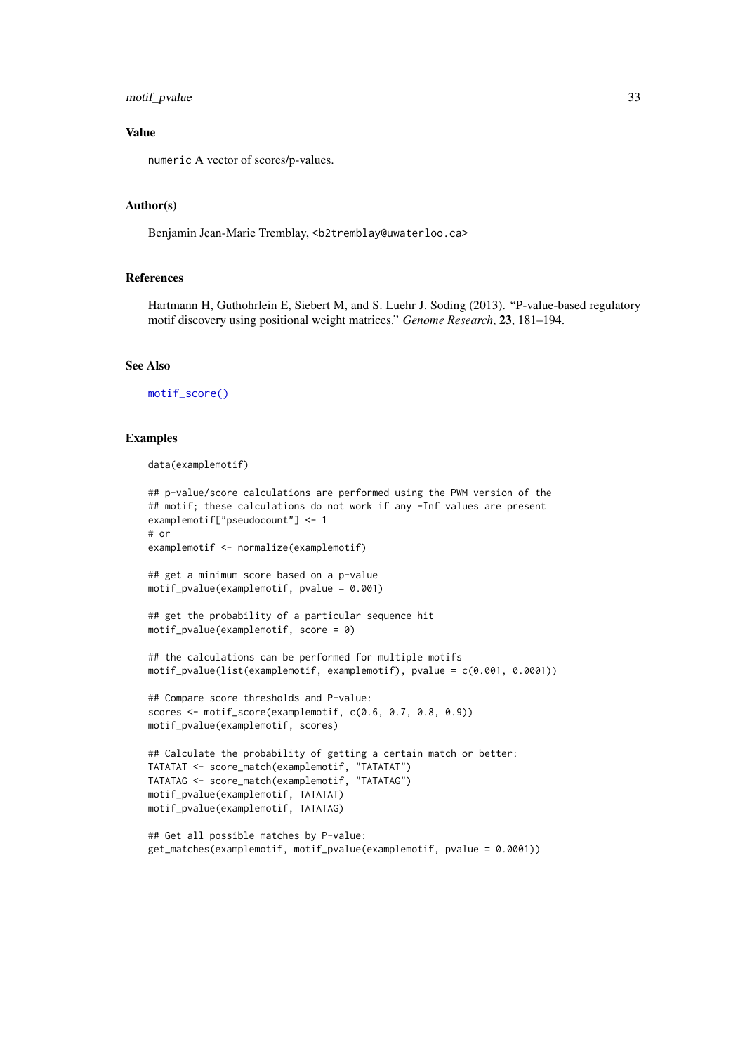### Value

`numeric` A vector of scores/p-values.

### Author(s)

Benjamin Jean-Marie Tremblay, <b2tremblay@uwaterloo.ca>

### References

Hartmann H, Guthohrlein E, Siebert M, and S. Luehr J. Soding (2013). "P-value-based regulatory motif discovery using positional weight matrices." *Genome Research*, **23**, 181–194.

### See Also

motif_score()

### Examples

```
data(examplemotif)

## p-value/score calculations are performed using the PWM version of the
## motif; these calculations do not work if any -Inf values are present
examplemotif["pseudocount"] <- 1
# or
examplemotif <- normalize(examplemotif)

## get a minimum score based on a p-value
motif_pvalue(examplemotif, pvalue = 0.001)

## get the probability of a particular sequence hit
motif_pvalue(examplemotif, score = 0)

## the calculations can be performed for multiple motifs
motif_pvalue(list(examplemotif, examplemotif), pvalue = c(0.001, 0.0001))

## Compare score thresholds and P-value:
scores <- motif_score(examplemotif, c(0.6, 0.7, 0.8, 0.9))
motif_pvalue(examplemotif, scores)

## Calculate the probability of getting a certain match or better:
TATATAT <- score_match(examplemotif, "TATATAT")
TATATAG <- score_match(examplemotif, "TATATAG")
motif_pvalue(examplemotif, TATATAT)
motif_pvalue(examplemotif, TATATAG)

## Get all possible matches by P-value:
get_matches(examplemotif, motif_pvalue(examplemotif, pvalue = 0.0001))
```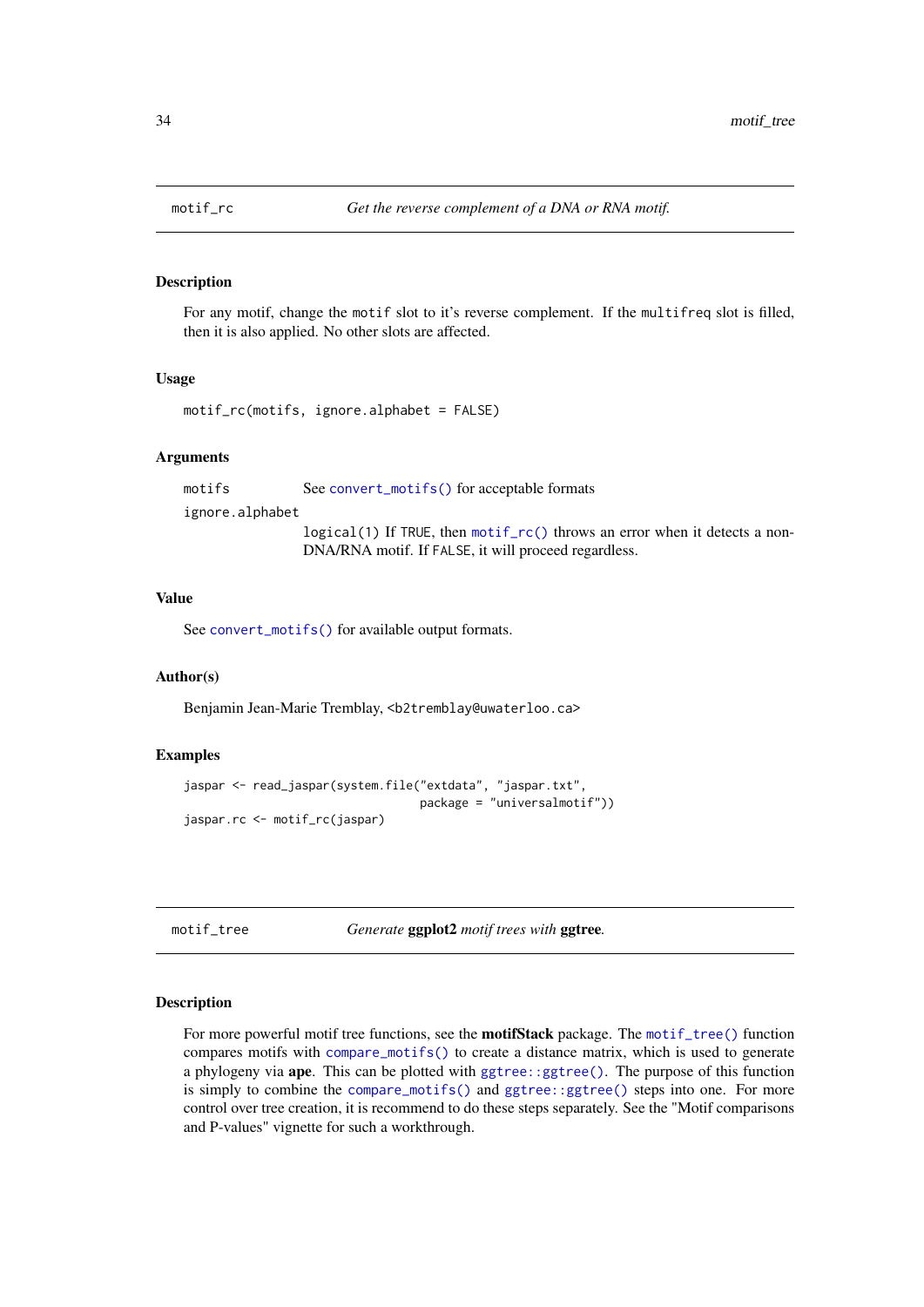## motif_rc — *Get the reverse complement of a DNA or RNA motif.*

### Description

For any motif, change the `motif` slot to it's reverse complement. If the `multifreq` slot is filled, then it is also applied. No other slots are affected.

### Usage

```
motif_rc(motifs, ignore.alphabet = FALSE)
```

### Arguments

| | |
|---|---|
| `motifs` | See `convert_motifs()` for acceptable formats |
| `ignore.alphabet` | `logical(1)` If `TRUE`, then `motif_rc()` throws an error when it detects a non-DNA/RNA motif. If `FALSE`, it will proceed regardless. |

### Value

See `convert_motifs()` for available output formats.

### Author(s)

Benjamin Jean-Marie Tremblay, <b2tremblay@uwaterloo.ca>

### Examples

```
jaspar <- read_jaspar(system.file("extdata", "jaspar.txt",
                                  package = "universalmotif"))
jaspar.rc <- motif_rc(jaspar)
```

## motif_tree — *Generate* **ggplot2** *motif trees with* **ggtree***.*

### Description

For more powerful motif tree functions, see the **motifStack** package. The `motif_tree()` function compares motifs with `compare_motifs()` to create a distance matrix, which is used to generate a phylogeny via **ape**. This can be plotted with `ggtree::ggtree()`. The purpose of this function is simply to combine the `compare_motifs()` and `ggtree::ggtree()` steps into one. For more control over tree creation, it is recommend to do these steps separately. See the "Motif comparisons and P-values" vignette for such a workthrough.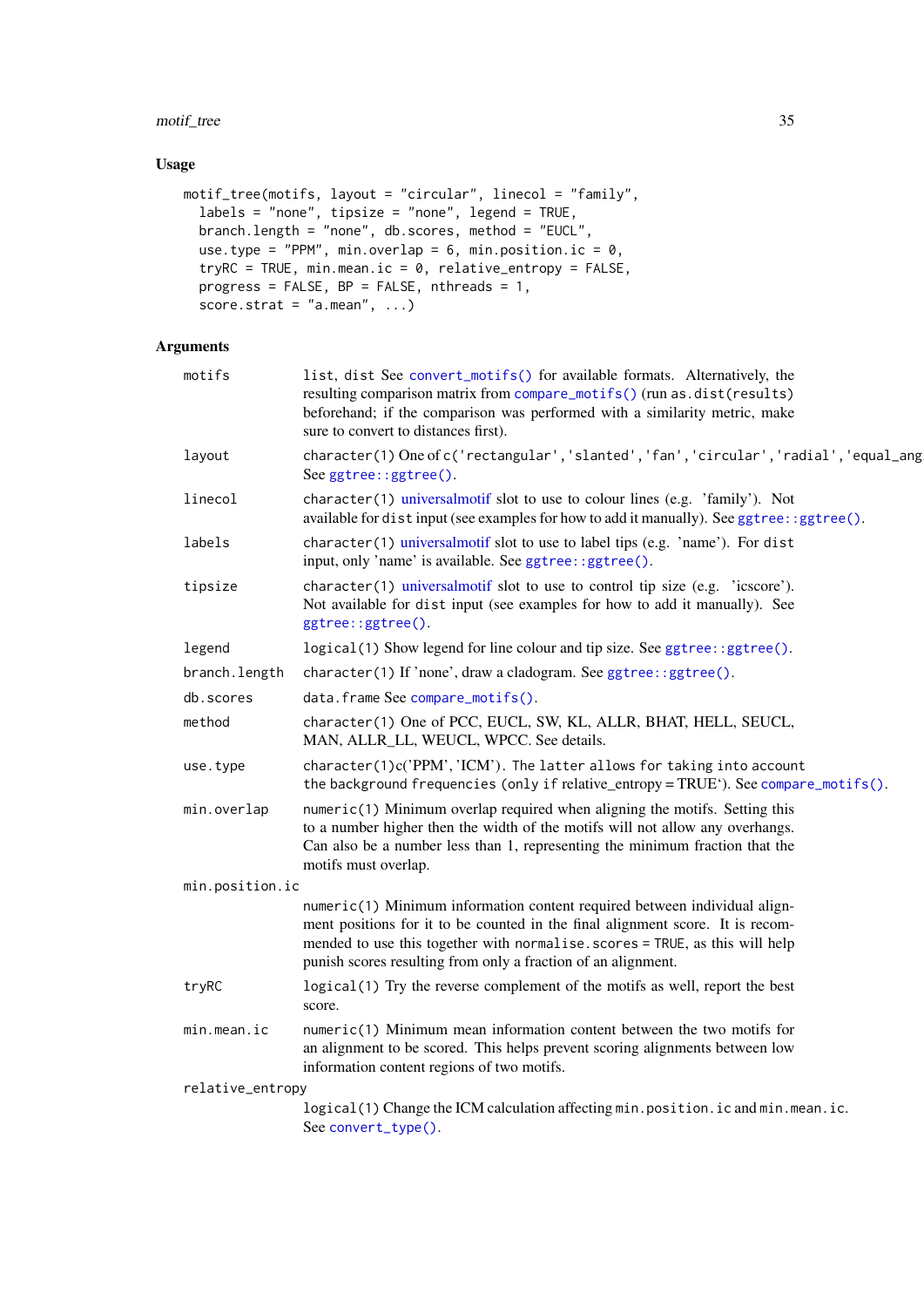## Usage

```
motif_tree(motifs, layout = "circular", linecol = "family",
  labels = "none", tipsize = "none", legend = TRUE,
  branch.length = "none", db.scores, method = "EUCL",
  use.type = "PPM", min.overlap = 6, min.position.ic = 0,
  tryRC = TRUE, min.mean.ic = 0, relative_entropy = FALSE,
  progress = FALSE, BP = FALSE, nthreads = 1,
  score.strat = "a.mean", ...)
```

## Arguments

`motifs`
: list, dist See `convert_motifs()` for available formats. Alternatively, the resulting comparison matrix from `compare_motifs()` (run `as.dist(results)` beforehand; if the comparison was performed with a similarity metric, make sure to convert to distances first).

`layout`
: `character(1)` One of `c('rectangular','slanted','fan','circular','radial','equal_ang` See `ggtree::ggtree()`.

`linecol`
: `character(1)` universalmotif slot to use to colour lines (e.g. 'family'). Not available for `dist` input (see examples for how to add it manually). See `ggtree::ggtree()`.

`labels`
: `character(1)` universalmotif slot to use to label tips (e.g. 'name'). For `dist` input, only 'name' is available. See `ggtree::ggtree()`.

`tipsize`
: `character(1)` universalmotif slot to use to control tip size (e.g. 'icscore'). Not available for `dist` input (see examples for how to add it manually). See `ggtree::ggtree()`.

`legend`
: `logical(1)` Show legend for line colour and tip size. See `ggtree::ggtree()`.

`branch.length`
: `character(1)` If 'none', draw a cladogram. See `ggtree::ggtree()`.

`db.scores`
: `data.frame` See `compare_motifs()`.

`method`
: `character(1)` One of PCC, EUCL, SW, KL, ALLR, BHAT, HELL, SEUCL, MAN, ALLR_LL, WEUCL, WPCC. See details.

`use.type`
: `character(1)c('PPM', 'ICM')`. The latter allows for taking into account the background frequencies (only if relative_entropy = TRUE'). See `compare_motifs()`.

`min.overlap`
: `numeric(1)` Minimum overlap required when aligning the motifs. Setting this to a number higher then the width of the motifs will not allow any overhangs. Can also be a number less than 1, representing the minimum fraction that the motifs must overlap.

`min.position.ic`
: `numeric(1)` Minimum information content required between individual alignment positions for it to be counted in the final alignment score. It is recommended to use this together with `normalise.scores = TRUE`, as this will help punish scores resulting from only a fraction of an alignment.

`tryRC`
: `logical(1)` Try the reverse complement of the motifs as well, report the best score.

`min.mean.ic`
: `numeric(1)` Minimum mean information content between the two motifs for an alignment to be scored. This helps prevent scoring alignments between low information content regions of two motifs.

`relative_entropy`
: `logical(1)` Change the ICM calculation affecting `min.position.ic` and `min.mean.ic`. See `convert_type()`.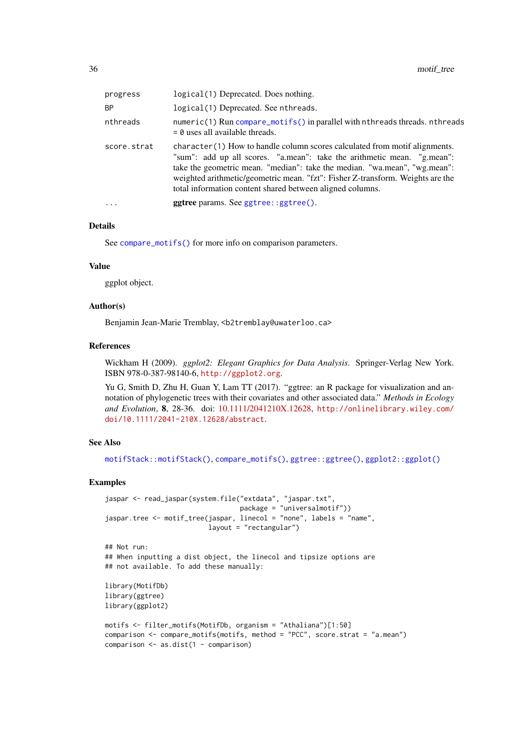| | |
|---|---|
| progress | logical(1) Deprecated. Does nothing. |
| BP | logical(1) Deprecated. See nthreads. |
| nthreads | numeric(1) Run compare_motifs() in parallel with nthreads threads. nthreads = 0 uses all available threads. |
| score.strat | character(1) How to handle column scores calculated from motif alignments. "sum": add up all scores. "a.mean": take the arithmetic mean. "g.mean": take the geometric mean. "median": take the median. "wa.mean", "wg.mean": weighted arithmetic/geometric mean. "fzt": Fisher Z-transform. Weights are the total information content shared between aligned columns. |
| ... | **ggtree** params. See ggtree::ggtree(). |

### Details

See compare_motifs() for more info on comparison parameters.

### Value

ggplot object.

### Author(s)

Benjamin Jean-Marie Tremblay, <b2tremblay@uwaterloo.ca>

### References

Wickham H (2009). *ggplot2: Elegant Graphics for Data Analysis*. Springer-Verlag New York. ISBN 978-0-387-98140-6, http://ggplot2.org.

Yu G, Smith D, Zhu H, Guan Y, Lam TT (2017). "ggtree: an R package for visualization and annotation of phylogenetic trees with their covariates and other associated data." *Methods in Ecology and Evolution*, **8**, 28-36. doi: 10.1111/2041210X.12628, http://onlinelibrary.wiley.com/doi/10.1111/2041-210X.12628/abstract.

### See Also

motifStack::motifStack(), compare_motifs(), ggtree::ggtree(), ggplot2::ggplot()

### Examples

```
jaspar <- read_jaspar(system.file("extdata", "jaspar.txt",
                                  package = "universalmotif"))
jaspar.tree <- motif_tree(jaspar, linecol = "none", labels = "name",
                          layout = "rectangular")

## Not run:
## When inputting a dist object, the linecol and tipsize options are
## not available. To add these manually:

library(MotifDb)
library(ggtree)
library(ggplot2)

motifs <- filter_motifs(MotifDb, organism = "Athaliana")[1:50]
comparison <- compare_motifs(motifs, method = "PCC", score.strat = "a.mean")
comparison <- as.dist(1 - comparison)
```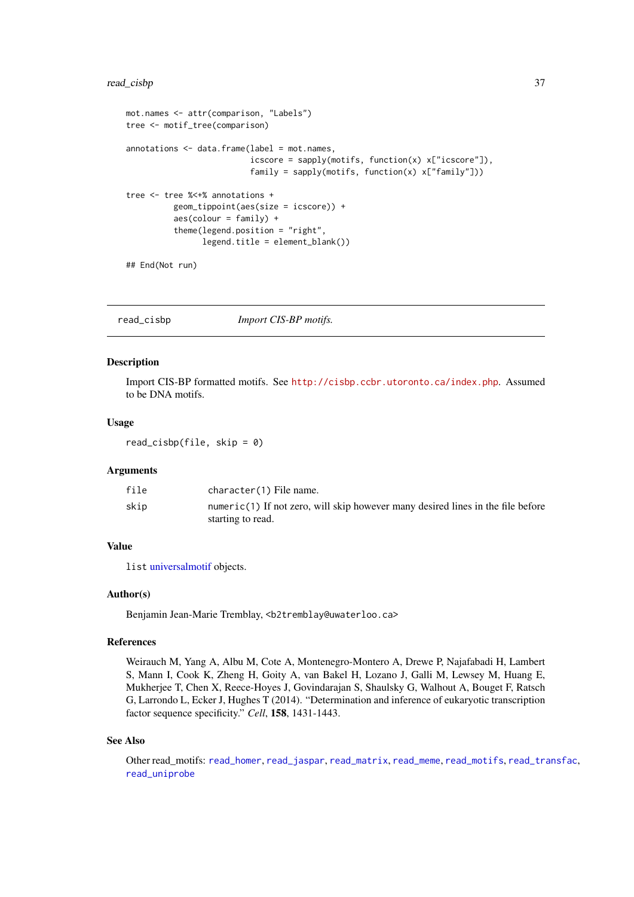```
mot.names <- attr(comparison, "Labels")
tree <- motif_tree(comparison)

annotations <- data.frame(label = mot.names,
                          icscore = sapply(motifs, function(x) x["icscore"]),
                          family = sapply(motifs, function(x) x["family"]))

tree <- tree %<+% annotations +
          geom_tippoint(aes(size = icscore)) +
          aes(colour = family) +
          theme(legend.position = "right",
                legend.title = element_blank())

## End(Not run)
```

---

## read_cisbp — *Import CIS-BP motifs.*

---

### Description

Import CIS-BP formatted motifs. See http://cisbp.ccbr.utoronto.ca/index.php. Assumed to be DNA motifs.

### Usage

```
read_cisbp(file, skip = 0)
```

### Arguments

| | |
|---|---|
| `file` | `character(1)` File name. |
| `skip` | `numeric(1)` If not zero, will skip however many desired lines in the file before starting to read. |

### Value

`list` universalmotif objects.

### Author(s)

Benjamin Jean-Marie Tremblay, <b2tremblay@uwaterloo.ca>

### References

Weirauch M, Yang A, Albu M, Cote A, Montenegro-Montero A, Drewe P, Najafabadi H, Lambert S, Mann I, Cook K, Zheng H, Goity A, van Bakel H, Lozano J, Galli M, Lewsey M, Huang E, Mukherjee T, Chen X, Reece-Hoyes J, Govindarajan S, Shaulsky G, Walhout A, Bouget F, Ratsch G, Larrondo L, Ecker J, Hughes T (2014). "Determination and inference of eukaryotic transcription factor sequence specificity." *Cell*, **158**, 1431-1443.

### See Also

Other read_motifs: `read_homer`, `read_jaspar`, `read_matrix`, `read_meme`, `read_motifs`, `read_transfac`, `read_uniprobe`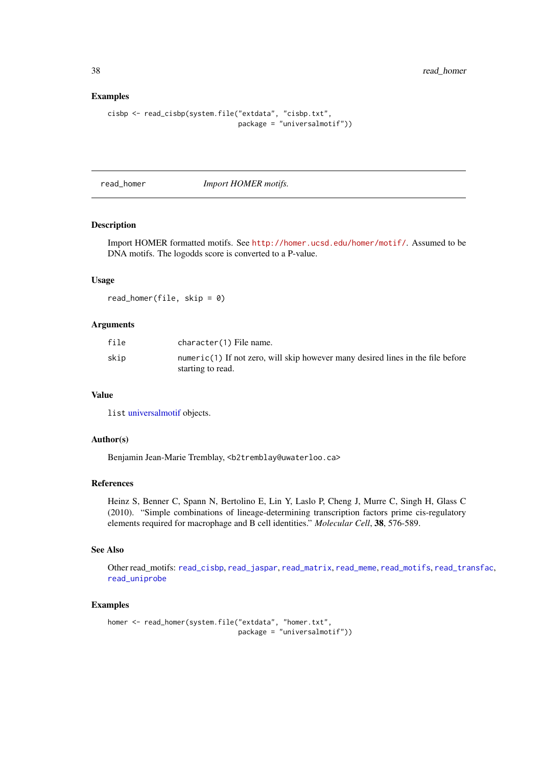### Examples

```
cisbp <- read_cisbp(system.file("extdata", "cisbp.txt",
                                package = "universalmotif"))
```

---

## read_homer *Import HOMER motifs.*

---

### Description

Import HOMER formatted motifs. See http://homer.ucsd.edu/homer/motif/. Assumed to be DNA motifs. The logodds score is converted to a P-value.

### Usage

```
read_homer(file, skip = 0)
```

### Arguments

| | |
|---|---|
| file | `character(1)` File name. |
| skip | `numeric(1)` If not zero, will skip however many desired lines in the file before starting to read. |

### Value

`list` universalmotif objects.

### Author(s)

Benjamin Jean-Marie Tremblay, <b2tremblay@uwaterloo.ca>

### References

Heinz S, Benner C, Spann N, Bertolino E, Lin Y, Laslo P, Cheng J, Murre C, Singh H, Glass C (2010). "Simple combinations of lineage-determining transcription factors prime cis-regulatory elements required for macrophage and B cell identities." *Molecular Cell*, **38**, 576-589.

### See Also

Other read_motifs: `read_cisbp`, `read_jaspar`, `read_matrix`, `read_meme`, `read_motifs`, `read_transfac`, `read_uniprobe`

### Examples

```
homer <- read_homer(system.file("extdata", "homer.txt",
                                package = "universalmotif"))
```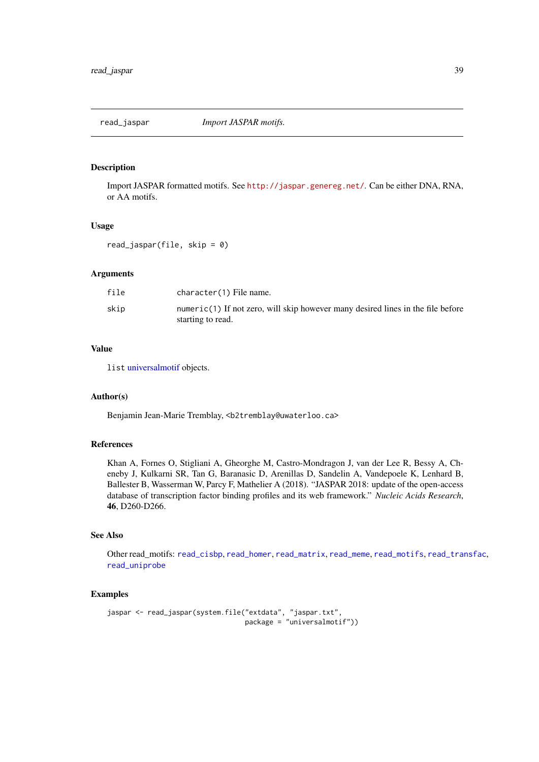## read_jaspar &nbsp;&nbsp;&nbsp;&nbsp; *Import JASPAR motifs.*

### Description

Import JASPAR formatted motifs. See http://jaspar.genereg.net/. Can be either DNA, RNA, or AA motifs.

### Usage

```
read_jaspar(file, skip = 0)
```

### Arguments

| | |
|---|---|
| file | `character(1)` File name. |
| skip | `numeric(1)` If not zero, will skip however many desired lines in the file before starting to read. |

### Value

`list` universalmotif objects.

### Author(s)

Benjamin Jean-Marie Tremblay, <b2tremblay@uwaterloo.ca>

### References

Khan A, Fornes O, Stigliani A, Gheorghe M, Castro-Mondragon J, van der Lee R, Bessy A, Cheneby J, Kulkarni SR, Tan G, Baranasic D, Arenillas D, Sandelin A, Vandepoele K, Lenhard B, Ballester B, Wasserman W, Parcy F, Mathelier A (2018). "JASPAR 2018: update of the open-access database of transcription factor binding profiles and its web framework." *Nucleic Acids Research*, **46**, D260-D266.

### See Also

Other read_motifs: `read_cisbp`, `read_homer`, `read_matrix`, `read_meme`, `read_motifs`, `read_transfac`, `read_uniprobe`

### Examples

```
jaspar <- read_jaspar(system.file("extdata", "jaspar.txt",
                                  package = "universalmotif"))
```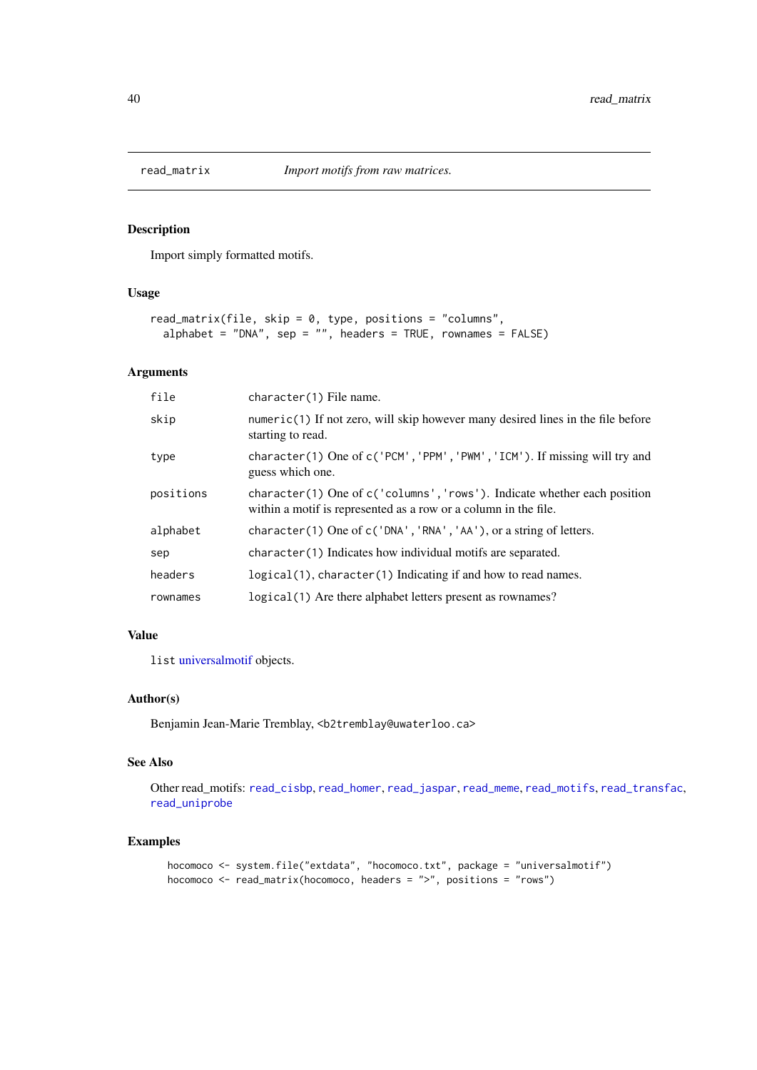# read_matrix — *Import motifs from raw matrices.*

## Description

Import simply formatted motifs.

## Usage

```
read_matrix(file, skip = 0, type, positions = "columns",
  alphabet = "DNA", sep = "", headers = TRUE, rownames = FALSE)
```

## Arguments

| | |
|---|---|
| `file` | `character(1)` File name. |
| `skip` | `numeric(1)` If not zero, will skip however many desired lines in the file before starting to read. |
| `type` | `character(1)` One of `c('PCM','PPM','PWM','ICM')`. If missing will try and guess which one. |
| `positions` | `character(1)` One of `c('columns','rows')`. Indicate whether each position within a motif is represented as a row or a column in the file. |
| `alphabet` | `character(1)` One of `c('DNA','RNA','AA')`, or a string of letters. |
| `sep` | `character(1)` Indicates how individual motifs are separated. |
| `headers` | `logical(1)`, `character(1)` Indicating if and how to read names. |
| `rownames` | `logical(1)` Are there alphabet letters present as rownames? |

## Value

`list` universalmotif objects.

## Author(s)

Benjamin Jean-Marie Tremblay, <b2tremblay@uwaterloo.ca>

## See Also

Other read_motifs: `read_cisbp`, `read_homer`, `read_jaspar`, `read_meme`, `read_motifs`, `read_transfac`, `read_uniprobe`

## Examples

```
hocomoco <- system.file("extdata", "hocomoco.txt", package = "universalmotif")
hocomoco <- read_matrix(hocomoco, headers = ">", positions = "rows")
```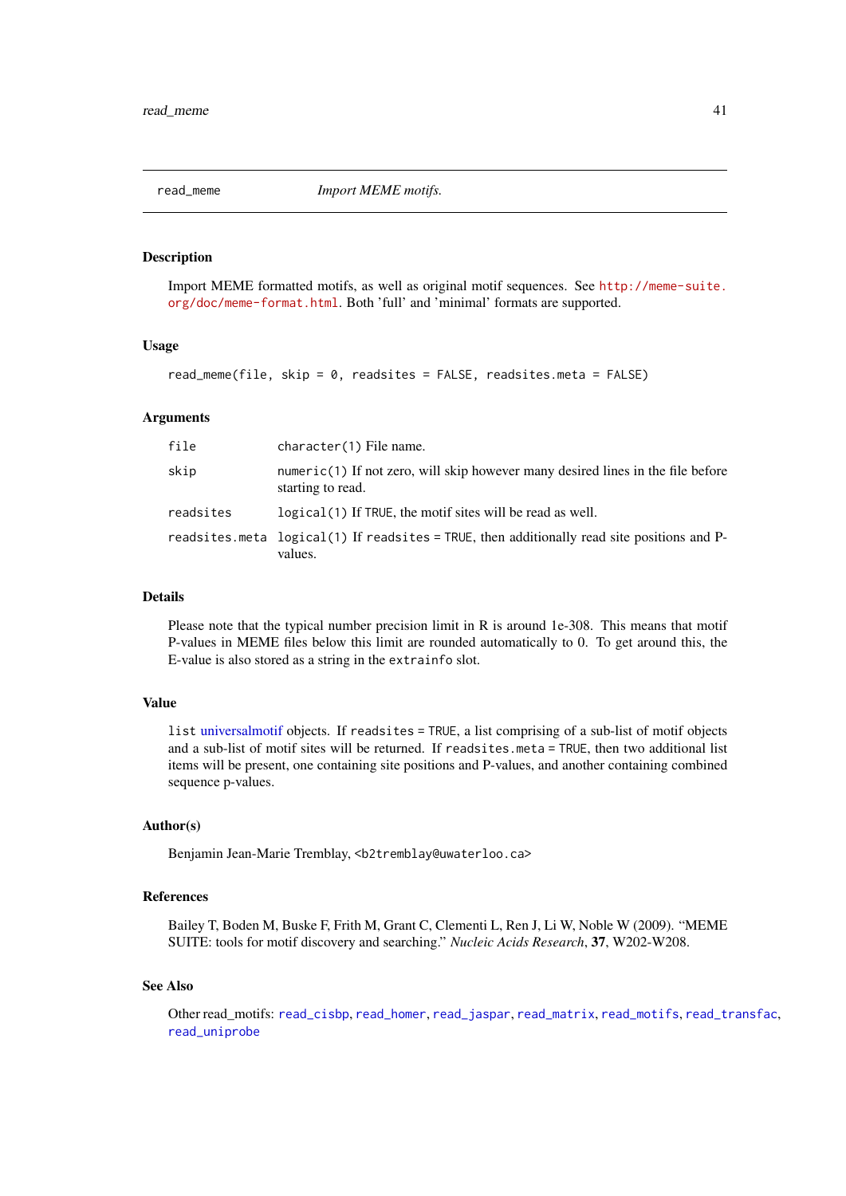## read_meme — *Import MEME motifs.*

### Description

Import MEME formatted motifs, as well as original motif sequences. See http://meme-suite.org/doc/meme-format.html. Both 'full' and 'minimal' formats are supported.

### Usage

```
read_meme(file, skip = 0, readsites = FALSE, readsites.meta = FALSE)
```

### Arguments

| | |
|---|---|
| file | `character(1)` File name. |
| skip | `numeric(1)` If not zero, will skip however many desired lines in the file before starting to read. |
| readsites | `logical(1)` If `TRUE`, the motif sites will be read as well. |
| readsites.meta | `logical(1)` If `readsites = TRUE`, then additionally read site positions and P-values. |

### Details

Please note that the typical number precision limit in R is around 1e-308. This means that motif P-values in MEME files below this limit are rounded automatically to 0. To get around this, the E-value is also stored as a string in the `extrainfo` slot.

### Value

`list` universalmotif objects. If `readsites = TRUE`, a list comprising of a sub-list of motif objects and a sub-list of motif sites will be returned. If `readsites.meta = TRUE`, then two additional list items will be present, one containing site positions and P-values, and another containing combined sequence p-values.

### Author(s)

Benjamin Jean-Marie Tremblay, <b2tremblay@uwaterloo.ca>

### References

Bailey T, Boden M, Buske F, Frith M, Grant C, Clementi L, Ren J, Li W, Noble W (2009). "MEME SUITE: tools for motif discovery and searching." *Nucleic Acids Research*, **37**, W202-W208.

### See Also

Other read_motifs: `read_cisbp`, `read_homer`, `read_jaspar`, `read_matrix`, `read_motifs`, `read_transfac`, `read_uniprobe`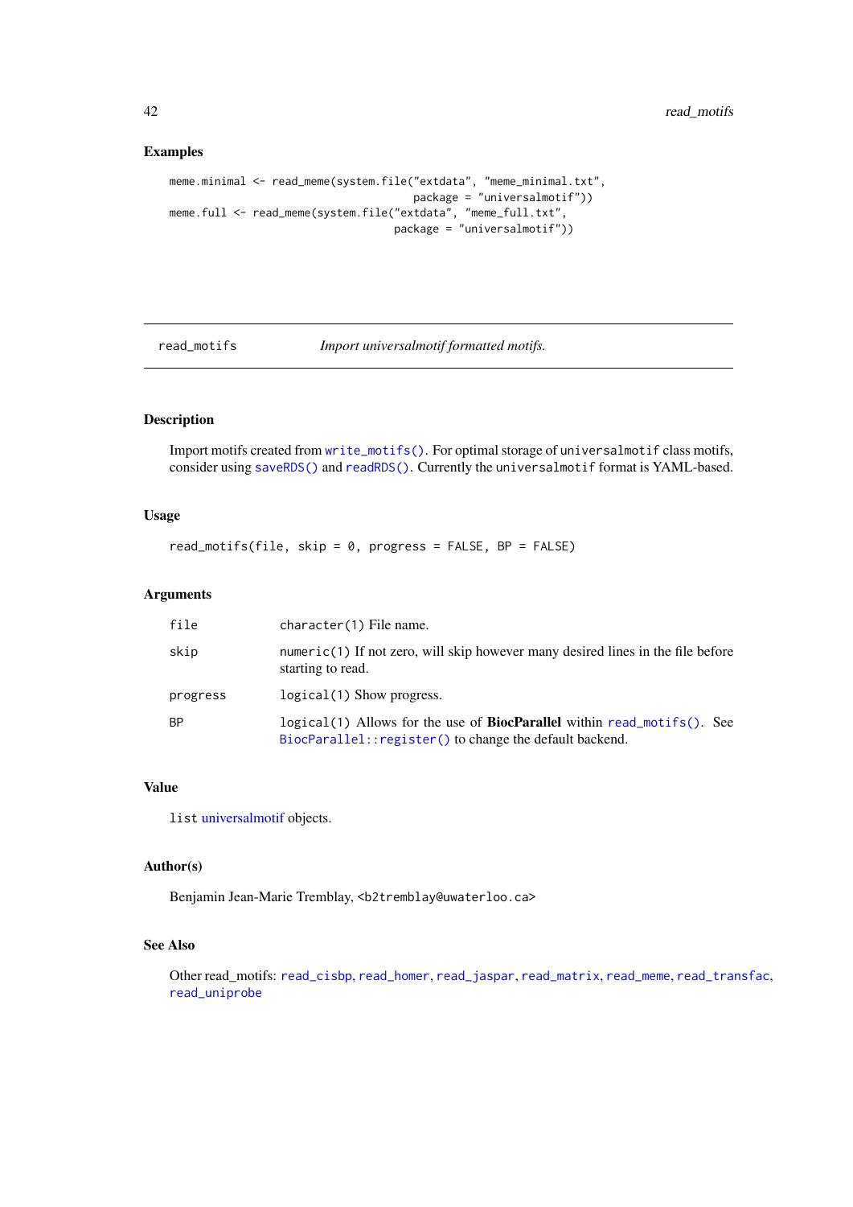### Examples

```
meme.minimal <- read_meme(system.file("extdata", "meme_minimal.txt",
                                      package = "universalmotif"))
meme.full <- read_meme(system.file("extdata", "meme_full.txt",
                                   package = "universalmotif"))
```

---

## read_motifs — *Import universalmotif formatted motifs.*

---

### Description

Import motifs created from `write_motifs()`. For optimal storage of `universalmotif` class motifs, consider using `saveRDS()` and `readRDS()`. Currently the `universalmotif` format is YAML-based.

### Usage

```
read_motifs(file, skip = 0, progress = FALSE, BP = FALSE)
```

### Arguments

| | |
|---|---|
| file | `character(1)` File name. |
| skip | `numeric(1)` If not zero, will skip however many desired lines in the file before starting to read. |
| progress | `logical(1)` Show progress. |
| BP | `logical(1)` Allows for the use of **BiocParallel** within `read_motifs()`. See `BiocParallel::register()` to change the default backend. |

### Value

`list` universalmotif objects.

### Author(s)

Benjamin Jean-Marie Tremblay, <b2tremblay@uwaterloo.ca>

### See Also

Other read_motifs: `read_cisbp`, `read_homer`, `read_jaspar`, `read_matrix`, `read_meme`, `read_transfac`, `read_uniprobe`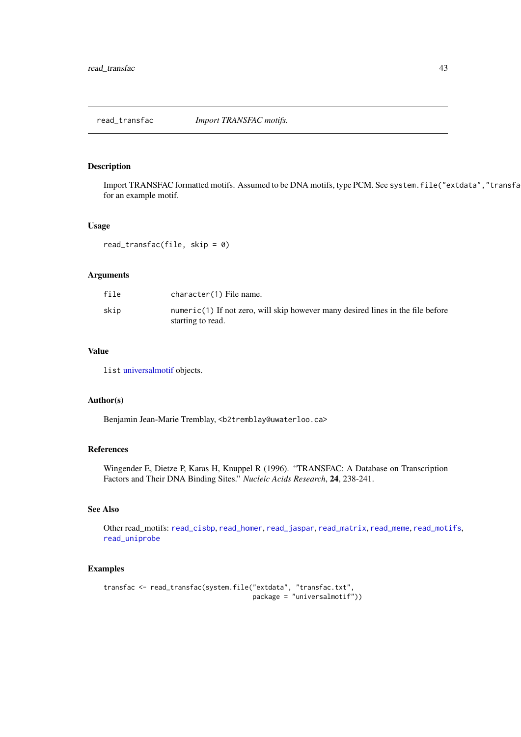## read_transfac — *Import TRANSFAC motifs.*

### Description

Import TRANSFAC formatted motifs. Assumed to be DNA motifs, type PCM. See `system.file("extdata","transfa` for an example motif.

### Usage

```
read_transfac(file, skip = 0)
```

### Arguments

| | |
|---|---|
| `file` | `character(1)` File name. |
| `skip` | `numeric(1)` If not zero, will skip however many desired lines in the file before starting to read. |

### Value

`list` universalmotif objects.

### Author(s)

Benjamin Jean-Marie Tremblay, <b2tremblay@uwaterloo.ca>

### References

Wingender E, Dietze P, Karas H, Knuppel R (1996). "TRANSFAC: A Database on Transcription Factors and Their DNA Binding Sites." *Nucleic Acids Research*, **24**, 238-241.

### See Also

Other read_motifs: `read_cisbp`, `read_homer`, `read_jaspar`, `read_matrix`, `read_meme`, `read_motifs`, `read_uniprobe`

### Examples

```
transfac <- read_transfac(system.file("extdata", "transfac.txt",
                                      package = "universalmotif"))
```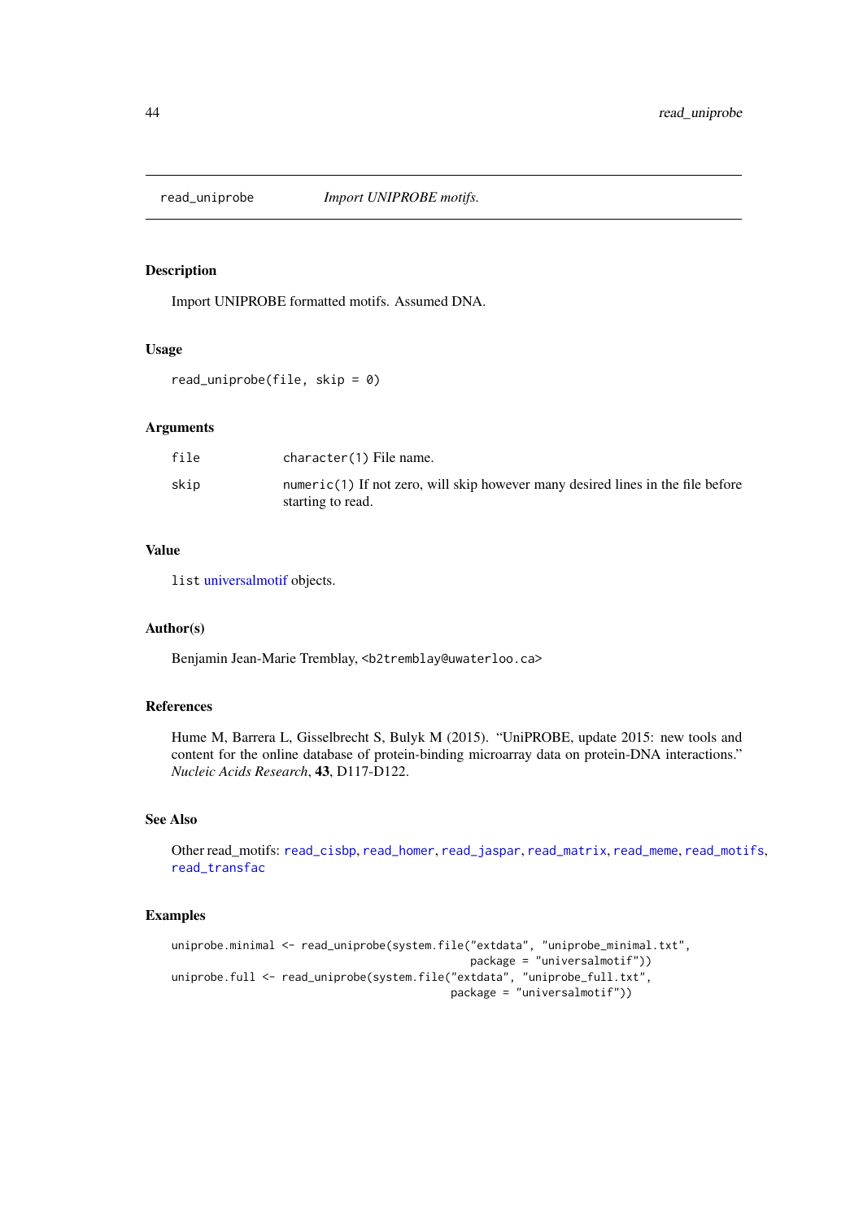# read_uniprobe — *Import UNIPROBE motifs.*

## Description

Import UNIPROBE formatted motifs. Assumed DNA.

## Usage

```
read_uniprobe(file, skip = 0)
```

## Arguments

| | |
|---|---|
| file | character(1) File name. |
| skip | numeric(1) If not zero, will skip however many desired lines in the file before starting to read. |

## Value

list universalmotif objects.

## Author(s)

Benjamin Jean-Marie Tremblay, <b2tremblay@uwaterloo.ca>

## References

Hume M, Barrera L, Gisselbrecht S, Bulyk M (2015). "UniPROBE, update 2015: new tools and content for the online database of protein-binding microarray data on protein-DNA interactions." *Nucleic Acids Research*, **43**, D117-D122.

## See Also

Other read_motifs: read_cisbp, read_homer, read_jaspar, read_matrix, read_meme, read_motifs, read_transfac

## Examples

```
uniprobe.minimal <- read_uniprobe(system.file("extdata", "uniprobe_minimal.txt",
                                              package = "universalmotif"))
uniprobe.full <- read_uniprobe(system.file("extdata", "uniprobe_full.txt",
                                           package = "universalmotif"))
```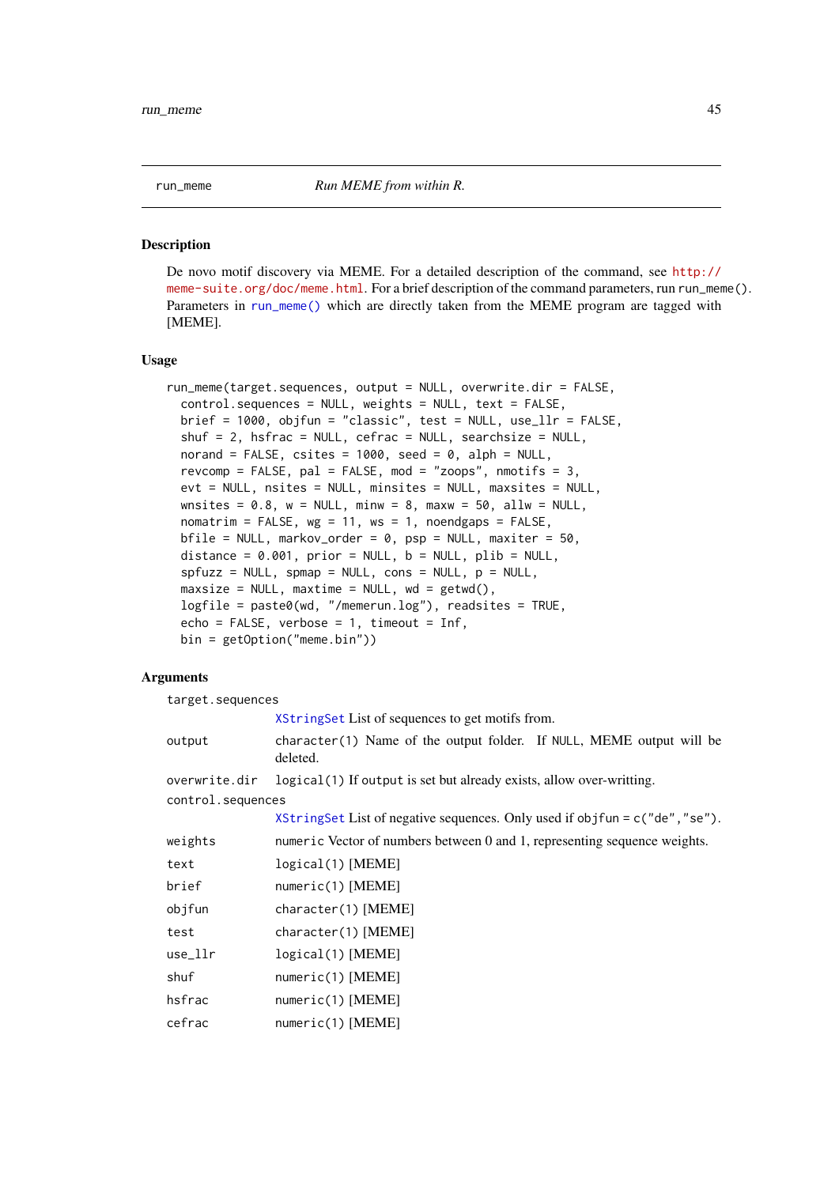## run_meme    *Run MEME from within R.*

### Description

De novo motif discovery via MEME. For a detailed description of the command, see http://meme-suite.org/doc/meme.html. For a brief description of the command parameters, run `run_meme()`. Parameters in `run_meme()` which are directly taken from the MEME program are tagged with [MEME].

### Usage

```
run_meme(target.sequences, output = NULL, overwrite.dir = FALSE,
  control.sequences = NULL, weights = NULL, text = FALSE,
  brief = 1000, objfun = "classic", test = NULL, use_llr = FALSE,
  shuf = 2, hsfrac = NULL, cefrac = NULL, searchsize = NULL,
  norand = FALSE, csites = 1000, seed = 0, alph = NULL,
  revcomp = FALSE, pal = FALSE, mod = "zoops", nmotifs = 3,
  evt = NULL, nsites = NULL, minsites = NULL, maxsites = NULL,
  wnsites = 0.8, w = NULL, minw = 8, maxw = 50, allw = NULL,
  nomatrim = FALSE, wg = 11, ws = 1, noendgaps = FALSE,
  bfile = NULL, markov_order = 0, psp = NULL, maxiter = 50,
  distance = 0.001, prior = NULL, b = NULL, plib = NULL,
  spfuzz = NULL, spmap = NULL, cons = NULL, p = NULL,
  maxsize = NULL, maxtime = NULL, wd = getwd(),
  logfile = paste0(wd, "/memerun.log"), readsites = TRUE,
  echo = FALSE, verbose = 1, timeout = Inf,
  bin = getOption("meme.bin"))
```

### Arguments

| | |
|---|---|
| `target.sequences` | `XStringSet` List of sequences to get motifs from. |
| `output` | `character(1)` Name of the output folder. If `NULL`, MEME output will be deleted. |
| `overwrite.dir` | `logical(1)` If `output` is set but already exists, allow over-writting. |
| `control.sequences` | `XStringSet` List of negative sequences. Only used if `objfun = c("de","se")`. |
| `weights` | `numeric` Vector of numbers between 0 and 1, representing sequence weights. |
| `text` | `logical(1)` [MEME] |
| `brief` | `numeric(1)` [MEME] |
| `objfun` | `character(1)` [MEME] |
| `test` | `character(1)` [MEME] |
| `use_llr` | `logical(1)` [MEME] |
| `shuf` | `numeric(1)` [MEME] |
| `hsfrac` | `numeric(1)` [MEME] |
| `cefrac` | `numeric(1)` [MEME] |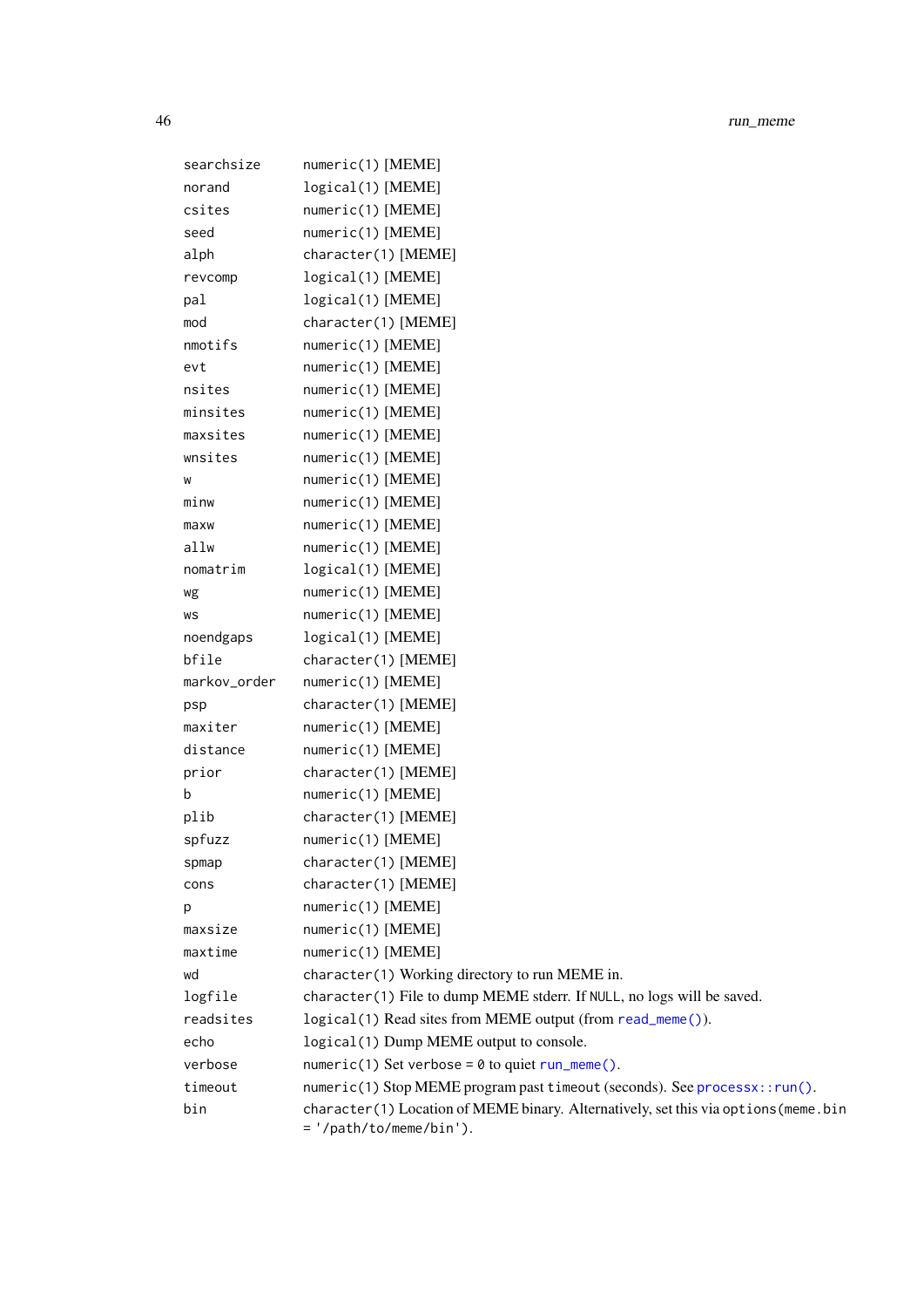| | |
|---|---|
| `searchsize` | `numeric(1)` [MEME] |
| `norand` | `logical(1)` [MEME] |
| `csites` | `numeric(1)` [MEME] |
| `seed` | `numeric(1)` [MEME] |
| `alph` | `character(1)` [MEME] |
| `revcomp` | `logical(1)` [MEME] |
| `pal` | `logical(1)` [MEME] |
| `mod` | `character(1)` [MEME] |
| `nmotifs` | `numeric(1)` [MEME] |
| `evt` | `numeric(1)` [MEME] |
| `nsites` | `numeric(1)` [MEME] |
| `minsites` | `numeric(1)` [MEME] |
| `maxsites` | `numeric(1)` [MEME] |
| `wnsites` | `numeric(1)` [MEME] |
| `w` | `numeric(1)` [MEME] |
| `minw` | `numeric(1)` [MEME] |
| `maxw` | `numeric(1)` [MEME] |
| `allw` | `numeric(1)` [MEME] |
| `nomatrim` | `logical(1)` [MEME] |
| `wg` | `numeric(1)` [MEME] |
| `ws` | `numeric(1)` [MEME] |
| `noendgaps` | `logical(1)` [MEME] |
| `bfile` | `character(1)` [MEME] |
| `markov_order` | `numeric(1)` [MEME] |
| `psp` | `character(1)` [MEME] |
| `maxiter` | `numeric(1)` [MEME] |
| `distance` | `numeric(1)` [MEME] |
| `prior` | `character(1)` [MEME] |
| `b` | `numeric(1)` [MEME] |
| `plib` | `character(1)` [MEME] |
| `spfuzz` | `numeric(1)` [MEME] |
| `spmap` | `character(1)` [MEME] |
| `cons` | `character(1)` [MEME] |
| `p` | `numeric(1)` [MEME] |
| `maxsize` | `numeric(1)` [MEME] |
| `maxtime` | `numeric(1)` [MEME] |
| `wd` | `character(1)` Working directory to run MEME in. |
| `logfile` | `character(1)` File to dump MEME stderr. If `NULL`, no logs will be saved. |
| `readsites` | `logical(1)` Read sites from MEME output (from `read_meme()`). |
| `echo` | `logical(1)` Dump MEME output to console. |
| `verbose` | `numeric(1)` Set `verbose = 0` to quiet `run_meme()`. |
| `timeout` | `numeric(1)` Stop MEME program past `timeout` (seconds). See `processx::run()`. |
| `bin` | `character(1)` Location of MEME binary. Alternatively, set this via `options(meme.bin = '/path/to/meme/bin')`. |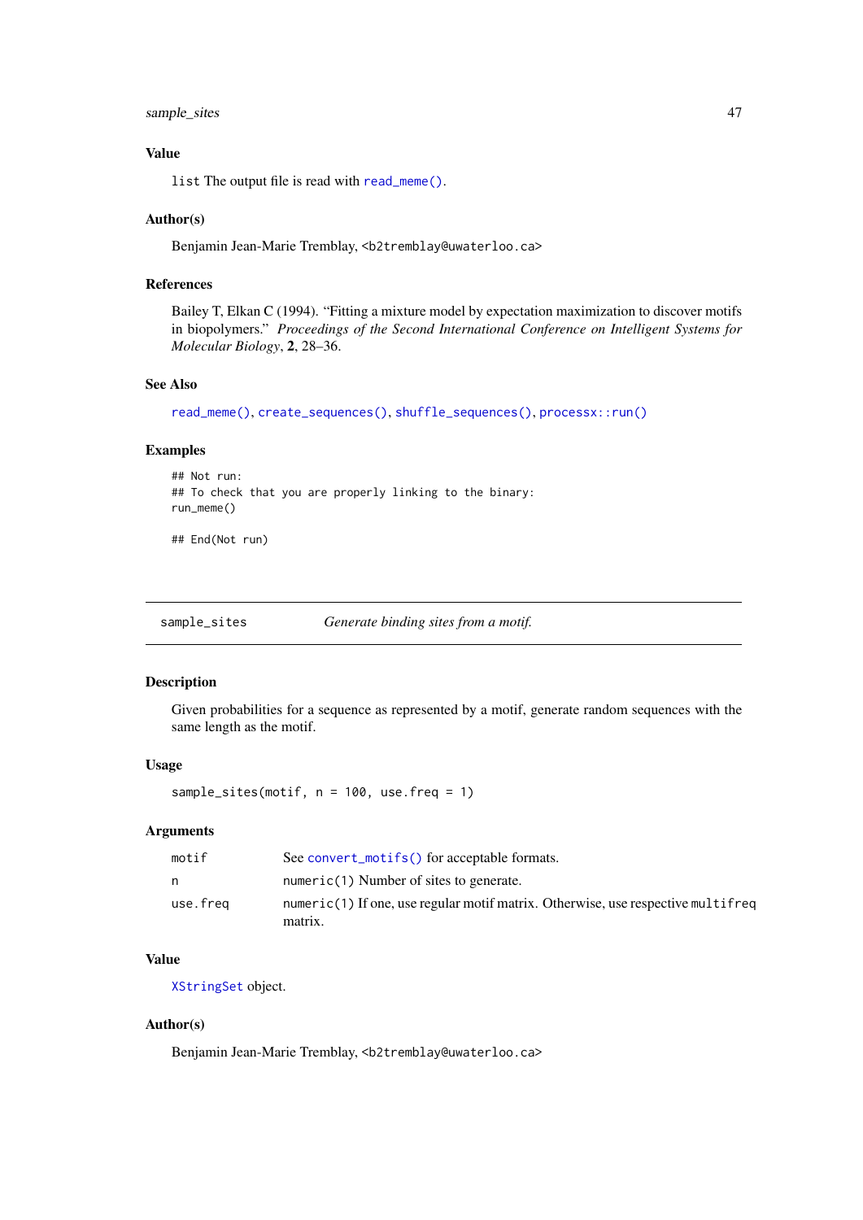### Value

`list` The output file is read with `read_meme()`.

### Author(s)

Benjamin Jean-Marie Tremblay, <b2tremblay@uwaterloo.ca>

### References

Bailey T, Elkan C (1994). "Fitting a mixture model by expectation maximization to discover motifs in biopolymers." *Proceedings of the Second International Conference on Intelligent Systems for Molecular Biology*, **2**, 28–36.

### See Also

`read_meme()`, `create_sequences()`, `shuffle_sequences()`, `processx::run()`

### Examples

```
## Not run:
## To check that you are properly linking to the binary:
run_meme()

## End(Not run)
```

---

## sample_sites — *Generate binding sites from a motif.*

### Description

Given probabilities for a sequence as represented by a motif, generate random sequences with the same length as the motif.

### Usage

```
sample_sites(motif, n = 100, use.freq = 1)
```

### Arguments

| | |
|---|---|
| `motif` | See `convert_motifs()` for acceptable formats. |
| `n` | `numeric(1)` Number of sites to generate. |
| `use.freq` | `numeric(1)` If one, use regular motif matrix. Otherwise, use respective `multifreq` matrix. |

### Value

`XStringSet` object.

### Author(s)

Benjamin Jean-Marie Tremblay, <b2tremblay@uwaterloo.ca>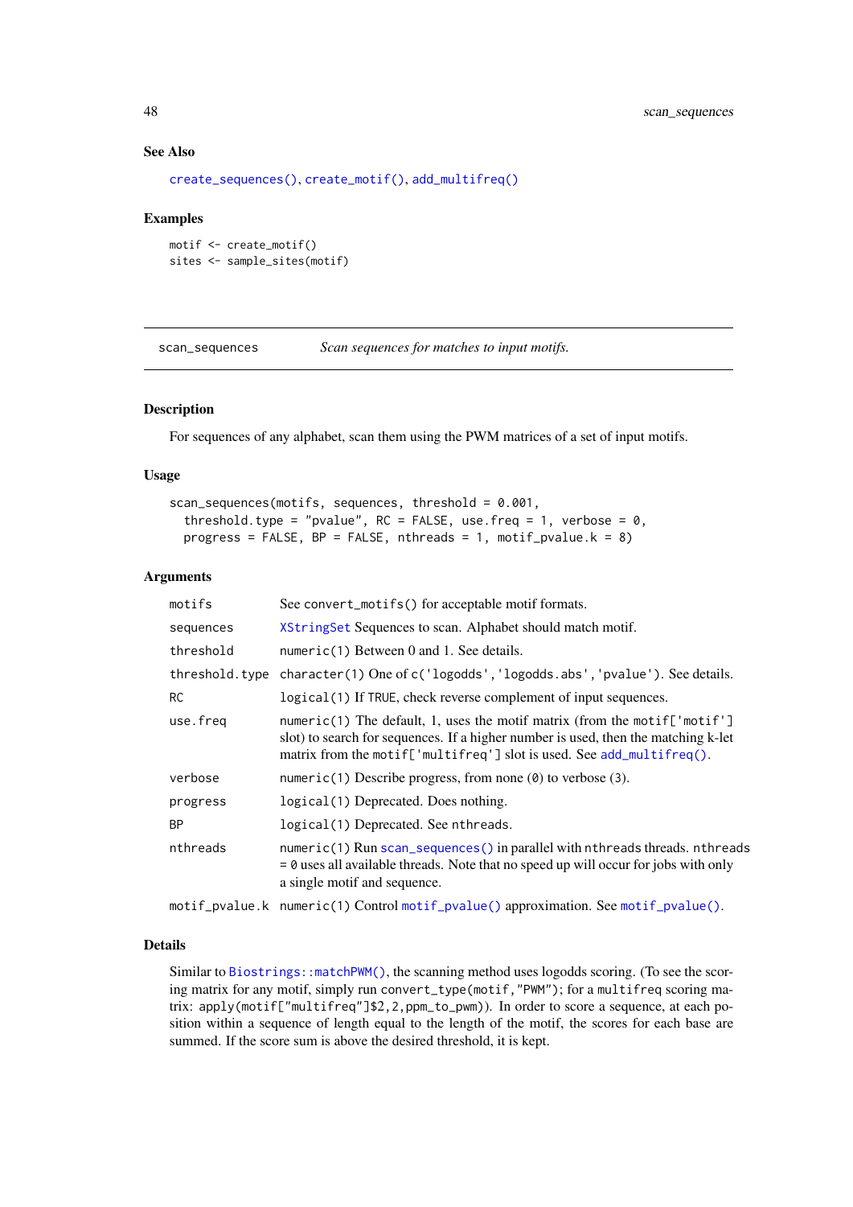### See Also

`create_sequences()`, `create_motif()`, `add_multifreq()`

### Examples

```
motif <- create_motif()
sites <- sample_sites(motif)
```

---

## scan_sequences — *Scan sequences for matches to input motifs.*

---

### Description

For sequences of any alphabet, scan them using the PWM matrices of a set of input motifs.

### Usage

```
scan_sequences(motifs, sequences, threshold = 0.001,
  threshold.type = "pvalue", RC = FALSE, use.freq = 1, verbose = 0,
  progress = FALSE, BP = FALSE, nthreads = 1, motif_pvalue.k = 8)
```

### Arguments

| Argument | Description |
|---|---|
| `motifs` | See `convert_motifs()` for acceptable motif formats. |
| `sequences` | `XStringSet` Sequences to scan. Alphabet should match motif. |
| `threshold` | `numeric(1)` Between 0 and 1. See details. |
| `threshold.type` | `character(1)` One of `c('logodds','logodds.abs','pvalue')`. See details. |
| `RC` | `logical(1)` If `TRUE`, check reverse complement of input sequences. |
| `use.freq` | `numeric(1)` The default, 1, uses the motif matrix (from the `motif['motif']` slot) to search for sequences. If a higher number is used, then the matching k-let matrix from the `motif['multifreq']` slot is used. See `add_multifreq()`. |
| `verbose` | `numeric(1)` Describe progress, from none (`0`) to verbose (`3`). |
| `progress` | `logical(1)` Deprecated. Does nothing. |
| `BP` | `logical(1)` Deprecated. See `nthreads`. |
| `nthreads` | `numeric(1)` Run `scan_sequences()` in parallel with `nthreads` threads. `nthreads = 0` uses all available threads. Note that no speed up will occur for jobs with only a single motif and sequence. |
| `motif_pvalue.k` | `numeric(1)` Control `motif_pvalue()` approximation. See `motif_pvalue()`. |

### Details

Similar to `Biostrings::matchPWM()`, the scanning method uses logodds scoring. (To see the scoring matrix for any motif, simply run `convert_type(motif,"PWM")`; for a `multifreq` scoring matrix: `apply(motif["multifreq"]$2,2,ppm_to_pwm)`). In order to score a sequence, at each position within a sequence of length equal to the length of the motif, the scores for each base are summed. If the score sum is above the desired threshold, it is kept.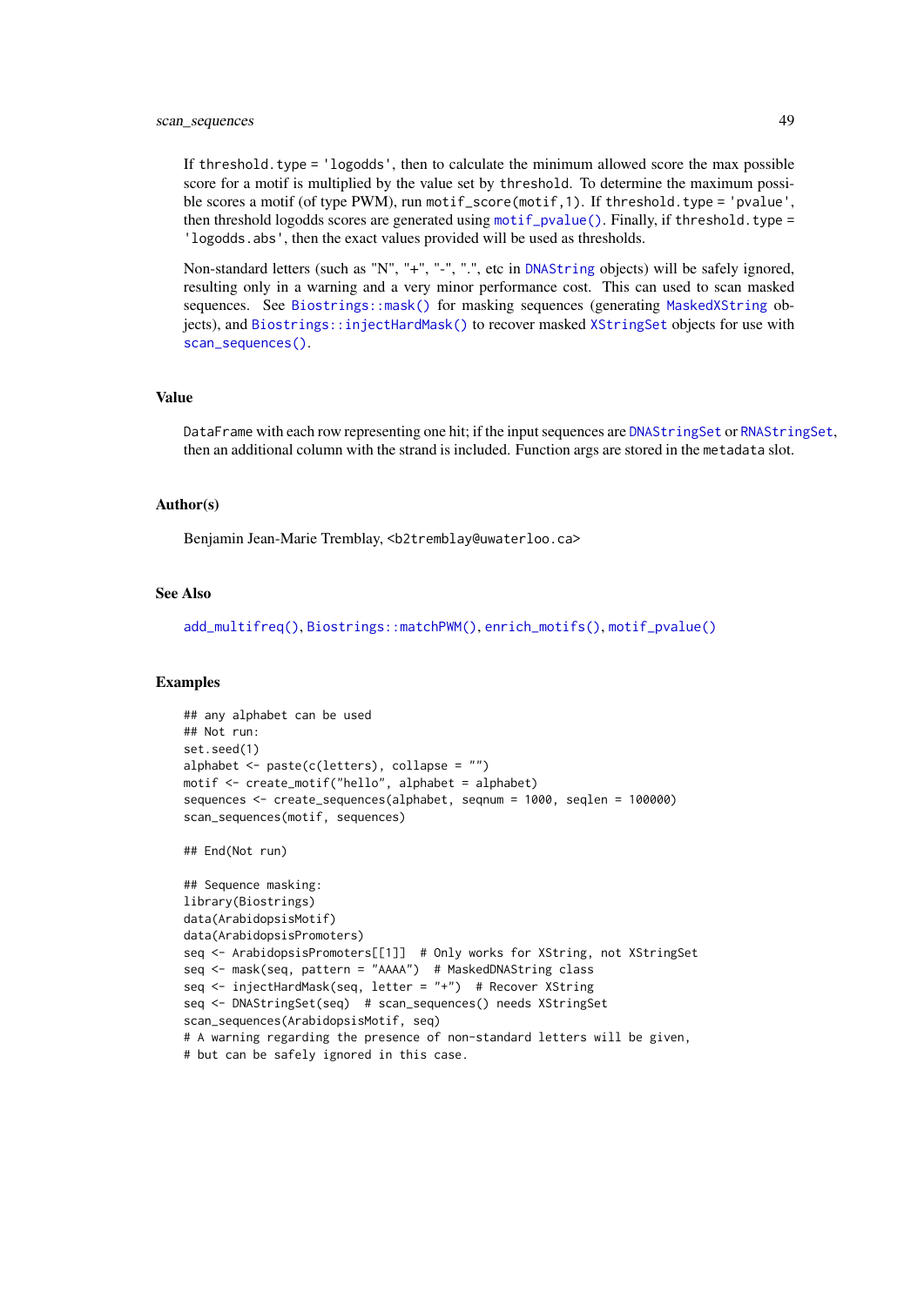If threshold.type = 'logodds', then to calculate the minimum allowed score the max possible score for a motif is multiplied by the value set by threshold. To determine the maximum possible scores a motif (of type PWM), run motif_score(motif,1). If threshold.type = 'pvalue', then threshold logodds scores are generated using motif_pvalue(). Finally, if threshold.type = 'logodds.abs', then the exact values provided will be used as thresholds.

Non-standard letters (such as "N", "+", "-", ".", etc in DNAString objects) will be safely ignored, resulting only in a warning and a very minor performance cost. This can used to scan masked sequences. See Biostrings::mask() for masking sequences (generating MaskedXString objects), and Biostrings::injectHardMask() to recover masked XStringSet objects for use with scan_sequences().

## Value

DataFrame with each row representing one hit; if the input sequences are DNAStringSet or RNAStringSet, then an additional column with the strand is included. Function args are stored in the metadata slot.

## Author(s)

Benjamin Jean-Marie Tremblay, <b2tremblay@uwaterloo.ca>

## See Also

add_multifreq(), Biostrings::matchPWM(), enrich_motifs(), motif_pvalue()

## Examples

```
## any alphabet can be used
## Not run:
set.seed(1)
alphabet <- paste(c(letters), collapse = "")
motif <- create_motif("hello", alphabet = alphabet)
sequences <- create_sequences(alphabet, seqnum = 1000, seqlen = 100000)
scan_sequences(motif, sequences)

## End(Not run)

## Sequence masking:
library(Biostrings)
data(ArabidopsisMotif)
data(ArabidopsisPromoters)
seq <- ArabidopsisPromoters[[1]]  # Only works for XString, not XStringSet
seq <- mask(seq, pattern = "AAAA")  # MaskedDNAString class
seq <- injectHardMask(seq, letter = "+")  # Recover XString
seq <- DNAStringSet(seq)  # scan_sequences() needs XStringSet
scan_sequences(ArabidopsisMotif, seq)
# A warning regarding the presence of non-standard letters will be given,
# but can be safely ignored in this case.
```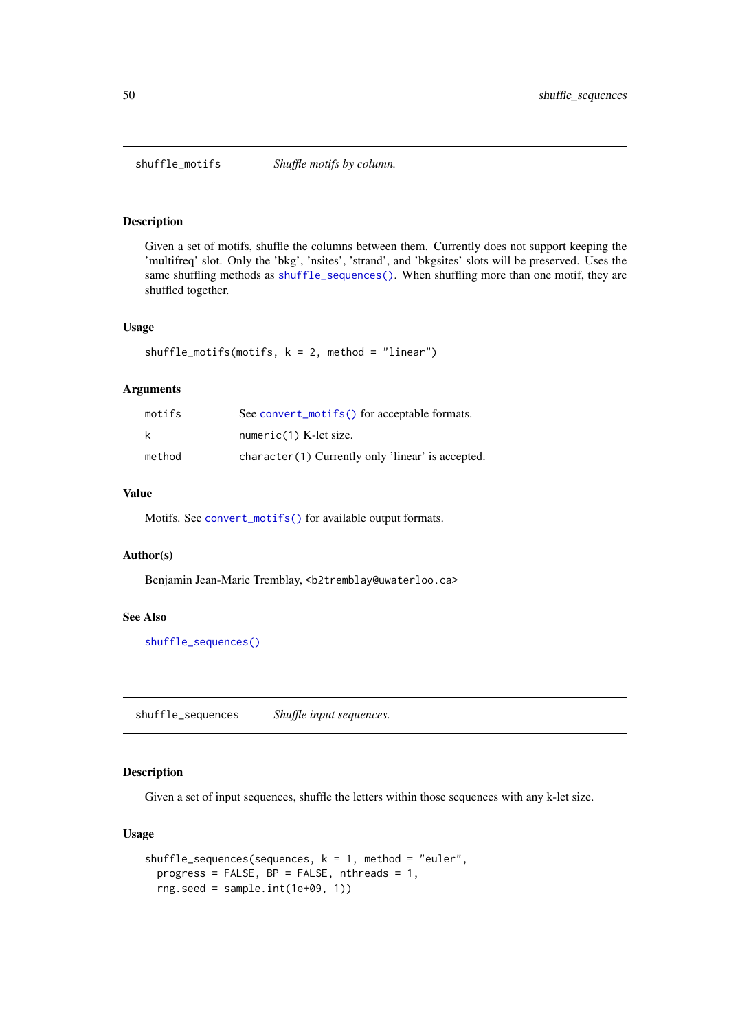## shuffle_motifs — *Shuffle motifs by column.*

### Description

Given a set of motifs, shuffle the columns between them. Currently does not support keeping the 'multifreq' slot. Only the 'bkg', 'nsites', 'strand', and 'bkgsites' slots will be preserved. Uses the same shuffling methods as `shuffle_sequences()`. When shuffling more than one motif, they are shuffled together.

### Usage

```
shuffle_motifs(motifs, k = 2, method = "linear")
```

### Arguments

| | |
|---|---|
| motifs | See `convert_motifs()` for acceptable formats. |
| k | `numeric(1)` K-let size. |
| method | `character(1)` Currently only 'linear' is accepted. |

### Value

Motifs. See `convert_motifs()` for available output formats.

### Author(s)

Benjamin Jean-Marie Tremblay, <b2tremblay@uwaterloo.ca>

### See Also

`shuffle_sequences()`

## shuffle_sequences — *Shuffle input sequences.*

### Description

Given a set of input sequences, shuffle the letters within those sequences with any k-let size.

### Usage

```
shuffle_sequences(sequences, k = 1, method = "euler",
  progress = FALSE, BP = FALSE, nthreads = 1,
  rng.seed = sample.int(1e+09, 1))
```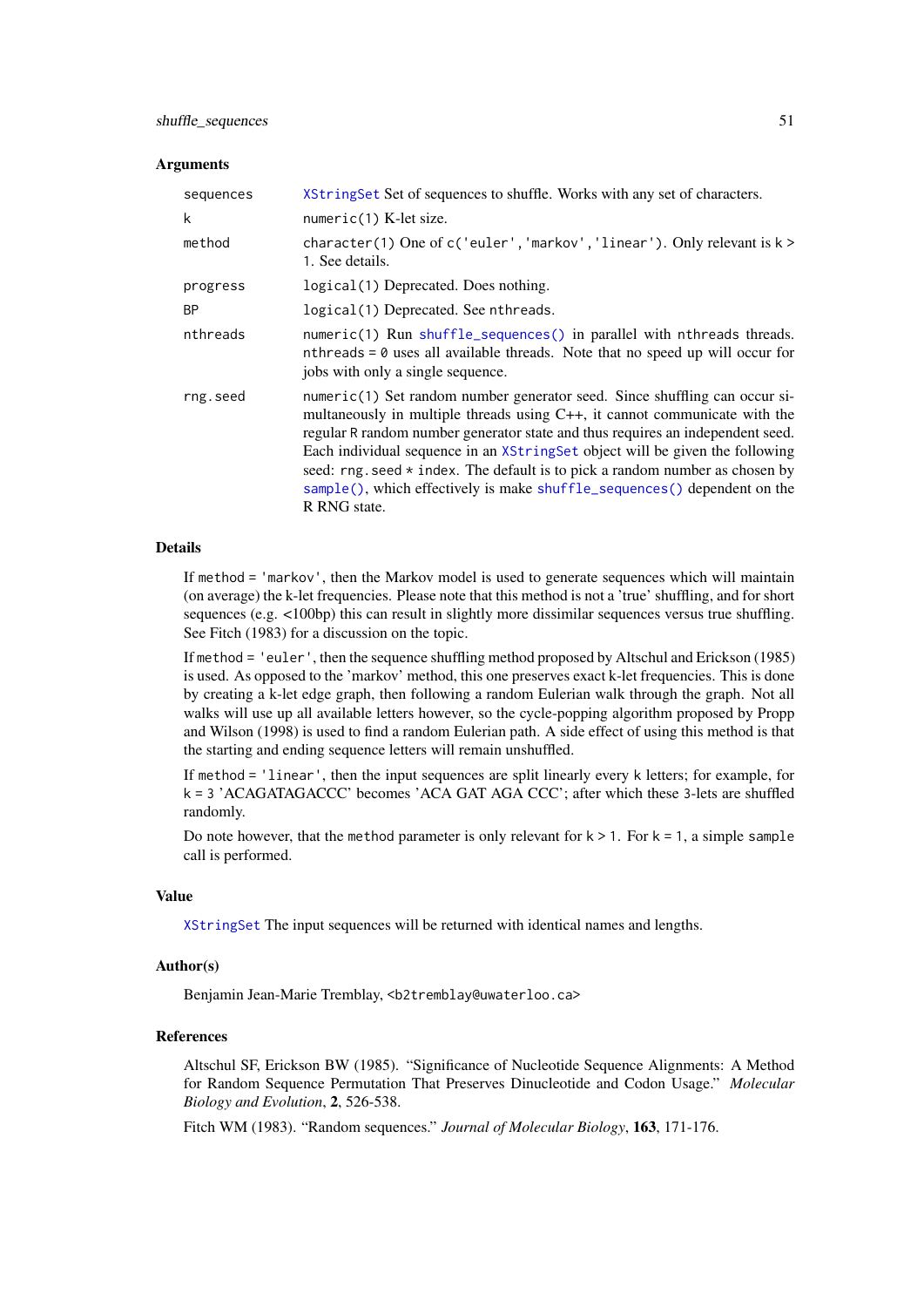### Arguments

| | |
|---|---|
| `sequences` | `XStringSet` Set of sequences to shuffle. Works with any set of characters. |
| `k` | `numeric(1)` K-let size. |
| `method` | `character(1)` One of `c('euler','markov','linear')`. Only relevant is `k > 1`. See details. |
| `progress` | `logical(1)` Deprecated. Does nothing. |
| `BP` | `logical(1)` Deprecated. See `nthreads`. |
| `nthreads` | `numeric(1)` Run `shuffle_sequences()` in parallel with `nthreads` threads. `nthreads = 0` uses all available threads. Note that no speed up will occur for jobs with only a single sequence. |
| `rng.seed` | `numeric(1)` Set random number generator seed. Since shuffling can occur simultaneously in multiple threads using C++, it cannot communicate with the regular `R` random number generator state and thus requires an independent seed. Each individual sequence in an `XStringSet` object will be given the following seed: `rng.seed * index`. The default is to pick a random number as chosen by `sample()`, which effectively is make `shuffle_sequences()` dependent on the R RNG state. |

### Details

If `method = 'markov'`, then the Markov model is used to generate sequences which will maintain (on average) the k-let frequencies. Please note that this method is not a 'true' shuffling, and for short sequences (e.g. <100bp) this can result in slightly more dissimilar sequences versus true shuffling. See Fitch (1983) for a discussion on the topic.

If `method = 'euler'`, then the sequence shuffling method proposed by Altschul and Erickson (1985) is used. As opposed to the 'markov' method, this one preserves exact k-let frequencies. This is done by creating a k-let edge graph, then following a random Eulerian walk through the graph. Not all walks will use up all available letters however, so the cycle-popping algorithm proposed by Propp and Wilson (1998) is used to find a random Eulerian path. A side effect of using this method is that the starting and ending sequence letters will remain unshuffled.

If `method = 'linear'`, then the input sequences are split linearly every `k` letters; for example, for `k = 3` 'ACAGATAGACCC' becomes 'ACA GAT AGA CCC'; after which these `3`-lets are shuffled randomly.

Do note however, that the `method` parameter is only relevant for `k > 1`. For `k = 1`, a simple `sample` call is performed.

### Value

`XStringSet` The input sequences will be returned with identical names and lengths.

### Author(s)

Benjamin Jean-Marie Tremblay, <b2tremblay@uwaterloo.ca>

### References

Altschul SF, Erickson BW (1985). "Significance of Nucleotide Sequence Alignments: A Method for Random Sequence Permutation That Preserves Dinucleotide and Codon Usage." *Molecular Biology and Evolution*, **2**, 526-538.

Fitch WM (1983). "Random sequences." *Journal of Molecular Biology*, **163**, 171-176.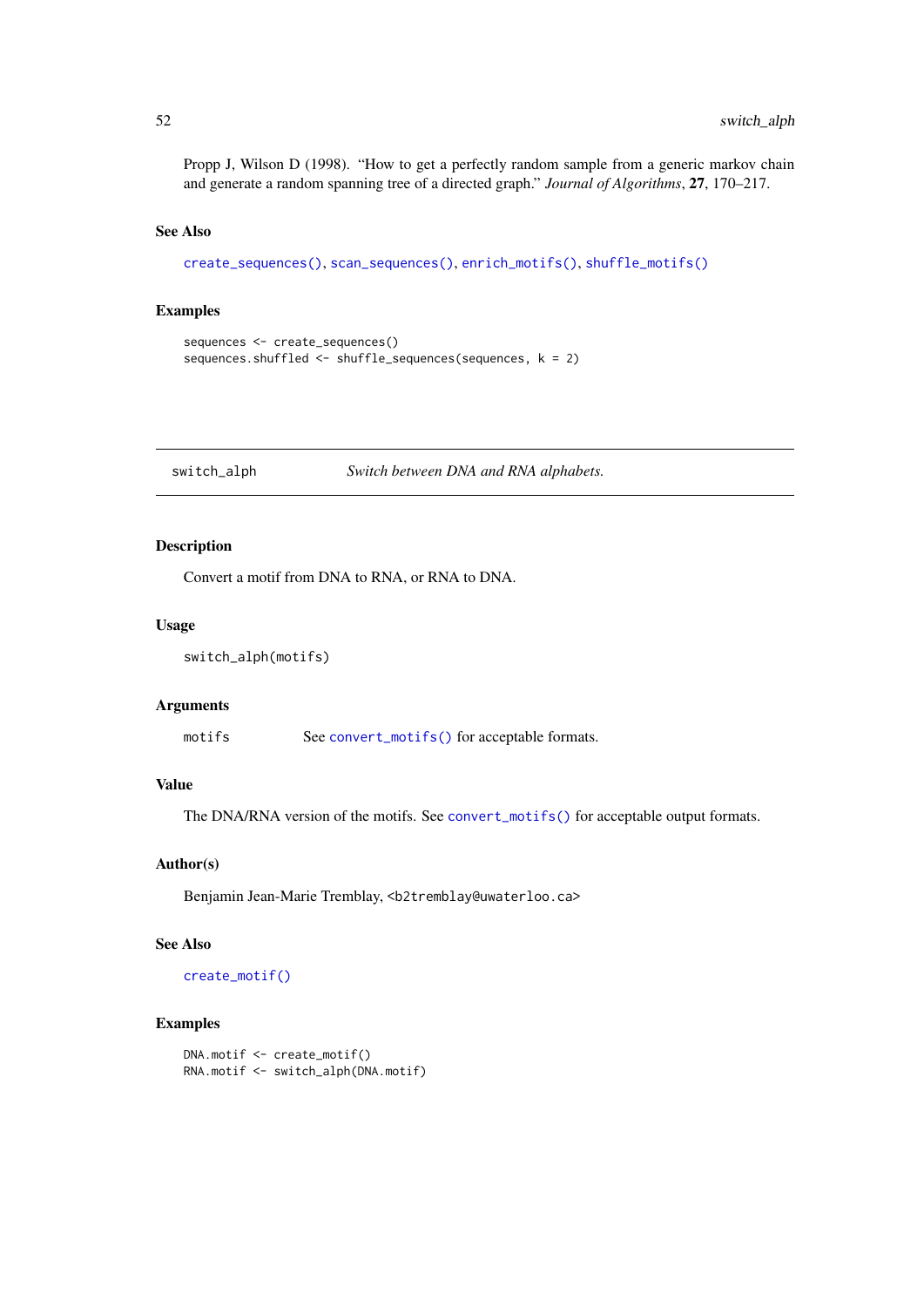Propp J, Wilson D (1998). "How to get a perfectly random sample from a generic markov chain and generate a random spanning tree of a directed graph." *Journal of Algorithms*, **27**, 170–217.

### See Also

`create_sequences()`, `scan_sequences()`, `enrich_motifs()`, `shuffle_motifs()`

### Examples

```
sequences <- create_sequences()
sequences.shuffled <- shuffle_sequences(sequences, k = 2)
```

---

## switch_alph *Switch between DNA and RNA alphabets.*

---

### Description

Convert a motif from DNA to RNA, or RNA to DNA.

### Usage

```
switch_alph(motifs)
```

### Arguments

| | |
|---|---|
| `motifs` | See `convert_motifs()` for acceptable formats. |

### Value

The DNA/RNA version of the motifs. See `convert_motifs()` for acceptable output formats.

### Author(s)

Benjamin Jean-Marie Tremblay, <b2tremblay@uwaterloo.ca>

### See Also

`create_motif()`

### Examples

```
DNA.motif <- create_motif()
RNA.motif <- switch_alph(DNA.motif)
```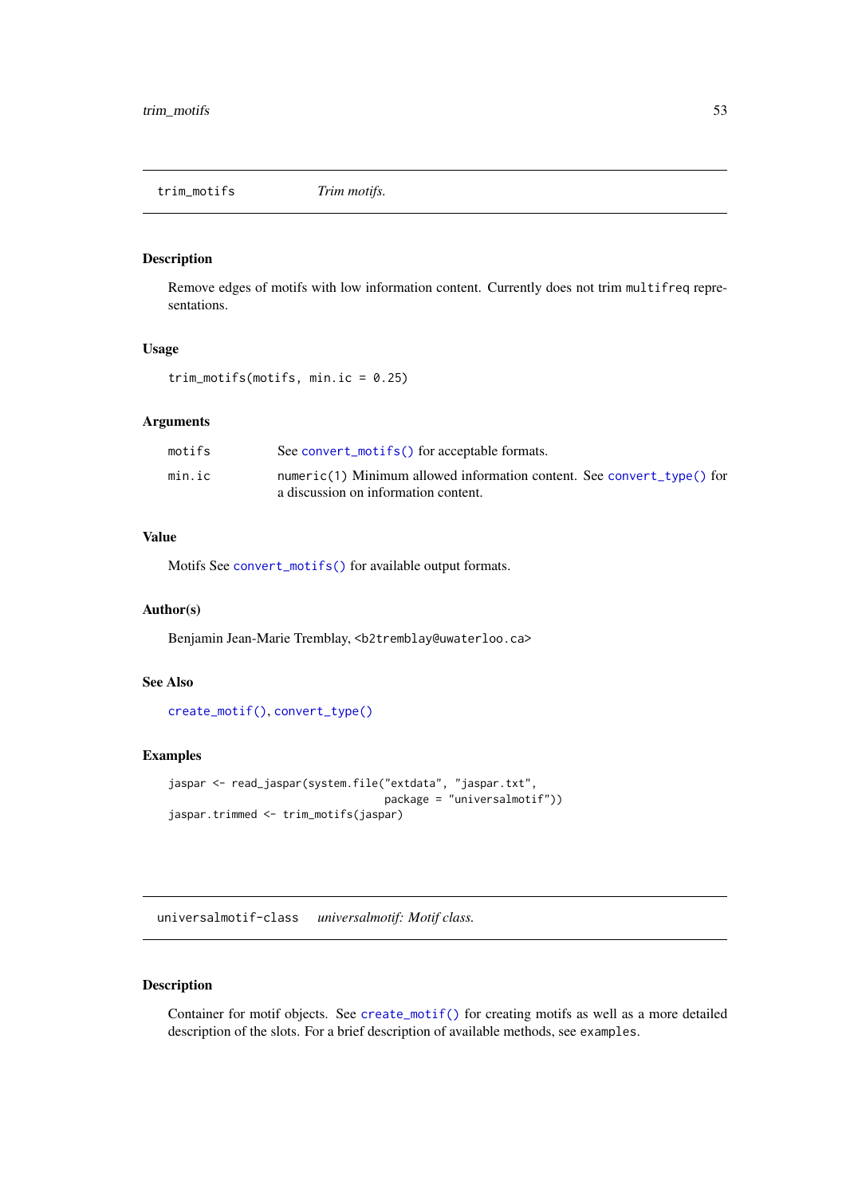## trim_motifs *Trim motifs.*

### Description

Remove edges of motifs with low information content. Currently does not trim `multifreq` representations.

### Usage

```
trim_motifs(motifs, min.ic = 0.25)
```

### Arguments

| | |
|---|---|
| `motifs` | See `convert_motifs()` for acceptable formats. |
| `min.ic` | `numeric(1)` Minimum allowed information content. See `convert_type()` for a discussion on information content. |

### Value

Motifs See `convert_motifs()` for available output formats.

### Author(s)

Benjamin Jean-Marie Tremblay, `<b2tremblay@uwaterloo.ca>`

### See Also

`create_motif()`, `convert_type()`

### Examples

```
jaspar <- read_jaspar(system.file("extdata", "jaspar.txt",
                                  package = "universalmotif"))
jaspar.trimmed <- trim_motifs(jaspar)
```

## universalmotif-class *universalmotif: Motif class.*

### Description

Container for motif objects. See `create_motif()` for creating motifs as well as a more detailed description of the slots. For a brief description of available methods, see `examples`.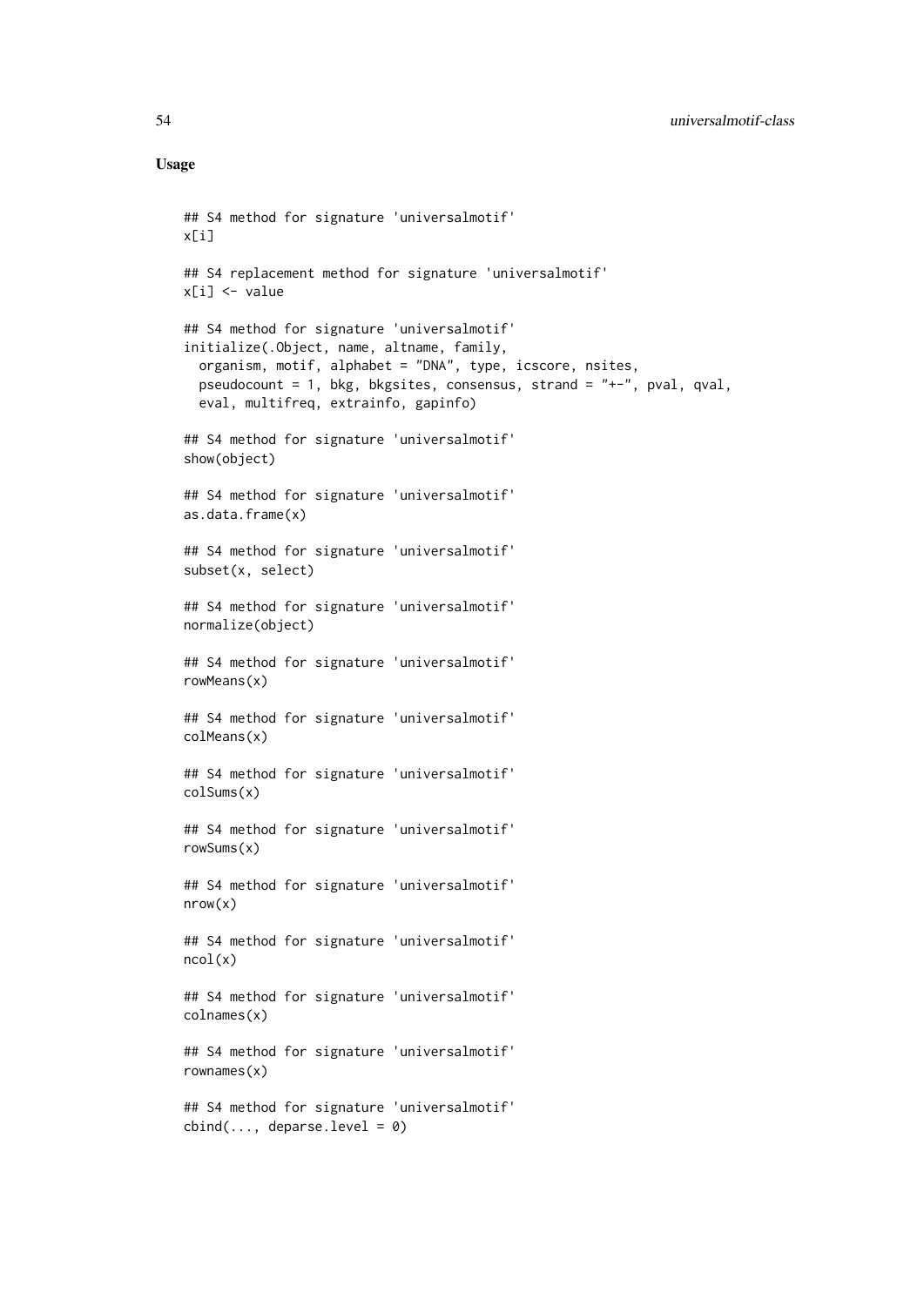## Usage

```
## S4 method for signature 'universalmotif'
x[i]

## S4 replacement method for signature 'universalmotif'
x[i] <- value

## S4 method for signature 'universalmotif'
initialize(.Object, name, altname, family,
  organism, motif, alphabet = "DNA", type, icscore, nsites,
  pseudocount = 1, bkg, bkgsites, consensus, strand = "+-", pval, qval,
  eval, multifreq, extrainfo, gapinfo)

## S4 method for signature 'universalmotif'
show(object)

## S4 method for signature 'universalmotif'
as.data.frame(x)

## S4 method for signature 'universalmotif'
subset(x, select)

## S4 method for signature 'universalmotif'
normalize(object)

## S4 method for signature 'universalmotif'
rowMeans(x)

## S4 method for signature 'universalmotif'
colMeans(x)

## S4 method for signature 'universalmotif'
colSums(x)

## S4 method for signature 'universalmotif'
rowSums(x)

## S4 method for signature 'universalmotif'
nrow(x)

## S4 method for signature 'universalmotif'
ncol(x)

## S4 method for signature 'universalmotif'
colnames(x)

## S4 method for signature 'universalmotif'
rownames(x)

## S4 method for signature 'universalmotif'
cbind(..., deparse.level = 0)
```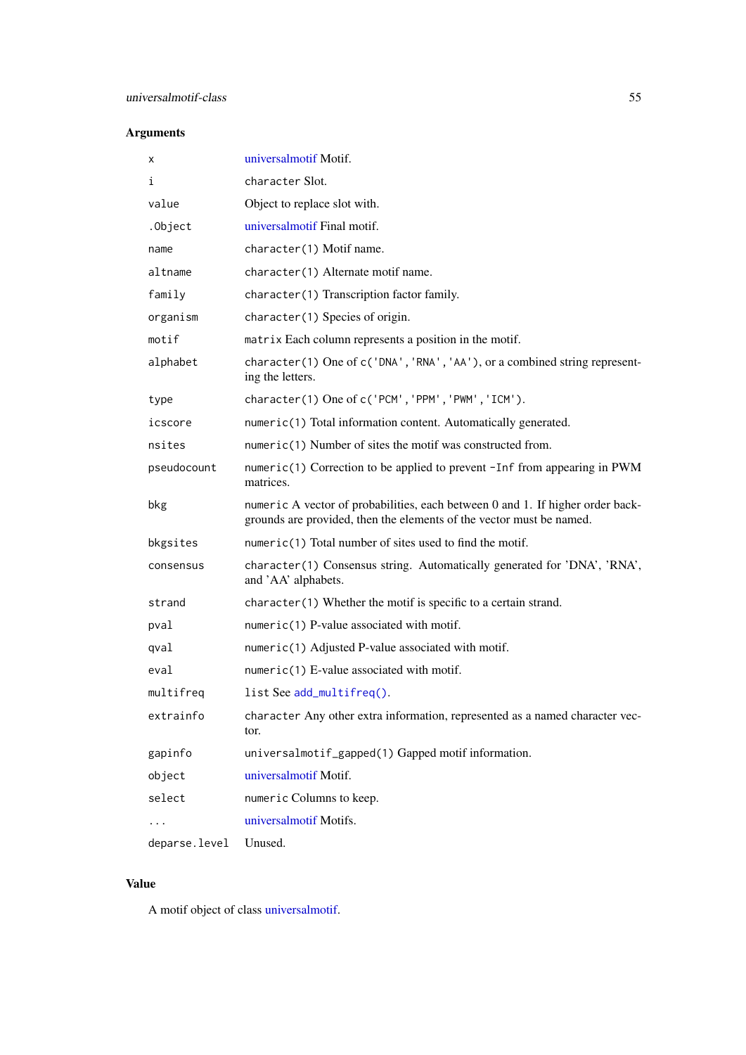### Arguments

| | |
|---|---|
| `x` | universalmotif Motif. |
| `i` | `character` Slot. |
| `value` | Object to replace slot with. |
| `.Object` | universalmotif Final motif. |
| `name` | `character(1)` Motif name. |
| `altname` | `character(1)` Alternate motif name. |
| `family` | `character(1)` Transcription factor family. |
| `organism` | `character(1)` Species of origin. |
| `motif` | `matrix` Each column represents a position in the motif. |
| `alphabet` | `character(1)` One of `c('DNA','RNA','AA')`, or a combined string representing the letters. |
| `type` | `character(1)` One of `c('PCM','PPM','PWM','ICM')`. |
| `icscore` | `numeric(1)` Total information content. Automatically generated. |
| `nsites` | `numeric(1)` Number of sites the motif was constructed from. |
| `pseudocount` | `numeric(1)` Correction to be applied to prevent `-Inf` from appearing in PWM matrices. |
| `bkg` | `numeric` A vector of probabilities, each between 0 and 1. If higher order backgrounds are provided, then the elements of the vector must be named. |
| `bkgsites` | `numeric(1)` Total number of sites used to find the motif. |
| `consensus` | `character(1)` Consensus string. Automatically generated for 'DNA', 'RNA', and 'AA' alphabets. |
| `strand` | `character(1)` Whether the motif is specific to a certain strand. |
| `pval` | `numeric(1)` P-value associated with motif. |
| `qval` | `numeric(1)` Adjusted P-value associated with motif. |
| `eval` | `numeric(1)` E-value associated with motif. |
| `multifreq` | `list` See `add_multifreq()`. |
| `extrainfo` | `character` Any other extra information, represented as a named character vector. |
| `gapinfo` | `universalmotif_gapped(1)` Gapped motif information. |
| `object` | universalmotif Motif. |
| `select` | `numeric` Columns to keep. |
| `...` | universalmotif Motifs. |
| `deparse.level` | Unused. |

### Value

A motif object of class universalmotif.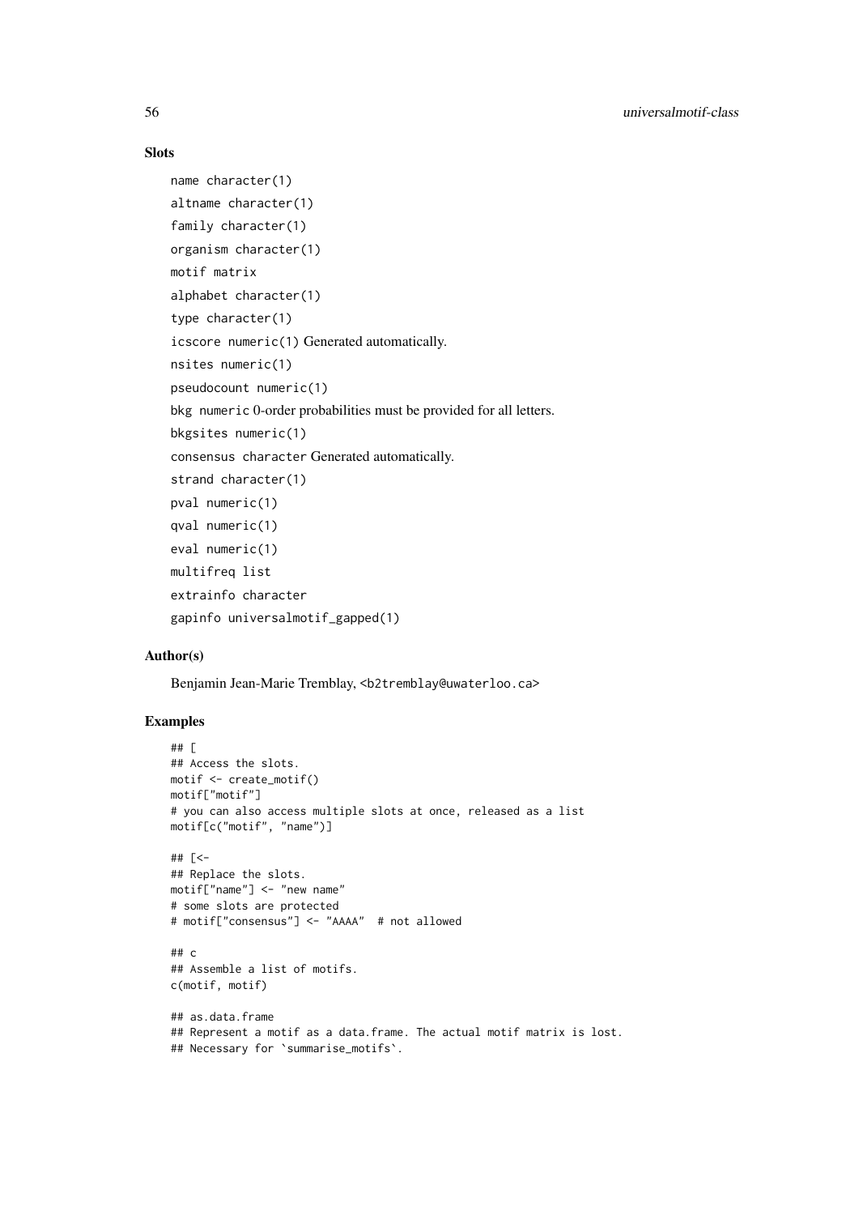### Slots

name character(1)

altname character(1)

family character(1)

organism character(1)

motif matrix

alphabet character(1)

type character(1)

icscore numeric(1) Generated automatically.

nsites numeric(1)

pseudocount numeric(1)

bkg numeric 0-order probabilities must be provided for all letters.

bkgsites numeric(1)

consensus character Generated automatically.

strand character(1)

pval numeric(1)

qval numeric(1)

eval numeric(1)

multifreq list

extrainfo character

gapinfo universalmotif_gapped(1)

### Author(s)

Benjamin Jean-Marie Tremblay, <b2tremblay@uwaterloo.ca>

### Examples

```
## [
## Access the slots.
motif <- create_motif()
motif["motif"]
# you can also access multiple slots at once, released as a list
motif[c("motif", "name")]

## [<-
## Replace the slots.
motif["name"] <- "new name"
# some slots are protected
# motif["consensus"] <- "AAAA"  # not allowed

## c
## Assemble a list of motifs.
c(motif, motif)

## as.data.frame
## Represent a motif as a data.frame. The actual motif matrix is lost.
## Necessary for `summarise_motifs`.
```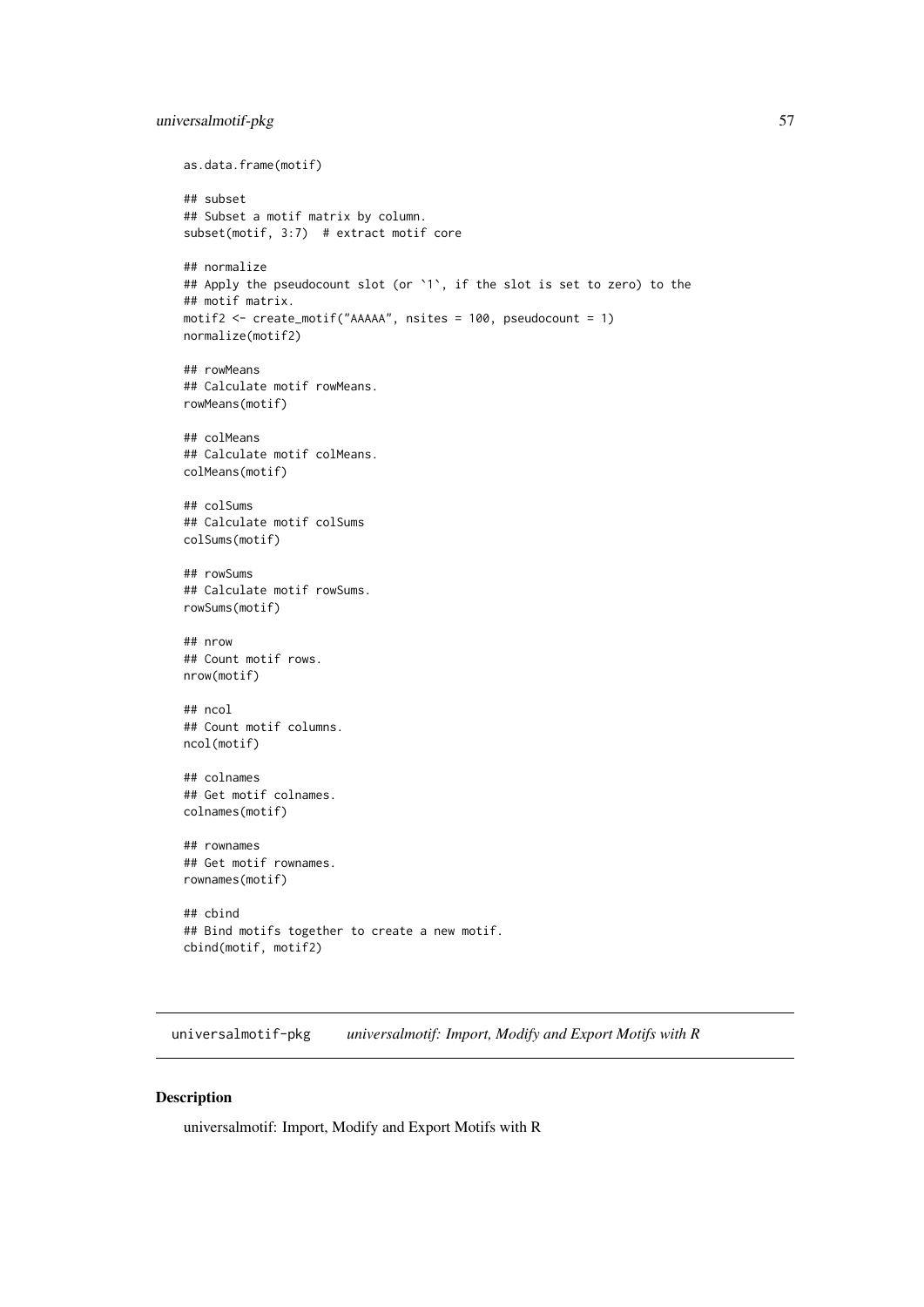```
as.data.frame(motif)

## subset
## Subset a motif matrix by column.
subset(motif, 3:7)  # extract motif core

## normalize
## Apply the pseudocount slot (or `1`, if the slot is set to zero) to the
## motif matrix.
motif2 <- create_motif("AAAAA", nsites = 100, pseudocount = 1)
normalize(motif2)

## rowMeans
## Calculate motif rowMeans.
rowMeans(motif)

## colMeans
## Calculate motif colMeans.
colMeans(motif)

## colSums
## Calculate motif colSums
colSums(motif)

## rowSums
## Calculate motif rowSums.
rowSums(motif)

## nrow
## Count motif rows.
nrow(motif)

## ncol
## Count motif columns.
ncol(motif)

## colnames
## Get motif colnames.
colnames(motif)

## rownames
## Get motif rownames.
rownames(motif)

## cbind
## Bind motifs together to create a new motif.
cbind(motif, motif2)
```

---

## universalmotif-pkg — *universalmotif: Import, Modify and Export Motifs with R*

### Description

universalmotif: Import, Modify and Export Motifs with R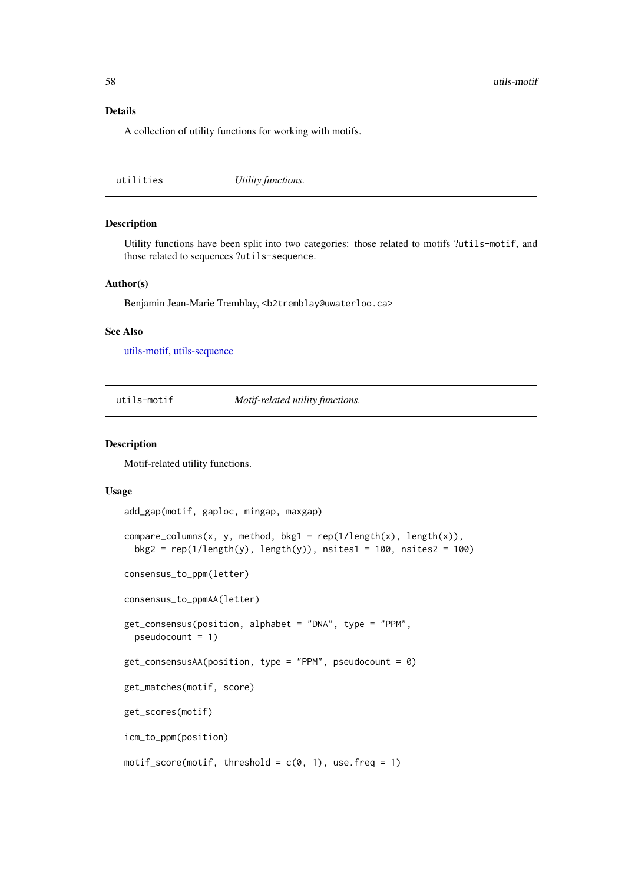### Details

A collection of utility functions for working with motifs.

---

`utilities` *Utility functions.*

---

### Description

Utility functions have been split into two categories: those related to motifs `?utils-motif`, and those related to sequences `?utils-sequence`.

### Author(s)

Benjamin Jean-Marie Tremblay, <b2tremblay@uwaterloo.ca>

### See Also

utils-motif, utils-sequence

---

`utils-motif` *Motif-related utility functions.*

---

### Description

Motif-related utility functions.

### Usage

```
add_gap(motif, gaploc, mingap, maxgap)

compare_columns(x, y, method, bkg1 = rep(1/length(x), length(x)),
  bkg2 = rep(1/length(y), length(y)), nsites1 = 100, nsites2 = 100)

consensus_to_ppm(letter)

consensus_to_ppmAA(letter)

get_consensus(position, alphabet = "DNA", type = "PPM",
  pseudocount = 1)

get_consensusAA(position, type = "PPM", pseudocount = 0)

get_matches(motif, score)

get_scores(motif)

icm_to_ppm(position)

motif_score(motif, threshold = c(0, 1), use.freq = 1)
```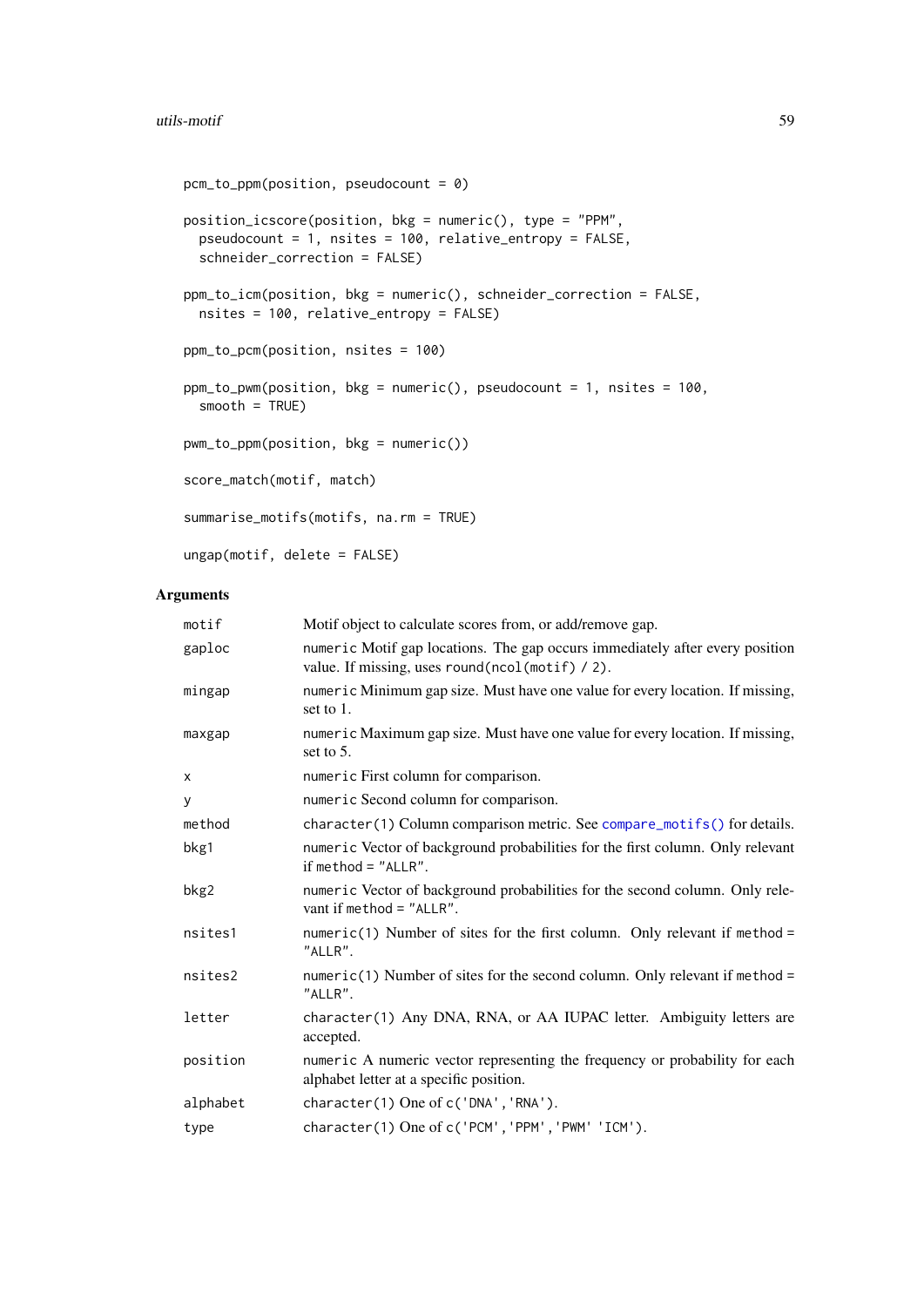```
pcm_to_ppm(position, pseudocount = 0)

position_icscore(position, bkg = numeric(), type = "PPM",
  pseudocount = 1, nsites = 100, relative_entropy = FALSE,
  schneider_correction = FALSE)

ppm_to_icm(position, bkg = numeric(), schneider_correction = FALSE,
  nsites = 100, relative_entropy = FALSE)

ppm_to_pcm(position, nsites = 100)

ppm_to_pwm(position, bkg = numeric(), pseudocount = 1, nsites = 100,
  smooth = TRUE)

pwm_to_ppm(position, bkg = numeric())

score_match(motif, match)

summarise_motifs(motifs, na.rm = TRUE)

ungap(motif, delete = FALSE)
```

## Arguments

| | |
|---|---|
| motif | Motif object to calculate scores from, or add/remove gap. |
| gaploc | `numeric` Motif gap locations. The gap occurs immediately after every position value. If missing, uses `round(ncol(motif) / 2)`. |
| mingap | `numeric` Minimum gap size. Must have one value for every location. If missing, set to 1. |
| maxgap | `numeric` Maximum gap size. Must have one value for every location. If missing, set to 5. |
| x | `numeric` First column for comparison. |
| y | `numeric` Second column for comparison. |
| method | `character(1)` Column comparison metric. See `compare_motifs()` for details. |
| bkg1 | `numeric` Vector of background probabilities for the first column. Only relevant if `method = "ALLR"`. |
| bkg2 | `numeric` Vector of background probabilities for the second column. Only relevant if `method = "ALLR"`. |
| nsites1 | `numeric(1)` Number of sites for the first column. Only relevant if `method = "ALLR"`. |
| nsites2 | `numeric(1)` Number of sites for the second column. Only relevant if `method = "ALLR"`. |
| letter | `character(1)` Any DNA, RNA, or AA IUPAC letter. Ambiguity letters are accepted. |
| position | `numeric` A numeric vector representing the frequency or probability for each alphabet letter at a specific position. |
| alphabet | `character(1)` One of `c('DNA','RNA')`. |
| type | `character(1)` One of `c('PCM','PPM','PWM' 'ICM')`. |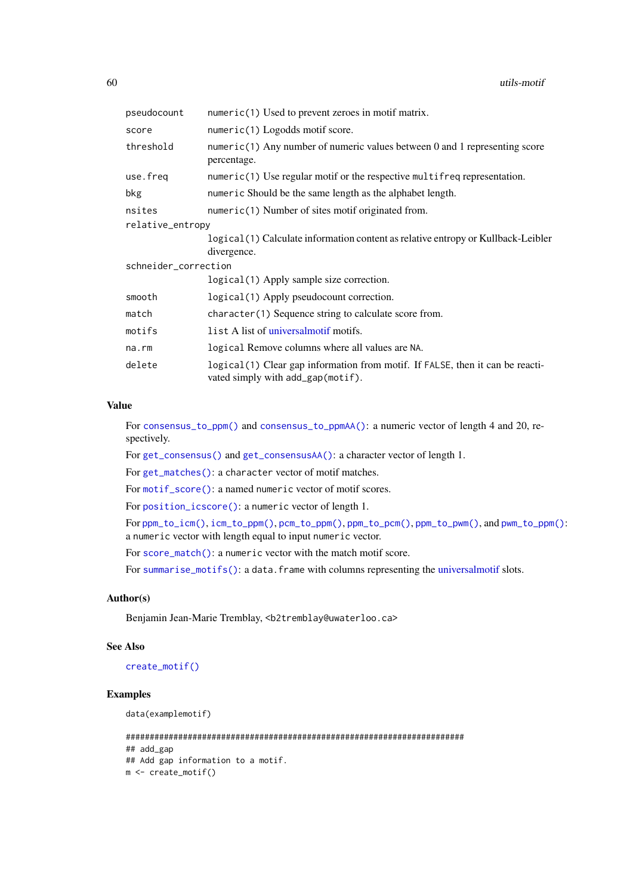| | |
|---|---|
| pseudocount | numeric(1) Used to prevent zeroes in motif matrix. |
| score | numeric(1) Logodds motif score. |
| threshold | numeric(1) Any number of numeric values between 0 and 1 representing score percentage. |
| use.freq | numeric(1) Use regular motif or the respective multifreq representation. |
| bkg | numeric Should be the same length as the alphabet length. |
| nsites | numeric(1) Number of sites motif originated from. |
| relative_entropy | logical(1) Calculate information content as relative entropy or Kullback-Leibler divergence. |
| schneider_correction | logical(1) Apply sample size correction. |
| smooth | logical(1) Apply pseudocount correction. |
| match | character(1) Sequence string to calculate score from. |
| motifs | list A list of universalmotif motifs. |
| na.rm | logical Remove columns where all values are NA. |
| delete | logical(1) Clear gap information from motif. If FALSE, then it can be reactivated simply with add_gap(motif). |

### Value

For consensus_to_ppm() and consensus_to_ppmAA(): a numeric vector of length 4 and 20, respectively.

For get_consensus() and get_consensusAA(): a character vector of length 1.

For get_matches(): a character vector of motif matches.

For motif_score(): a named numeric vector of motif scores.

For position_icscore(): a numeric vector of length 1.

For ppm_to_icm(), icm_to_ppm(), pcm_to_ppm(), ppm_to_pcm(), ppm_to_pwm(), and pwm_to_ppm(): a numeric vector with length equal to input numeric vector.

For score_match(): a numeric vector with the match motif score.

For summarise_motifs(): a data.frame with columns representing the universalmotif slots.

### Author(s)

Benjamin Jean-Marie Tremblay, <b2tremblay@uwaterloo.ca>

### See Also

create_motif()

### Examples

```
data(examplemotif)

#######################################################################
## add_gap
## Add gap information to a motif.
m <- create_motif()
```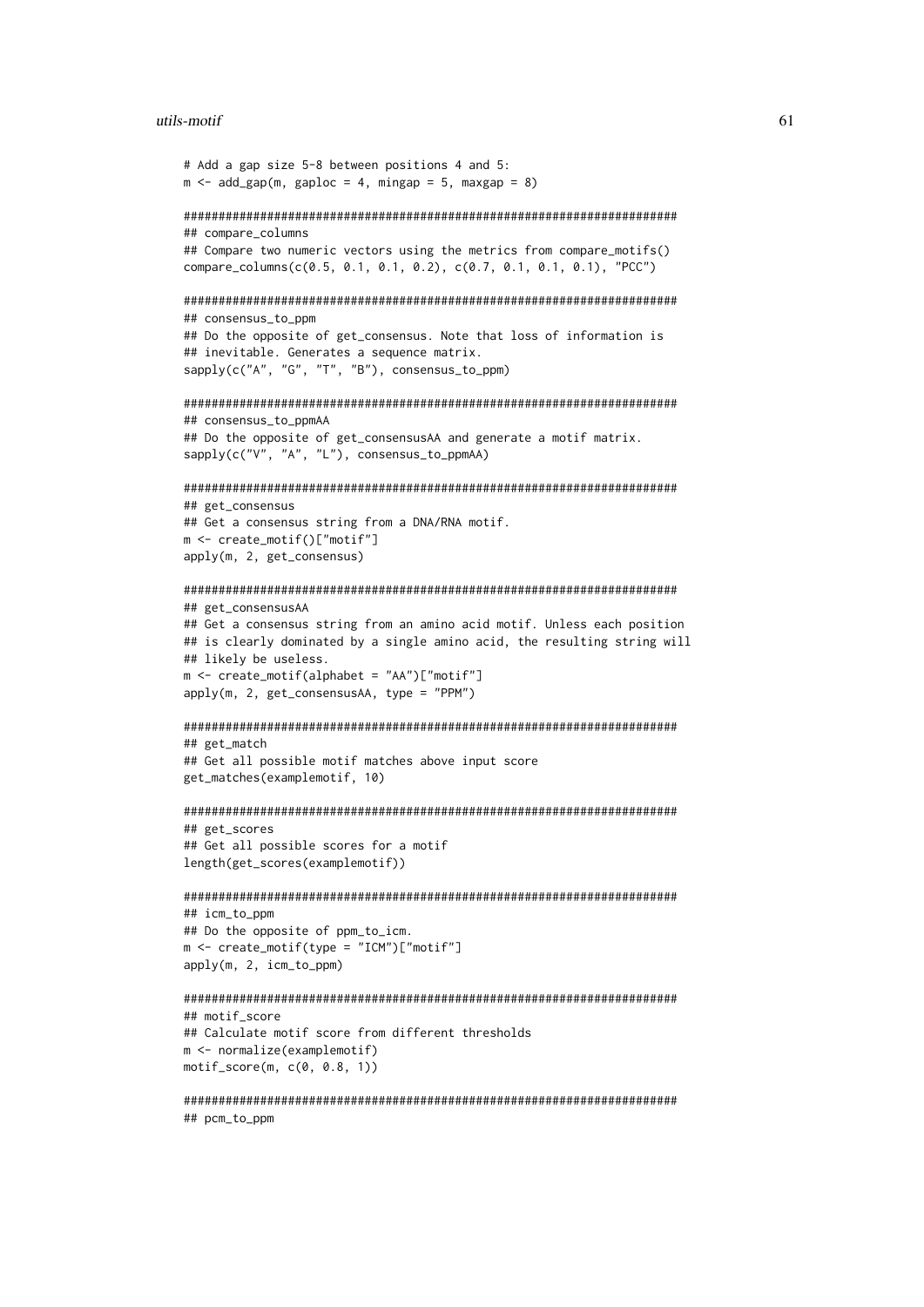```
# Add a gap size 5-8 between positions 4 and 5:
m <- add_gap(m, gaploc = 4, mingap = 5, maxgap = 8)

#######################################################################
## compare_columns
## Compare two numeric vectors using the metrics from compare_motifs()
compare_columns(c(0.5, 0.1, 0.1, 0.2), c(0.7, 0.1, 0.1, 0.1), "PCC")

#######################################################################
## consensus_to_ppm
## Do the opposite of get_consensus. Note that loss of information is
## inevitable. Generates a sequence matrix.
sapply(c("A", "G", "T", "B"), consensus_to_ppm)

#######################################################################
## consensus_to_ppmAA
## Do the opposite of get_consensusAA and generate a motif matrix.
sapply(c("V", "A", "L"), consensus_to_ppmAA)

#######################################################################
## get_consensus
## Get a consensus string from a DNA/RNA motif.
m <- create_motif()["motif"]
apply(m, 2, get_consensus)

#######################################################################
## get_consensusAA
## Get a consensus string from an amino acid motif. Unless each position
## is clearly dominated by a single amino acid, the resulting string will
## likely be useless.
m <- create_motif(alphabet = "AA")["motif"]
apply(m, 2, get_consensusAA, type = "PPM")

#######################################################################
## get_match
## Get all possible motif matches above input score
get_matches(examplemotif, 10)

#######################################################################
## get_scores
## Get all possible scores for a motif
length(get_scores(examplemotif))

#######################################################################
## icm_to_ppm
## Do the opposite of ppm_to_icm.
m <- create_motif(type = "ICM")["motif"]
apply(m, 2, icm_to_ppm)

#######################################################################
## motif_score
## Calculate motif score from different thresholds
m <- normalize(examplemotif)
motif_score(m, c(0, 0.8, 1))

#######################################################################
## pcm_to_ppm
```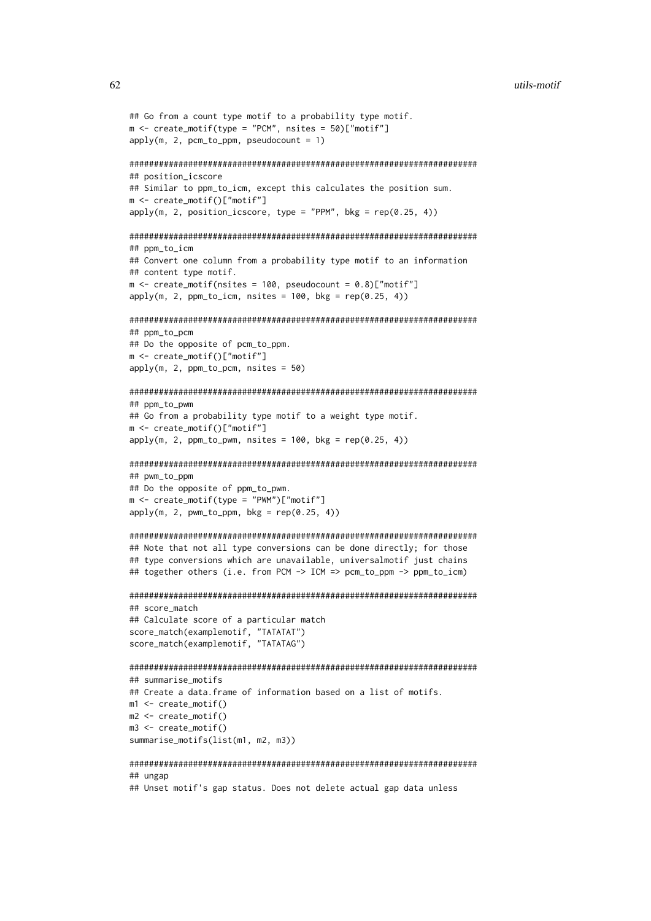```
## Go from a count type motif to a probability type motif.
m <- create_motif(type = "PCM", nsites = 50)["motif"]
apply(m, 2, pcm_to_ppm, pseudocount = 1)

#######################################################################
## position_icscore
## Similar to ppm_to_icm, except this calculates the position sum.
m <- create_motif()["motif"]
apply(m, 2, position_icscore, type = "PPM", bkg = rep(0.25, 4))

#######################################################################
## ppm_to_icm
## Convert one column from a probability type motif to an information
## content type motif.
m <- create_motif(nsites = 100, pseudocount = 0.8)["motif"]
apply(m, 2, ppm_to_icm, nsites = 100, bkg = rep(0.25, 4))

#######################################################################
## ppm_to_pcm
## Do the opposite of pcm_to_ppm.
m <- create_motif()["motif"]
apply(m, 2, ppm_to_pcm, nsites = 50)

#######################################################################
## ppm_to_pwm
## Go from a probability type motif to a weight type motif.
m <- create_motif()["motif"]
apply(m, 2, ppm_to_pwm, nsites = 100, bkg = rep(0.25, 4))

#######################################################################
## pwm_to_ppm
## Do the opposite of ppm_to_pwm.
m <- create_motif(type = "PWM")["motif"]
apply(m, 2, pwm_to_ppm, bkg = rep(0.25, 4))

#######################################################################
## Note that not all type conversions can be done directly; for those
## type conversions which are unavailable, universalmotif just chains
## together others (i.e. from PCM -> ICM => pcm_to_ppm -> ppm_to_icm)

#######################################################################
## score_match
## Calculate score of a particular match
score_match(examplemotif, "TATATAT")
score_match(examplemotif, "TATATAG")

#######################################################################
## summarise_motifs
## Create a data.frame of information based on a list of motifs.
m1 <- create_motif()
m2 <- create_motif()
m3 <- create_motif()
summarise_motifs(list(m1, m2, m3))

#######################################################################
## ungap
## Unset motif's gap status. Does not delete actual gap data unless
```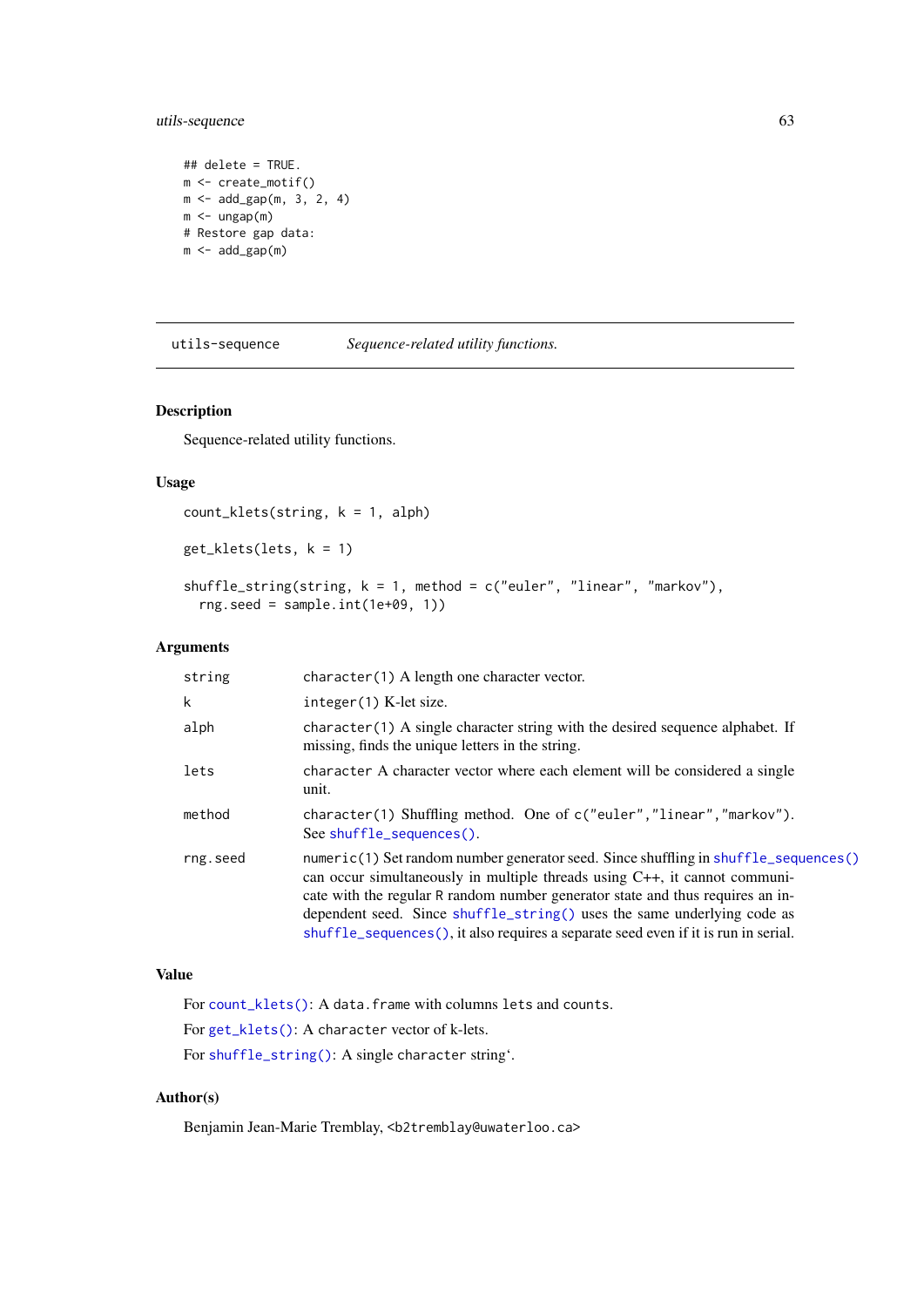```
## delete = TRUE.
m <- create_motif()
m <- add_gap(m, 3, 2, 4)
m <- ungap(m)
# Restore gap data:
m <- add_gap(m)
```

---

`utils-sequence` *Sequence-related utility functions.*

---

### Description

Sequence-related utility functions.

### Usage

```
count_klets(string, k = 1, alph)

get_klets(lets, k = 1)

shuffle_string(string, k = 1, method = c("euler", "linear", "markov"),
  rng.seed = sample.int(1e+09, 1))
```

### Arguments

| | |
|---|---|
| string | `character(1)` A length one character vector. |
| k | `integer(1)` K-let size. |
| alph | `character(1)` A single character string with the desired sequence alphabet. If missing, finds the unique letters in the string. |
| lets | `character` A character vector where each element will be considered a single unit. |
| method | `character(1)` Shuffling method. One of `c("euler","linear","markov")`. See `shuffle_sequences()`. |
| rng.seed | `numeric(1)` Set random number generator seed. Since shuffling in `shuffle_sequences()` can occur simultaneously in multiple threads using C++, it cannot communicate with the regular R random number generator state and thus requires an independent seed. Since `shuffle_string()` uses the same underlying code as `shuffle_sequences()`, it also requires a separate seed even if it is run in serial. |

### Value

For `count_klets()`: A `data.frame` with columns `lets` and `counts`.

For `get_klets()`: A `character` vector of k-lets.

For `shuffle_string()`: A single `character` string'.

### Author(s)

Benjamin Jean-Marie Tremblay, <b2tremblay@uwaterloo.ca>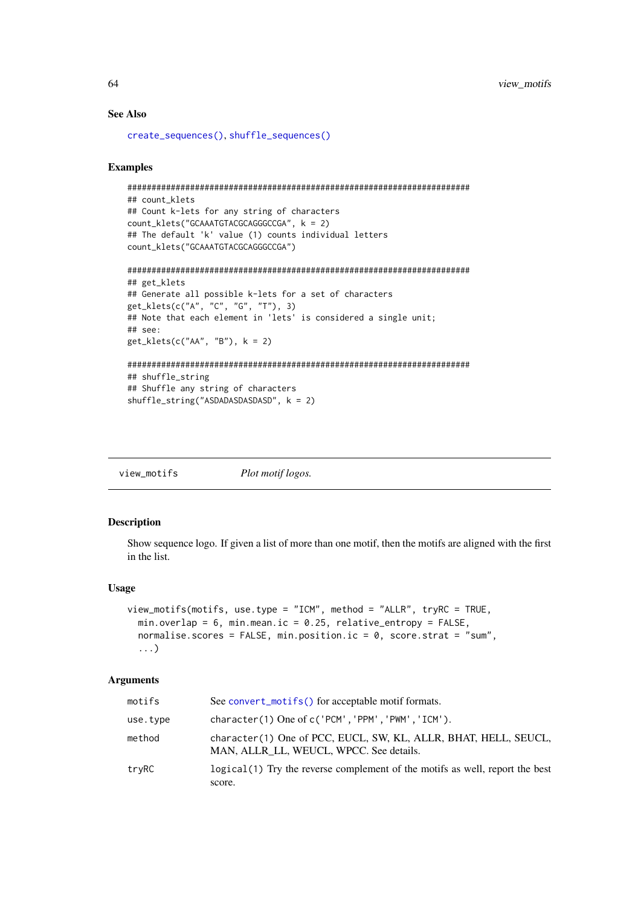### See Also

create_sequences(), shuffle_sequences()

### Examples

```
#######################################################################
## count_klets
## Count k-lets for any string of characters
count_klets("GCAAATGTACGCAGGGCCGA", k = 2)
## The default 'k' value (1) counts individual letters
count_klets("GCAAATGTACGCAGGGCCGA")

#######################################################################
## get_klets
## Generate all possible k-lets for a set of characters
get_klets(c("A", "C", "G", "T"), 3)
## Note that each element in 'lets' is considered a single unit;
## see:
get_klets(c("AA", "B"), k = 2)

#######################################################################
## shuffle_string
## Shuffle any string of characters
shuffle_string("ASDADASDASDASD", k = 2)
```

---

## view_motifs *Plot motif logos.*

---

### Description

Show sequence logo. If given a list of more than one motif, then the motifs are aligned with the first in the list.

### Usage

```
view_motifs(motifs, use.type = "ICM", method = "ALLR", tryRC = TRUE,
  min.overlap = 6, min.mean.ic = 0.25, relative_entropy = FALSE,
  normalise.scores = FALSE, min.position.ic = 0, score.strat = "sum",
  ...)
```

### Arguments

| | |
|---|---|
| motifs | See convert_motifs() for acceptable motif formats. |
| use.type | character(1) One of c('PCM','PPM','PWM','ICM'). |
| method | character(1) One of PCC, EUCL, SW, KL, ALLR, BHAT, HELL, SEUCL, MAN, ALLR_LL, WEUCL, WPCC. See details. |
| tryRC | logical(1) Try the reverse complement of the motifs as well, report the best score. |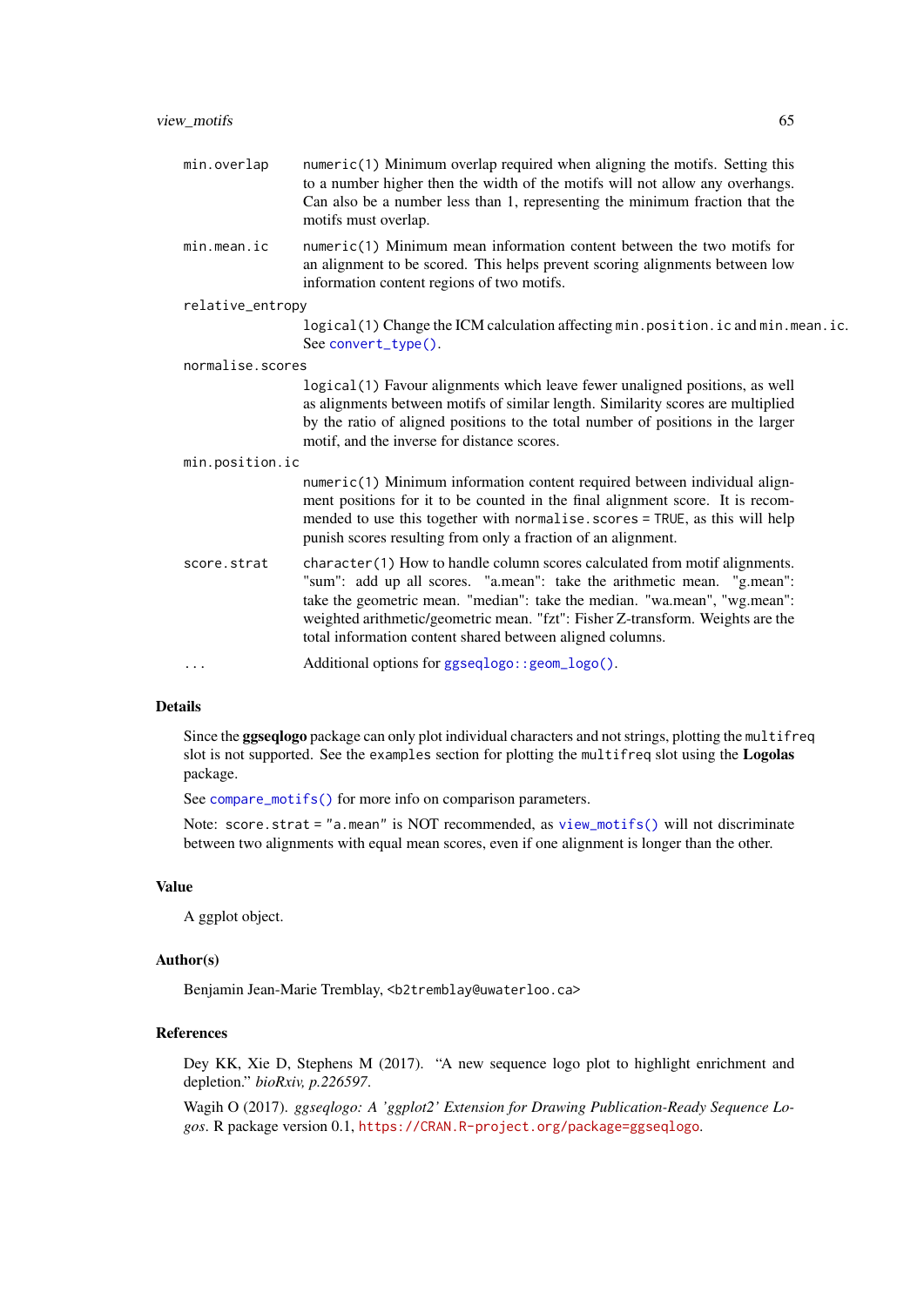`min.overlap` numeric(1) Minimum overlap required when aligning the motifs. Setting this to a number higher then the width of the motifs will not allow any overhangs. Can also be a number less than 1, representing the minimum fraction that the motifs must overlap.

`min.mean.ic` numeric(1) Minimum mean information content between the two motifs for an alignment to be scored. This helps prevent scoring alignments between low information content regions of two motifs.

`relative_entropy` logical(1) Change the ICM calculation affecting `min.position.ic` and `min.mean.ic`. See `convert_type()`.

`normalise.scores` logical(1) Favour alignments which leave fewer unaligned positions, as well as alignments between motifs of similar length. Similarity scores are multiplied by the ratio of aligned positions to the total number of positions in the larger motif, and the inverse for distance scores.

`min.position.ic` numeric(1) Minimum information content required between individual alignment positions for it to be counted in the final alignment score. It is recommended to use this together with `normalise.scores = TRUE`, as this will help punish scores resulting from only a fraction of an alignment.

`score.strat` character(1) How to handle column scores calculated from motif alignments. "sum": add up all scores. "a.mean": take the arithmetic mean. "g.mean": take the geometric mean. "median": take the median. "wa.mean", "wg.mean": weighted arithmetic/geometric mean. "fzt": Fisher Z-transform. Weights are the total information content shared between aligned columns.

`...` Additional options for `ggseqlogo::geom_logo()`.

## Details

Since the **ggseqlogo** package can only plot individual characters and not strings, plotting the `multifreq` slot is not supported. See the `examples` section for plotting the `multifreq` slot using the **Logolas** package.

See `compare_motifs()` for more info on comparison parameters.

Note: `score.strat = "a.mean"` is NOT recommended, as `view_motifs()` will not discriminate between two alignments with equal mean scores, even if one alignment is longer than the other.

## Value

A ggplot object.

## Author(s)

Benjamin Jean-Marie Tremblay, <b2tremblay@uwaterloo.ca>

## References

Dey KK, Xie D, Stephens M (2017). "A new sequence logo plot to highlight enrichment and depletion." *bioRxiv, p.226597*.

Wagih O (2017). *ggseqlogo: A 'ggplot2' Extension for Drawing Publication-Ready Sequence Logos*. R package version 0.1, https://CRAN.R-project.org/package=ggseqlogo.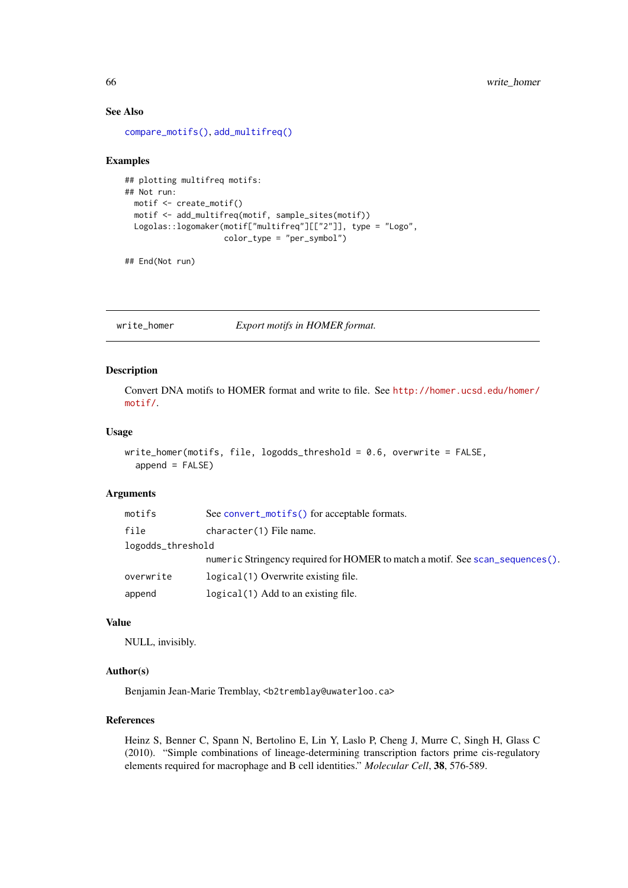### See Also

compare_motifs(), add_multifreq()

### Examples

```
## plotting multifreq motifs:
## Not run:
  motif <- create_motif()
  motif <- add_multifreq(motif, sample_sites(motif))
  Logolas::logomaker(motif["multifreq"][["2"]], type = "Logo",
                     color_type = "per_symbol")

## End(Not run)
```

---

## write_homer — *Export motifs in HOMER format.*

---

### Description

Convert DNA motifs to HOMER format and write to file. See http://homer.ucsd.edu/homer/motif/.

### Usage

```
write_homer(motifs, file, logodds_threshold = 0.6, overwrite = FALSE,
  append = FALSE)
```

### Arguments

| | |
|---|---|
| motifs | See convert_motifs() for acceptable formats. |
| file | character(1) File name. |
| logodds_threshold | numeric Stringency required for HOMER to match a motif. See scan_sequences(). |
| overwrite | logical(1) Overwrite existing file. |
| append | logical(1) Add to an existing file. |

### Value

NULL, invisibly.

### Author(s)

Benjamin Jean-Marie Tremblay, <b2tremblay@uwaterloo.ca>

### References

Heinz S, Benner C, Spann N, Bertolino E, Lin Y, Laslo P, Cheng J, Murre C, Singh H, Glass C (2010). "Simple combinations of lineage-determining transcription factors prime cis-regulatory elements required for macrophage and B cell identities." *Molecular Cell*, **38**, 576-589.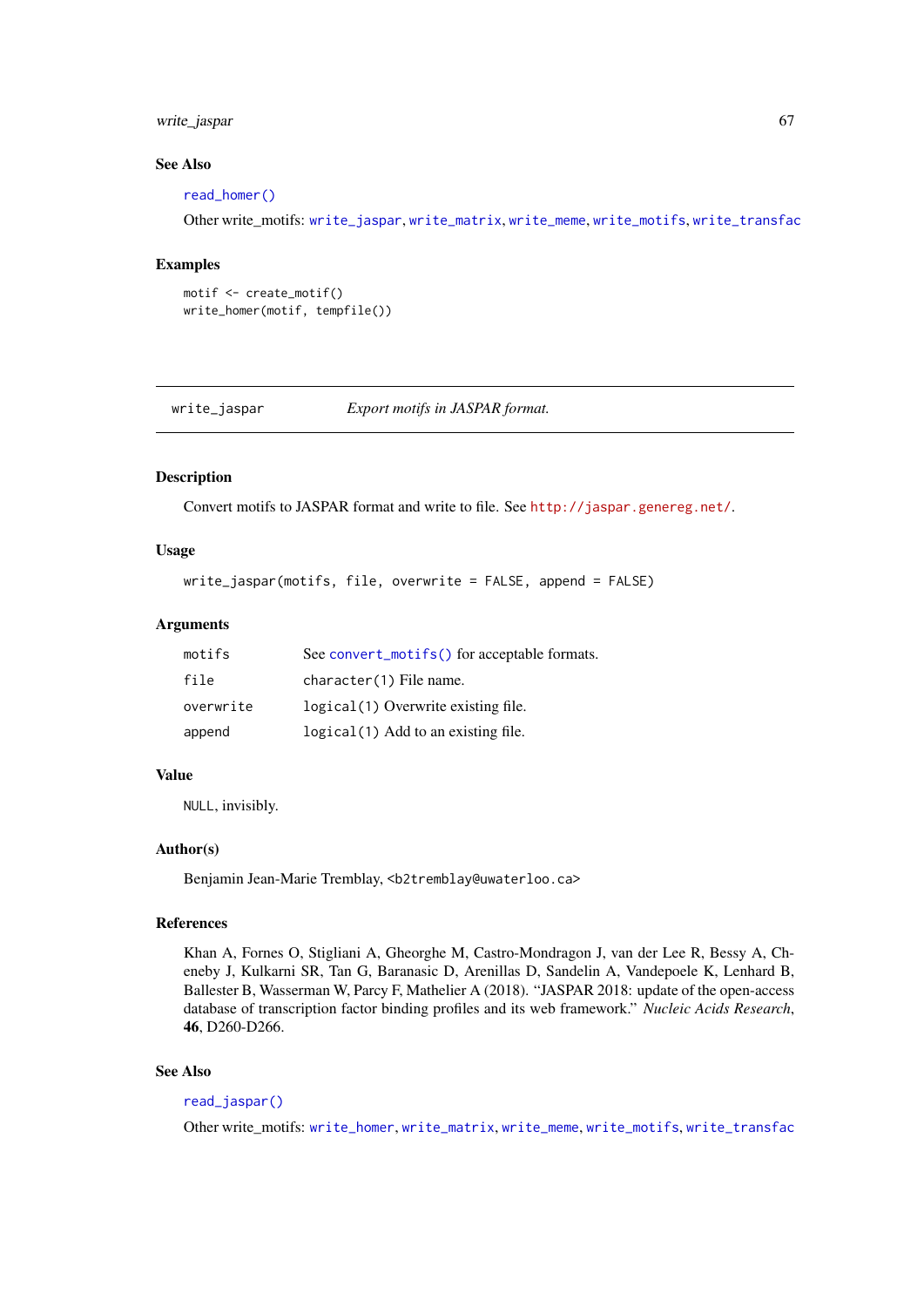### See Also

`read_homer()`

Other write_motifs: `write_jaspar`, `write_matrix`, `write_meme`, `write_motifs`, `write_transfac`

### Examples

```
motif <- create_motif()
write_homer(motif, tempfile())
```

---

## write_jaspar — *Export motifs in JASPAR format.*

---

### Description

Convert motifs to JASPAR format and write to file. See http://jaspar.genereg.net/.

### Usage

```
write_jaspar(motifs, file, overwrite = FALSE, append = FALSE)
```

### Arguments

| | |
|---|---|
| `motifs` | See `convert_motifs()` for acceptable formats. |
| `file` | `character(1)` File name. |
| `overwrite` | `logical(1)` Overwrite existing file. |
| `append` | `logical(1)` Add to an existing file. |

### Value

`NULL`, invisibly.

### Author(s)

Benjamin Jean-Marie Tremblay, <b2tremblay@uwaterloo.ca>

### References

Khan A, Fornes O, Stigliani A, Gheorghe M, Castro-Mondragon J, van der Lee R, Bessy A, Cheneby J, Kulkarni SR, Tan G, Baranasic D, Arenillas D, Sandelin A, Vandepoele K, Lenhard B, Ballester B, Wasserman W, Parcy F, Mathelier A (2018). "JASPAR 2018: update of the open-access database of transcription factor binding profiles and its web framework." *Nucleic Acids Research*, **46**, D260-D266.

### See Also

`read_jaspar()`

Other write_motifs: `write_homer`, `write_matrix`, `write_meme`, `write_motifs`, `write_transfac`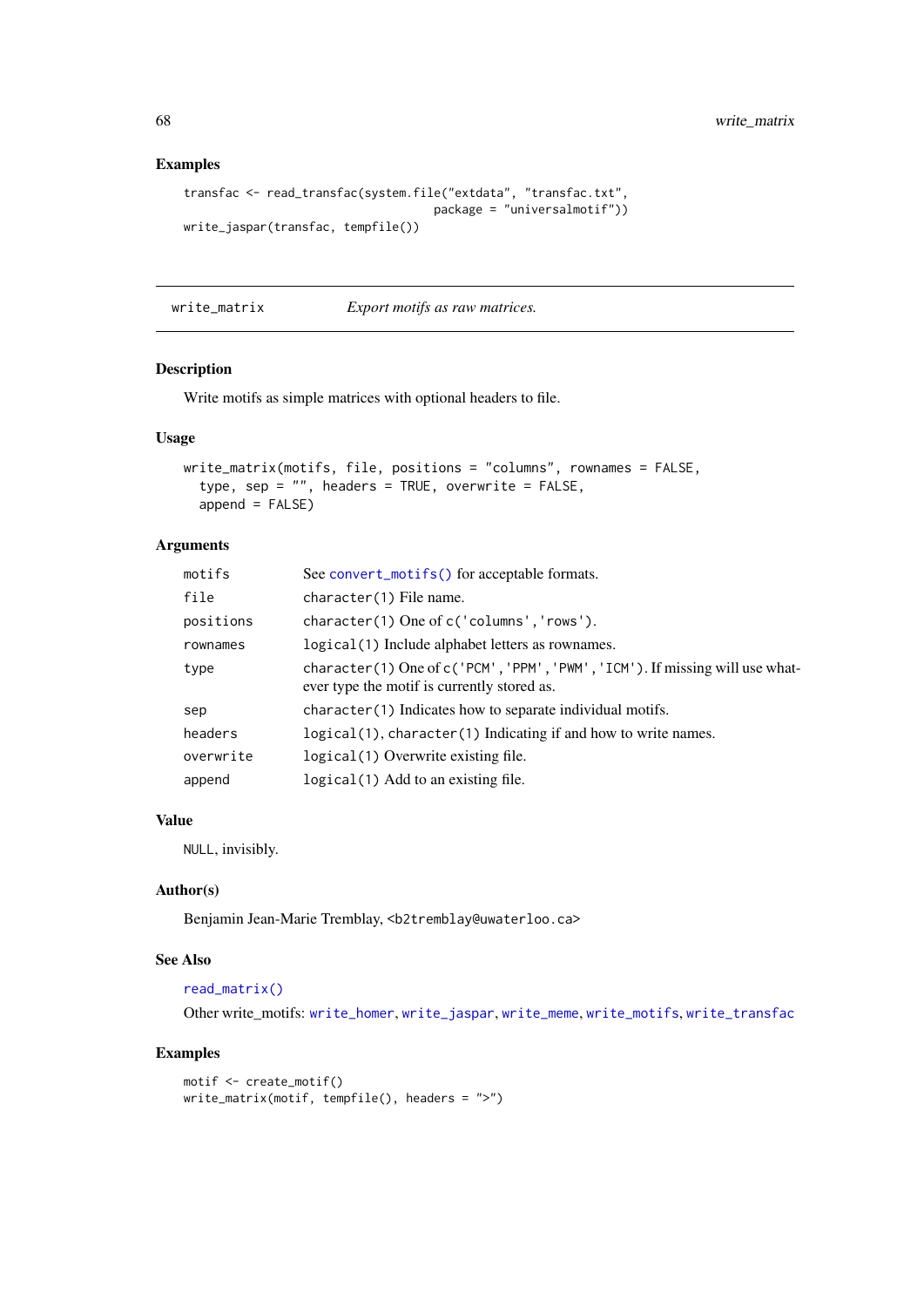### Examples

```
transfac <- read_transfac(system.file("extdata", "transfac.txt",
                                      package = "universalmotif"))
write_jaspar(transfac, tempfile())
```

---

## write_matrix — *Export motifs as raw matrices.*

---

### Description

Write motifs as simple matrices with optional headers to file.

### Usage

```
write_matrix(motifs, file, positions = "columns", rownames = FALSE,
  type, sep = "", headers = TRUE, overwrite = FALSE,
  append = FALSE)
```

### Arguments

| | |
|---|---|
| motifs | See convert_motifs() for acceptable formats. |
| file | character(1) File name. |
| positions | character(1) One of c('columns','rows'). |
| rownames | logical(1) Include alphabet letters as rownames. |
| type | character(1) One of c('PCM','PPM','PWM','ICM'). If missing will use whatever type the motif is currently stored as. |
| sep | character(1) Indicates how to separate individual motifs. |
| headers | logical(1), character(1) Indicating if and how to write names. |
| overwrite | logical(1) Overwrite existing file. |
| append | logical(1) Add to an existing file. |

### Value

NULL, invisibly.

### Author(s)

Benjamin Jean-Marie Tremblay, <b2tremblay@uwaterloo.ca>

### See Also

read_matrix()

Other write_motifs: write_homer, write_jaspar, write_meme, write_motifs, write_transfac

### Examples

```
motif <- create_motif()
write_matrix(motif, tempfile(), headers = ">")
```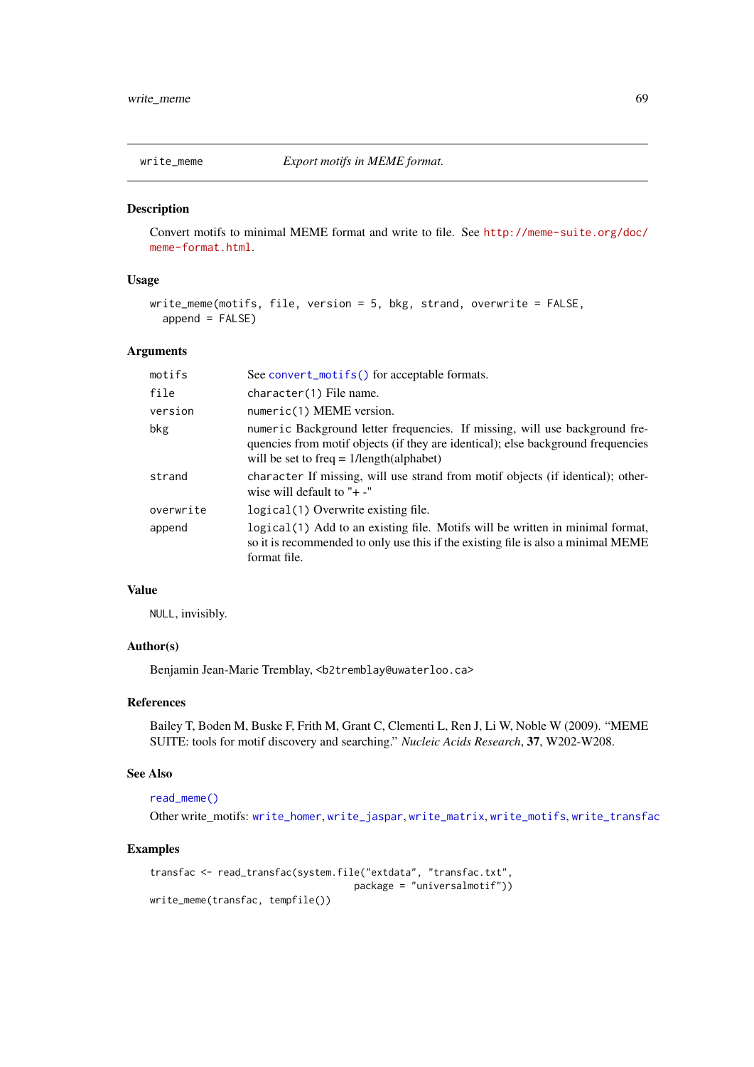# write_meme — *Export motifs in MEME format.*

## Description

Convert motifs to minimal MEME format and write to file. See http://meme-suite.org/doc/meme-format.html.

## Usage

```
write_meme(motifs, file, version = 5, bkg, strand, overwrite = FALSE,
  append = FALSE)
```

## Arguments

| | |
|---|---|
| `motifs` | See `convert_motifs()` for acceptable formats. |
| `file` | `character(1)` File name. |
| `version` | `numeric(1)` MEME version. |
| `bkg` | `numeric` Background letter frequencies. If missing, will use background frequencies from motif objects (if they are identical); else background frequencies will be set to freq = 1/length(alphabet) |
| `strand` | `character` If missing, will use strand from motif objects (if identical); otherwise will default to "+ -" |
| `overwrite` | `logical(1)` Overwrite existing file. |
| `append` | `logical(1)` Add to an existing file. Motifs will be written in minimal format, so it is recommended to only use this if the existing file is also a minimal MEME format file. |

## Value

`NULL`, invisibly.

## Author(s)

Benjamin Jean-Marie Tremblay, <b2tremblay@uwaterloo.ca>

## References

Bailey T, Boden M, Buske F, Frith M, Grant C, Clementi L, Ren J, Li W, Noble W (2009). "MEME SUITE: tools for motif discovery and searching." *Nucleic Acids Research*, **37**, W202-W208.

## See Also

`read_meme()`

Other write_motifs: `write_homer`, `write_jaspar`, `write_matrix`, `write_motifs`, `write_transfac`

## Examples

```
transfac <- read_transfac(system.file("extdata", "transfac.txt",
                                      package = "universalmotif"))
write_meme(transfac, tempfile())
```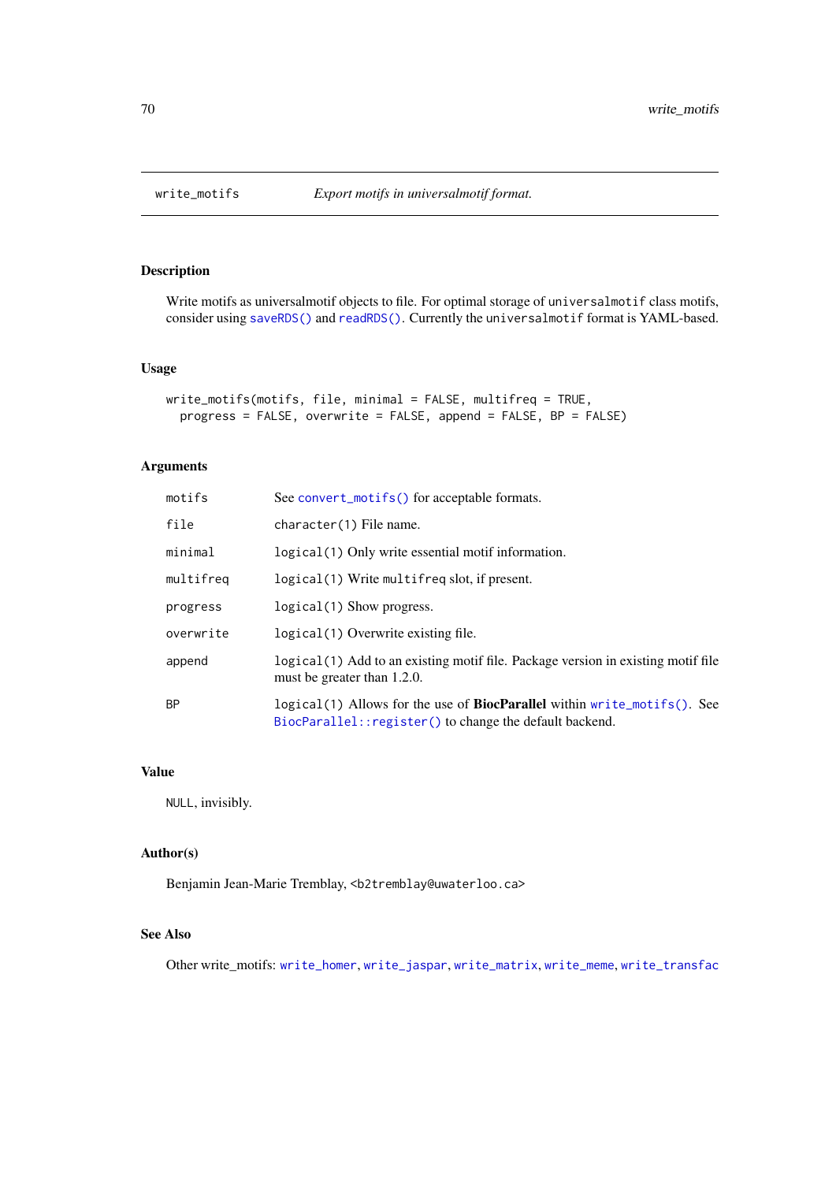## write_motifs — *Export motifs in universalmotif format.*

### Description

Write motifs as universalmotif objects to file. For optimal storage of `universalmotif` class motifs, consider using `saveRDS()` and `readRDS()`. Currently the `universalmotif` format is YAML-based.

### Usage

```
write_motifs(motifs, file, minimal = FALSE, multifreq = TRUE,
  progress = FALSE, overwrite = FALSE, append = FALSE, BP = FALSE)
```

### Arguments

| | |
|---|---|
| `motifs` | See `convert_motifs()` for acceptable formats. |
| `file` | `character(1)` File name. |
| `minimal` | `logical(1)` Only write essential motif information. |
| `multifreq` | `logical(1)` Write `multifreq` slot, if present. |
| `progress` | `logical(1)` Show progress. |
| `overwrite` | `logical(1)` Overwrite existing file. |
| `append` | `logical(1)` Add to an existing motif file. Package version in existing motif file must be greater than 1.2.0. |
| `BP` | `logical(1)` Allows for the use of **BiocParallel** within `write_motifs()`. See `BiocParallel::register()` to change the default backend. |

### Value

`NULL`, invisibly.

### Author(s)

Benjamin Jean-Marie Tremblay, <b2tremblay@uwaterloo.ca>

### See Also

Other write_motifs: `write_homer`, `write_jaspar`, `write_matrix`, `write_meme`, `write_transfac`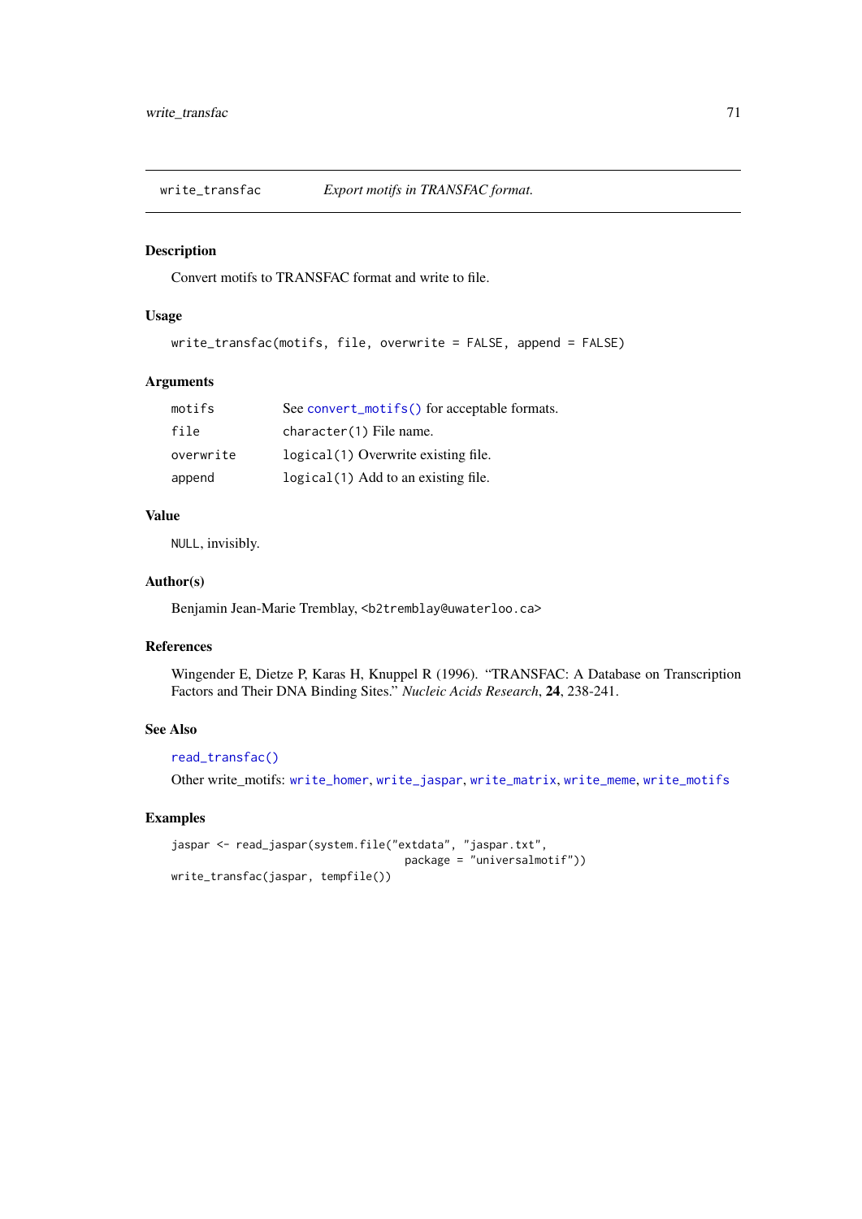## write_transfac    *Export motifs in TRANSFAC format.*

### Description

Convert motifs to TRANSFAC format and write to file.

### Usage

```
write_transfac(motifs, file, overwrite = FALSE, append = FALSE)
```

### Arguments

| | |
|---|---|
| motifs | See convert_motifs() for acceptable formats. |
| file | character(1) File name. |
| overwrite | logical(1) Overwrite existing file. |
| append | logical(1) Add to an existing file. |

### Value

NULL, invisibly.

### Author(s)

Benjamin Jean-Marie Tremblay, <b2tremblay@uwaterloo.ca>

### References

Wingender E, Dietze P, Karas H, Knuppel R (1996). "TRANSFAC: A Database on Transcription Factors and Their DNA Binding Sites." *Nucleic Acids Research*, **24**, 238-241.

### See Also

read_transfac()

Other write_motifs: write_homer, write_jaspar, write_matrix, write_meme, write_motifs

### Examples

```
jaspar <- read_jaspar(system.file("extdata", "jaspar.txt",
                                  package = "universalmotif"))
write_transfac(jaspar, tempfile())
```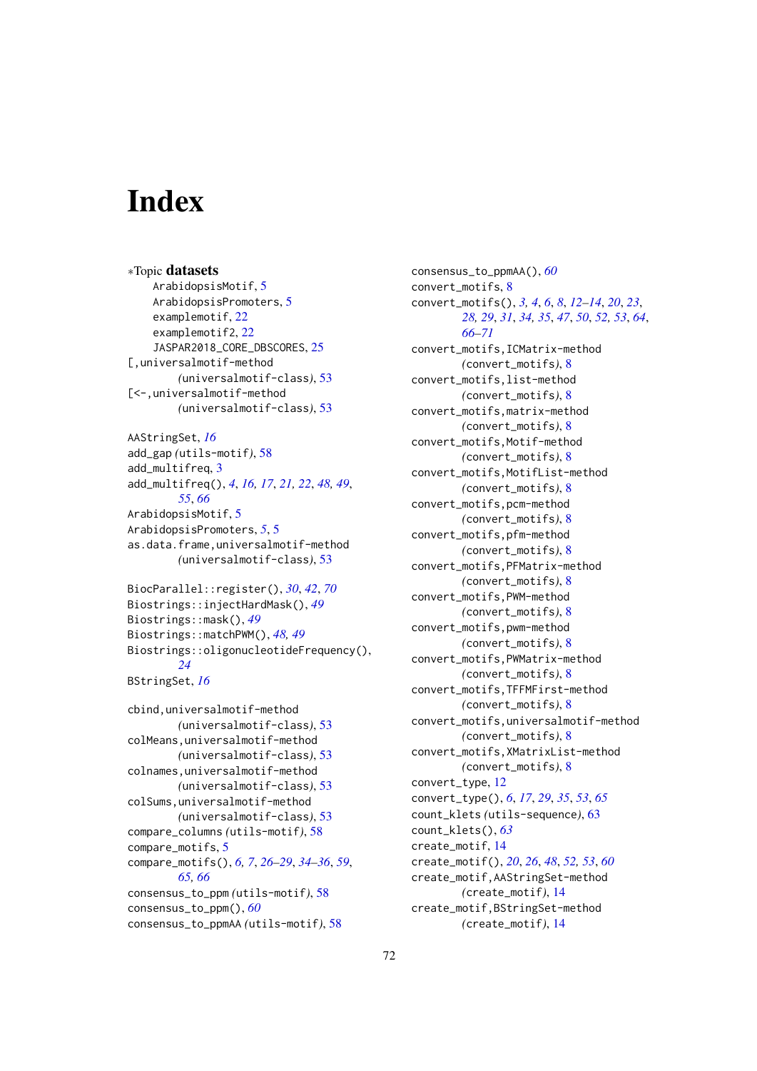# Index

∗Topic **datasets**

ArabidopsisMotif, 5
ArabidopsisPromoters, 5
examplemotif, 22
examplemotif2, 22
JASPAR2018_CORE_DBSCORES, 25

[,universalmotif-method (universalmotif-class), 53
[<-,universalmotif-method (universalmotif-class), 53

AAStringSet, *16*
add_gap (utils-motif), 58
add_multifreq, 3
add_multifreq(), *4*, *16, 17*, *21, 22*, *48, 49*, *55*, *66*
ArabidopsisMotif, 5
ArabidopsisPromoters, *5*, 5
as.data.frame,universalmotif-method (universalmotif-class), 53

BiocParallel::register(), *30*, *42*, *70*
Biostrings::injectHardMask(), *49*
Biostrings::mask(), *49*
Biostrings::matchPWM(), *48, 49*
Biostrings::oligonucleotideFrequency(), *24*
BStringSet, *16*

cbind,universalmotif-method (universalmotif-class), 53
colMeans,universalmotif-method (universalmotif-class), 53
colnames,universalmotif-method (universalmotif-class), 53
colSums,universalmotif-method (universalmotif-class), 53
compare_columns (utils-motif), 58
compare_motifs, 5
compare_motifs(), *6, 7*, *26–29*, *34–36*, *59*, *65, 66*
consensus_to_ppm (utils-motif), 58
consensus_to_ppm(), *60*
consensus_to_ppmAA (utils-motif), 58
consensus_to_ppmAA(), *60*
convert_motifs, 8
convert_motifs(), *3, 4*, *6*, *8*, *12–14*, *20*, *23*, *28, 29*, *31*, *34, 35*, *47*, *50*, *52, 53*, *64*, *66–71*
convert_motifs,ICMatrix-method (convert_motifs), 8
convert_motifs,list-method (convert_motifs), 8
convert_motifs,matrix-method (convert_motifs), 8
convert_motifs,Motif-method (convert_motifs), 8
convert_motifs,MotifList-method (convert_motifs), 8
convert_motifs,pcm-method (convert_motifs), 8
convert_motifs,pfm-method (convert_motifs), 8
convert_motifs,PFMatrix-method (convert_motifs), 8
convert_motifs,PWM-method (convert_motifs), 8
convert_motifs,pwm-method (convert_motifs), 8
convert_motifs,PWMatrix-method (convert_motifs), 8
convert_motifs,TFFMFirst-method (convert_motifs), 8
convert_motifs,universalmotif-method (convert_motifs), 8
convert_motifs,XMatrixList-method (convert_motifs), 8
convert_type, 12
convert_type(), *6*, *17*, *29*, *35*, *53*, *65*
count_klets (utils-sequence), 63
count_klets(), *63*
create_motif, 14
create_motif(), *20*, *26*, *48*, *52, 53*, *60*
create_motif,AAStringSet-method (create_motif), 14
create_motif,BStringSet-method (create_motif), 14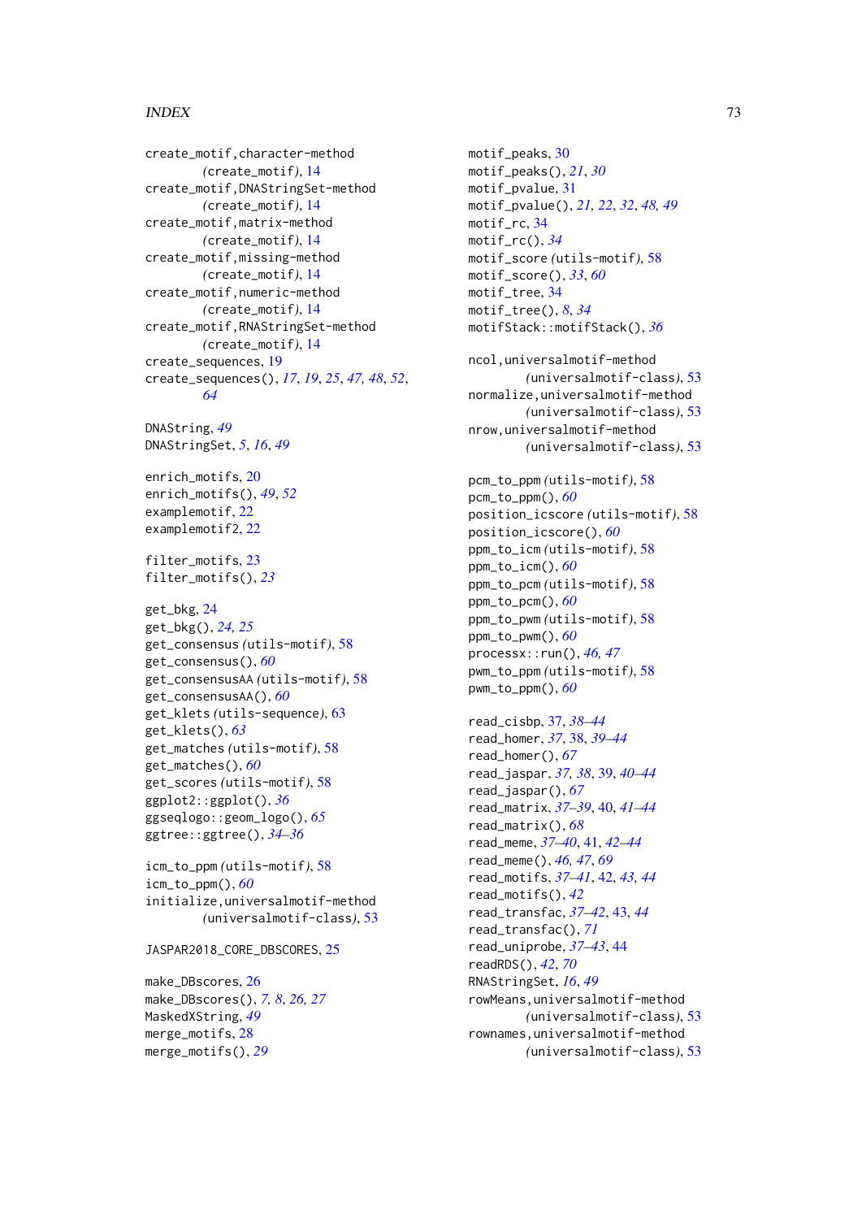create_motif,character-method
(create_motif), 14
create_motif,DNAStringSet-method
(create_motif), 14
create_motif,matrix-method
(create_motif), 14
create_motif,missing-method
(create_motif), 14
create_motif,numeric-method
(create_motif), 14
create_motif,RNAStringSet-method
(create_motif), 14
create_sequences, 19
create_sequences(), *17*, *19*, *25*, *47, 48*, *52*, *64*

DNAString, *49*
DNAStringSet, *5*, *16*, *49*

enrich_motifs, 20
enrich_motifs(), *49*, *52*
examplemotif, 22
examplemotif2, 22

filter_motifs, 23
filter_motifs(), *23*

get_bkg, 24
get_bkg(), *24, 25*
get_consensus (utils-motif), 58
get_consensus(), *60*
get_consensusAA (utils-motif), 58
get_consensusAA(), *60*
get_klets (utils-sequence), 63
get_klets(), *63*
get_matches (utils-motif), 58
get_matches(), *60*
get_scores (utils-motif), 58
ggplot2::ggplot(), *36*
ggseqlogo::geom_logo(), *65*
ggtree::ggtree(), *34–36*

icm_to_ppm (utils-motif), 58
icm_to_ppm(), *60*
initialize,universalmotif-method
(universalmotif-class), 53

JASPAR2018_CORE_DBSCORES, 25

make_DBscores, 26
make_DBscores(), *7, 8*, *26, 27*
MaskedXString, *49*
merge_motifs, 28
merge_motifs(), *29*

motif_peaks, 30
motif_peaks(), *21*, *30*
motif_pvalue, 31
motif_pvalue(), *21, 22*, *32*, *48, 49*
motif_rc, 34
motif_rc(), *34*
motif_score (utils-motif), 58
motif_score(), *33*, *60*
motif_tree, 34
motif_tree(), *8*, *34*
motifStack::motifStack(), *36*

ncol,universalmotif-method
(universalmotif-class), 53
normalize,universalmotif-method
(universalmotif-class), 53
nrow,universalmotif-method
(universalmotif-class), 53

pcm_to_ppm (utils-motif), 58
pcm_to_ppm(), *60*
position_icscore (utils-motif), 58
position_icscore(), *60*
ppm_to_icm (utils-motif), 58
ppm_to_icm(), *60*
ppm_to_pcm (utils-motif), 58
ppm_to_pcm(), *60*
ppm_to_pwm (utils-motif), 58
ppm_to_pwm(), *60*
processx::run(), *46, 47*
pwm_to_ppm (utils-motif), 58
pwm_to_ppm(), *60*

read_cisbp, 37, *38–44*
read_homer, *37*, 38, *39–44*
read_homer(), *67*
read_jaspar, *37, 38*, 39, *40–44*
read_jaspar(), *67*
read_matrix, *37–39*, 40, *41–44*
read_matrix(), *68*
read_meme, *37–40*, 41, *42–44*
read_meme(), *46, 47*, *69*
read_motifs, *37–41*, 42, *43, 44*
read_motifs(), *42*
read_transfac, *37–42*, 43, *44*
read_transfac(), *71*
read_uniprobe, *37–43*, 44
readRDS(), *42*, *70*
RNAStringSet, *16*, *49*
rowMeans,universalmotif-method
(universalmotif-class), 53
rownames,universalmotif-method
(universalmotif-class), 53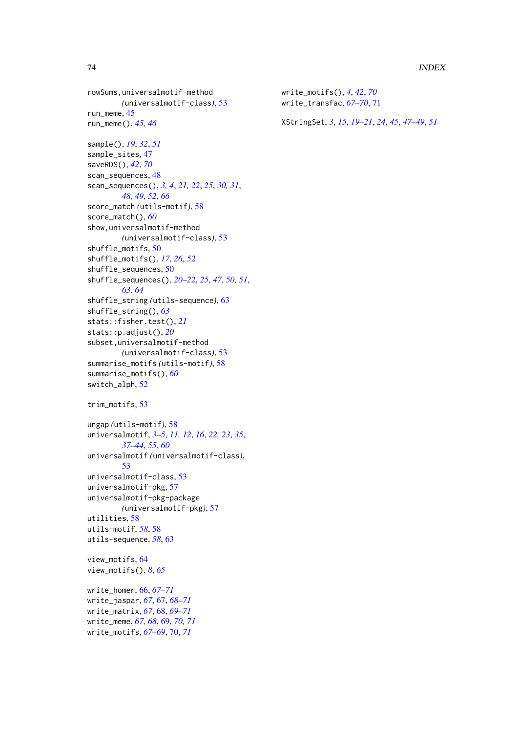rowSums,universalmotif-method
    (universalmotif-class), 53
run_meme, 45
run_meme(), *45, 46*

sample(), *19*, *32*, *51*
sample_sites, 47
saveRDS(), *42*, *70*
scan_sequences, 48
scan_sequences(), *3, 4*, *21, 22*, *25*, *30, 31*,
    *48, 49*, *52*, *66*
score_match (utils-motif), 58
score_match(), *60*
show,universalmotif-method
    (universalmotif-class), 53
shuffle_motifs, 50
shuffle_motifs(), *17*, *26*, *52*
shuffle_sequences, 50
shuffle_sequences(), *20–22*, *25*, *47*, *50, 51*,
    *63, 64*
shuffle_string (utils-sequence), 63
shuffle_string(), *63*
stats::fisher.test(), *21*
stats::p.adjust(), *20*
subset,universalmotif-method
    (universalmotif-class), 53
summarise_motifs (utils-motif), 58
summarise_motifs(), *60*
switch_alph, 52

trim_motifs, 53

ungap (utils-motif), 58
universalmotif, *3–5*, *11, 12*, *16*, *22, 23*, *35*,
    *37–44*, *55*, *60*
universalmotif (universalmotif-class),
    53
universalmotif-class, 53
universalmotif-pkg, 57
universalmotif-pkg-package
    (universalmotif-pkg), 57
utilities, 58
utils-motif, *58*, 58
utils-sequence, *58*, 63

view_motifs, 64
view_motifs(), *8*, *65*

write_homer, 66, *67–71*
write_jaspar, *67*, 67, *68–71*
write_matrix, *67*, 68, *69–71*
write_meme, *67, 68*, 69, *70, 71*
write_motifs, *67–69*, 70, *71*
write_motifs(), *4*, *42*, *70*
write_transfac, *67–70*, 71

XStringSet, *3*, *15*, *19–21*, *24*, *45*, *47–49*, *51*